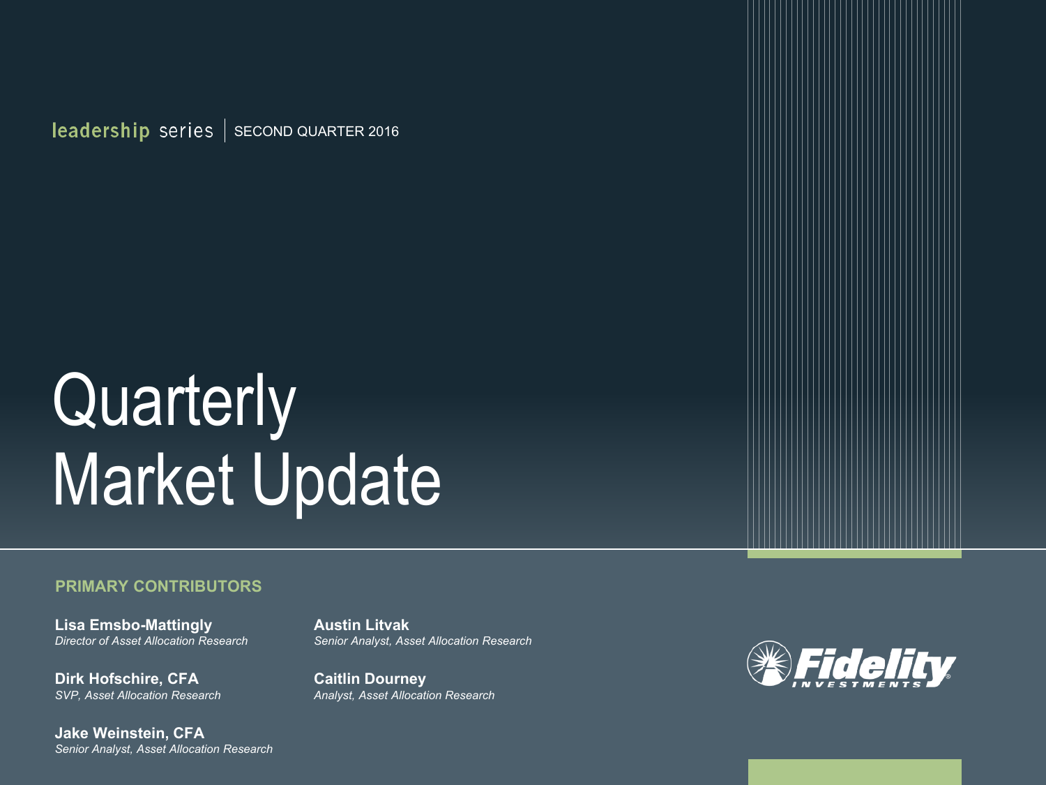leadership series | SECOND QUARTER 2016

# Quarterly Market Update

**PRIMARY CONTRIBUTORS**

**Lisa Emsbo-Mattingly**
*Director of Asset Allocation Research*

**Dirk Hofschire, CFA**
*SVP, Asset Allocation Research*

**Jake Weinstein, CFA**
*Senior Analyst, Asset Allocation Research*

**Austin Litvak**
*Senior Analyst, Asset Allocation Research*

**Caitlin Dourney**
*Analyst, Asset Allocation Research*

Fidelity INVESTMENTS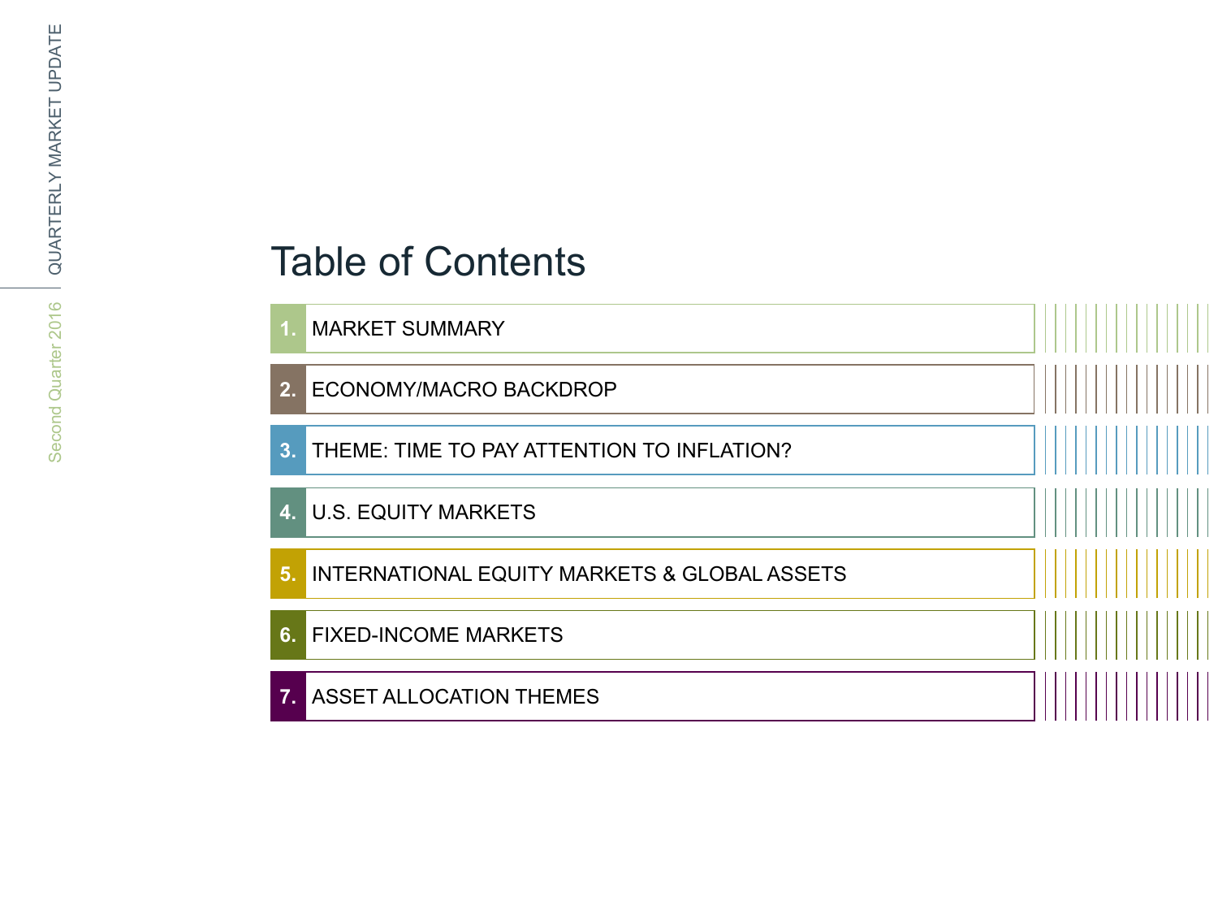# Table of Contents

1. MARKET SUMMARY
2. ECONOMY/MACRO BACKDROP
3. THEME: TIME TO PAY ATTENTION TO INFLATION?
4. U.S. EQUITY MARKETS
5. INTERNATIONAL EQUITY MARKETS & GLOBAL ASSETS
6. FIXED-INCOME MARKETS
7. ASSET ALLOCATION THEMES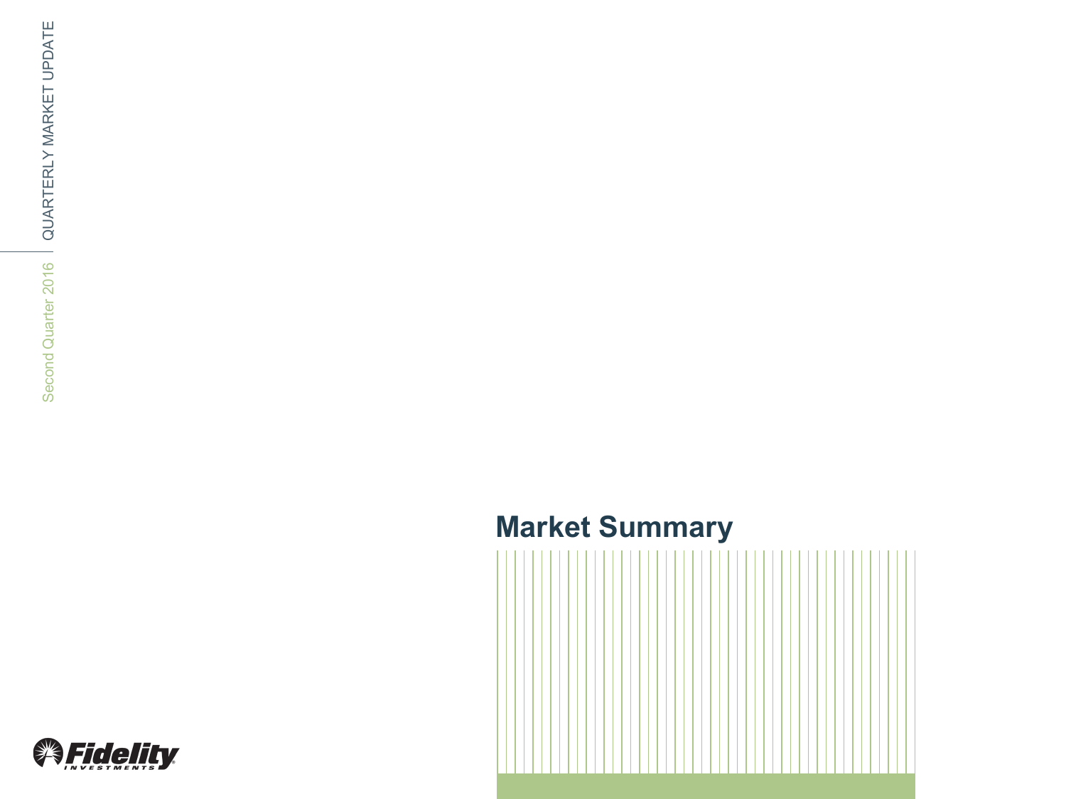# Market Summary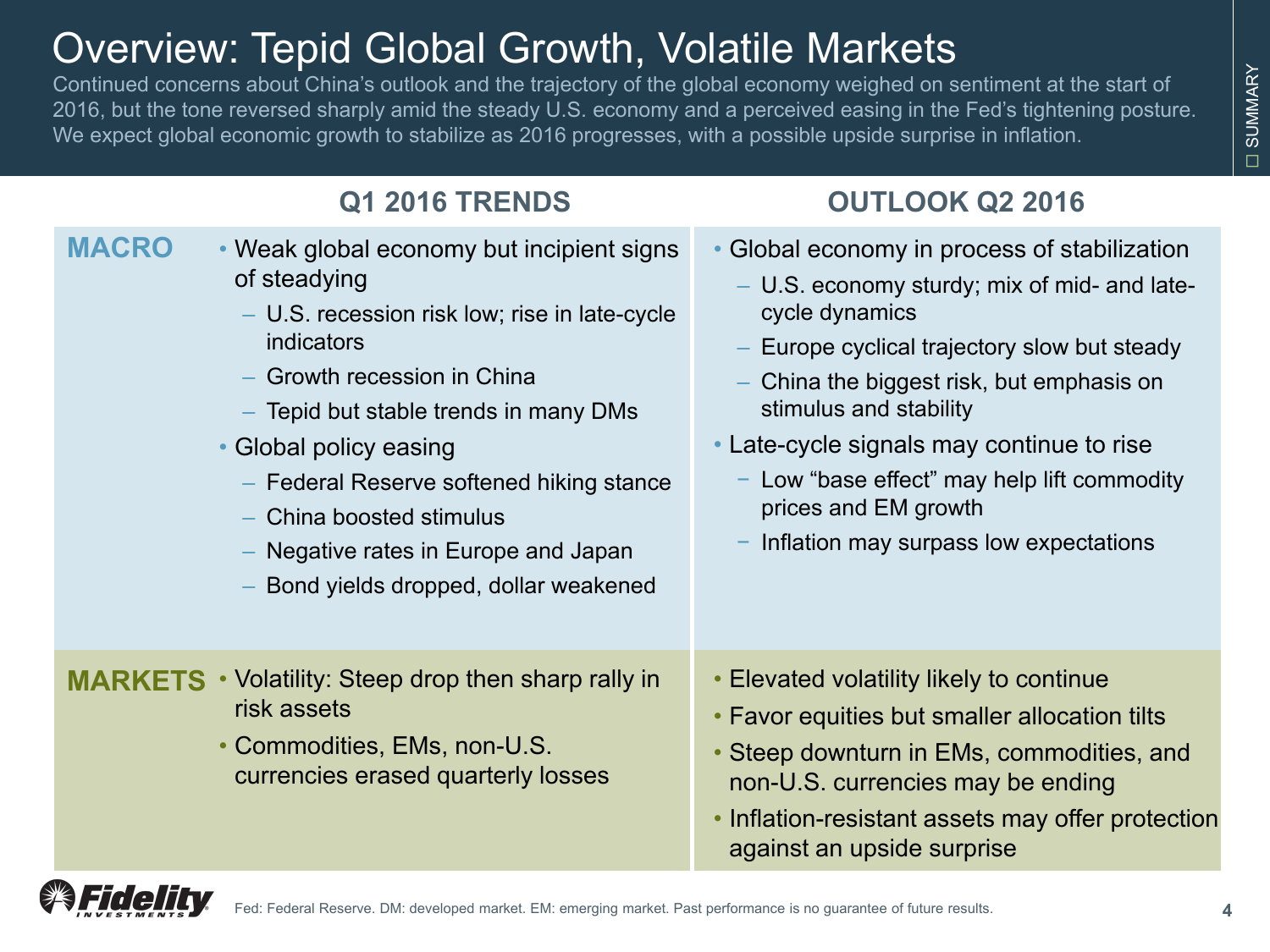# Overview: Tepid Global Growth, Volatile Markets

Continued concerns about China's outlook and the trajectory of the global economy weighed on sentiment at the start of 2016, but the tone reversed sharply amid the steady U.S. economy and a perceived easing in the Fed's tightening posture. We expect global economic growth to stabilize as 2016 progresses, with a possible upside surprise in inflation.

| | Q1 2016 TRENDS | OUTLOOK Q2 2016 |
|---|---|---|
| **MACRO** | • Weak global economy but incipient signs of steadying<br>– U.S. recession risk low; rise in late-cycle indicators<br>– Growth recession in China<br>– Tepid but stable trends in many DMs<br>• Global policy easing<br>– Federal Reserve softened hiking stance<br>– China boosted stimulus<br>– Negative rates in Europe and Japan<br>– Bond yields dropped, dollar weakened | • Global economy in process of stabilization<br>– U.S. economy sturdy; mix of mid- and late-cycle dynamics<br>– Europe cyclical trajectory slow but steady<br>– China the biggest risk, but emphasis on stimulus and stability<br>• Late-cycle signals may continue to rise<br>– Low "base effect" may help lift commodity prices and EM growth<br>– Inflation may surpass low expectations |
| **MARKETS** | • Volatility: Steep drop then sharp rally in risk assets<br>• Commodities, EMs, non-U.S. currencies erased quarterly losses | • Elevated volatility likely to continue<br>• Favor equities but smaller allocation tilts<br>• Steep downturn in EMs, commodities, and non-U.S. currencies may be ending<br>• Inflation-resistant assets may offer protection against an upside surprise |

Fed: Federal Reserve. DM: developed market. EM: emerging market. Past performance is no guarantee of future results.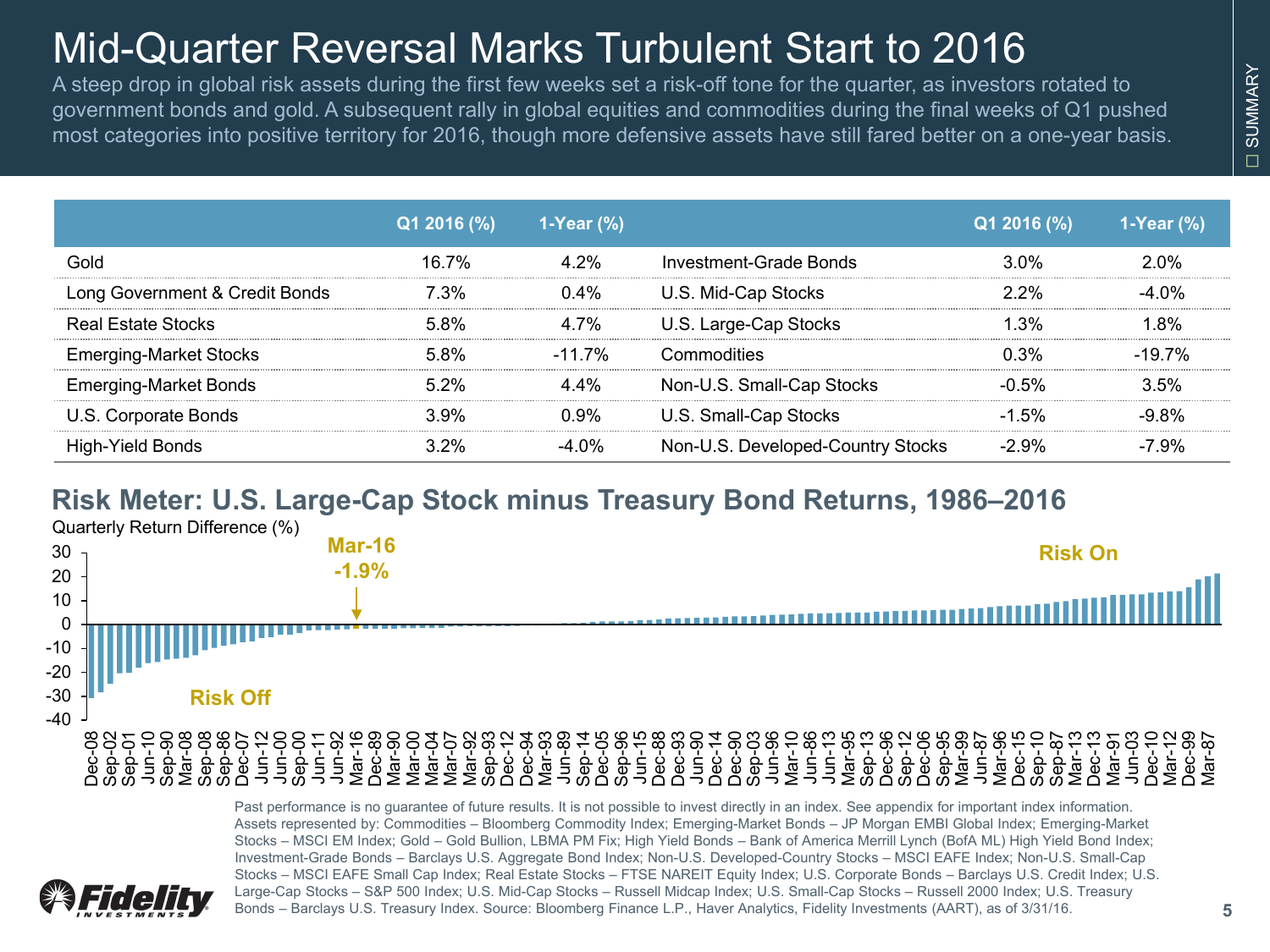# Mid-Quarter Reversal Marks Turbulent Start to 2016

A steep drop in global risk assets during the first few weeks set a risk-off tone for the quarter, as investors rotated to government bonds and gold. A subsequent rally in global equities and commodities during the final weeks of Q1 pushed most categories into positive territory for 2016, though more defensive assets have still fared better on a one-year basis.

| | Q1 2016 (%) | 1-Year (%) | | Q1 2016 (%) | 1-Year (%) |
|---|---|---|---|---|---|
| Gold | 16.7% | 4.2% | Investment-Grade Bonds | 3.0% | 2.0% |
| Long Government & Credit Bonds | 7.3% | 0.4% | U.S. Mid-Cap Stocks | 2.2% | -4.0% |
| Real Estate Stocks | 5.8% | 4.7% | U.S. Large-Cap Stocks | 1.3% | 1.8% |
| Emerging-Market Stocks | 5.8% | -11.7% | Commodities | 0.3% | -19.7% |
| Emerging-Market Bonds | 5.2% | 4.4% | Non-U.S. Small-Cap Stocks | -0.5% | 3.5% |
| U.S. Corporate Bonds | 3.9% | 0.9% | U.S. Small-Cap Stocks | -1.5% | -9.8% |
| High-Yield Bonds | 3.2% | -4.0% | Non-U.S. Developed-Country Stocks | -2.9% | -7.9% |

## Risk Meter: U.S. Large-Cap Stock minus Treasury Bond Returns, 1986–2016

Quarterly Return Difference (%)

Mar-16 -1.9%

Risk Off

Risk On

Dec-08, Sep-02, Sep-01, Jun-10, Sep-90, Mar-08, Sep-08, Sep-86, Dec-07, Jun-12, Jun-00, Sep-00, Jun-11, Jun-92, Mar-16, Dec-89, Mar-90, Mar-00, Mar-04, Mar-07, Mar-92, Sep-93, Dec-12, Dec-94, Mar-93, Jun-89, Sep-14, Dec-05, Sep-96, Jun-15, Dec-88, Dec-93, Jun-90, Dec-14, Dec-90, Sep-03, Jun-96, Mar-10, Jun-86, Jun-13, Mar-95, Sep-13, Dec-96, Sep-12, Dec-06, Sep-95, Mar-99, Jun-87, Mar-96, Dec-15, Sep-10, Sep-87, Mar-13, Dec-13, Mar-91, Jun-03, Dec-10, Mar-12, Dec-99, Mar-87

Past performance is no guarantee of future results. It is not possible to invest directly in an index. See appendix for important index information. Assets represented by: Commodities – Bloomberg Commodity Index; Emerging-Market Bonds – JP Morgan EMBI Global Index; Emerging-Market Stocks – MSCI EM Index; Gold – Gold Bullion, LBMA PM Fix; High Yield Bonds – Bank of America Merrill Lynch (BofA ML) High Yield Bond Index; Investment-Grade Bonds – Barclays U.S. Aggregate Bond Index; Non-U.S. Developed-Country Stocks – MSCI EAFE Index; Non-U.S. Small-Cap Stocks – MSCI EAFE Small Cap Index; Real Estate Stocks – FTSE NAREIT Equity Index; U.S. Corporate Bonds – Barclays U.S. Credit Index; U.S. Large-Cap Stocks – S&P 500 Index; U.S. Mid-Cap Stocks – Russell Midcap Index; U.S. Small-Cap Stocks – Russell 2000 Index; U.S. Treasury Bonds – Barclays U.S. Treasury Index. Source: Bloomberg Finance L.P., Haver Analytics, Fidelity Investments (AART), as of 3/31/16.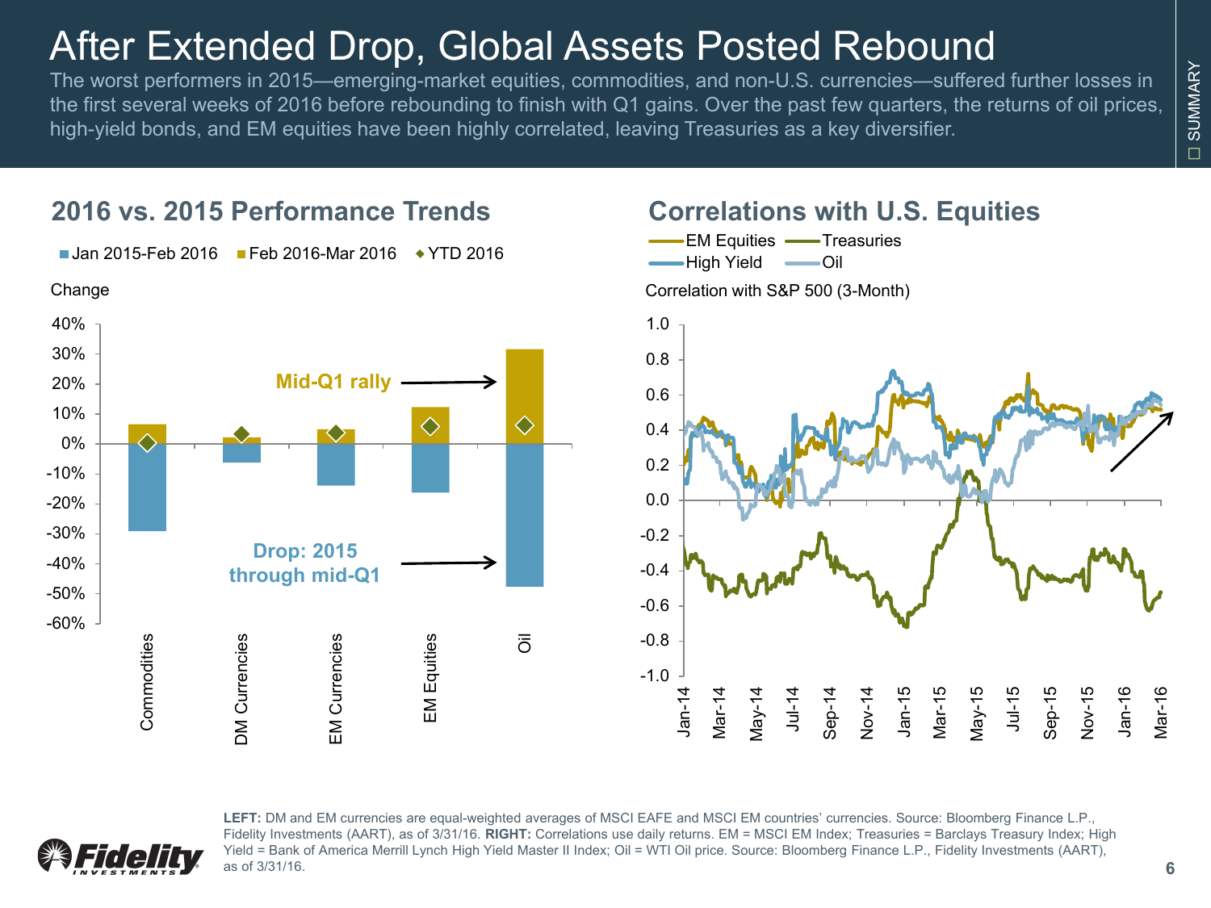# After Extended Drop, Global Assets Posted Rebound

The worst performers in 2015—emerging-market equities, commodities, and non-U.S. currencies—suffered further losses in the first several weeks of 2016 before rebounding to finish with Q1 gains. Over the past few quarters, the returns of oil prices, high-yield bonds, and EM equities have been highly correlated, leaving Treasuries as a key diversifier.

## 2016 vs. 2015 Performance Trends

Jan 2015-Feb 2016 | Feb 2016-Mar 2016 | YTD 2016

Change

Mid-Q1 rally

Drop: 2015 through mid-Q1

Commodities, DM Currencies, EM Currencies, EM Equities, Oil

## Correlations with U.S. Equities

EM Equities | Treasuries | High Yield | Oil

Correlation with S&P 500 (3-Month)

**LEFT:** DM and EM currencies are equal-weighted averages of MSCI EAFE and MSCI EM countries' currencies. Source: Bloomberg Finance L.P., Fidelity Investments (AART), as of 3/31/16. **RIGHT:** Correlations use daily returns. EM = MSCI EM Index; Treasuries = Barclays Treasury Index; High Yield = Bank of America Merrill Lynch High Yield Master II Index; Oil = WTI Oil price. Source: Bloomberg Finance L.P., Fidelity Investments (AART), as of 3/31/16.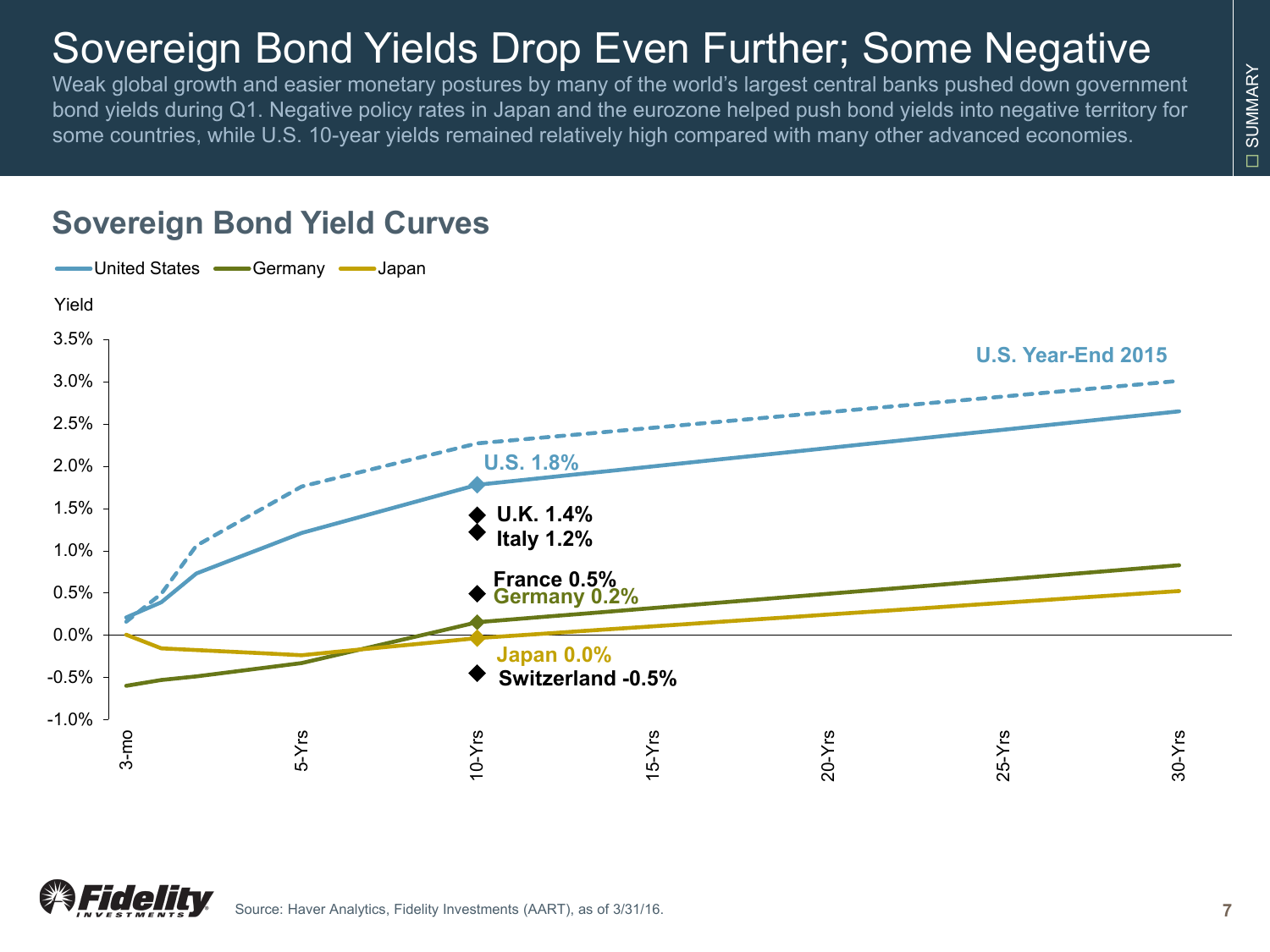# Sovereign Bond Yields Drop Even Further; Some Negative

Weak global growth and easier monetary postures by many of the world's largest central banks pushed down government bond yields during Q1. Negative policy rates in Japan and the eurozone helped push bond yields into negative territory for some countries, while U.S. 10-year yields remained relatively high compared with many other advanced economies.

## Sovereign Bond Yield Curves

United States — Germany — Japan

Yield

3.5%
3.0%
2.5%
2.0%
1.5%
1.0%
0.5%
0.0%
-0.5%
-1.0%

U.S. Year-End 2015

U.S. 1.8%

U.K. 1.4%

Italy 1.2%

France 0.5%

Germany 0.2%

Japan 0.0%

Switzerland -0.5%

3-mo | 5-Yrs | 10-Yrs | 15-Yrs | 20-Yrs | 25-Yrs | 30-Yrs

Source: Haver Analytics, Fidelity Investments (AART), as of 3/31/16.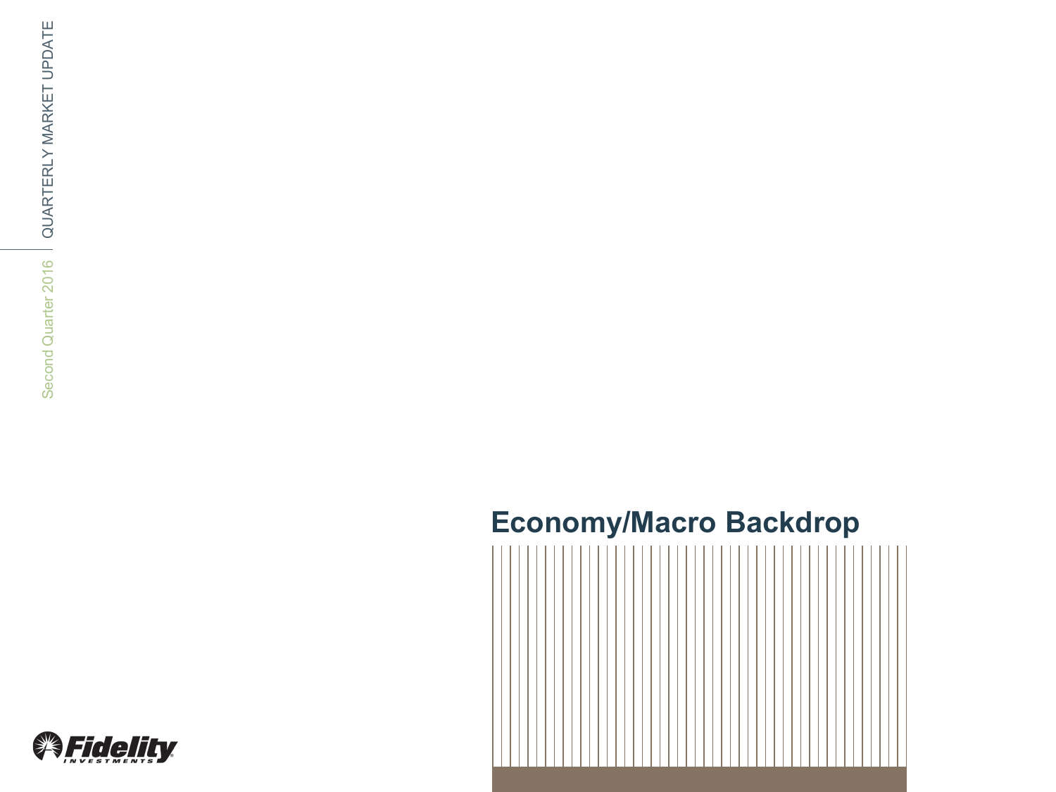# Economy/Macro Backdrop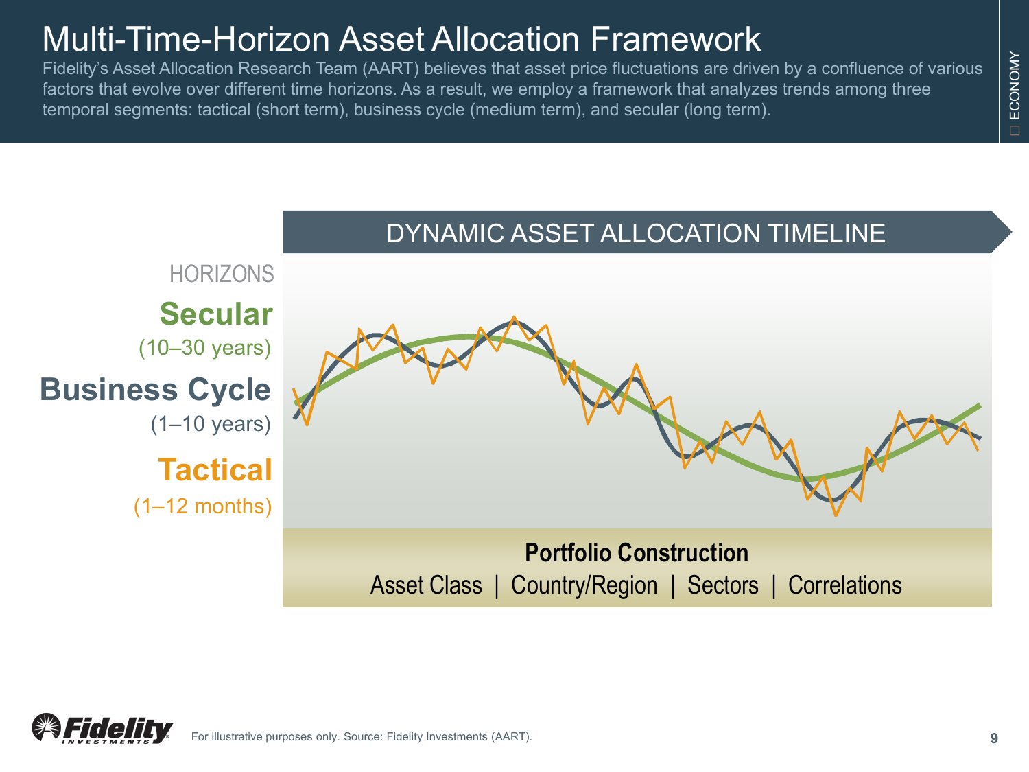# Multi-Time-Horizon Asset Allocation Framework

Fidelity's Asset Allocation Research Team (AART) believes that asset price fluctuations are driven by a confluence of various factors that evolve over different time horizons. As a result, we employ a framework that analyzes trends among three temporal segments: tactical (short term), business cycle (medium term), and secular (long term).

DYNAMIC ASSET ALLOCATION TIMELINE

HORIZONS

**Secular**
(10–30 years)

**Business Cycle**
(1–10 years)

**Tactical**
(1–12 months)

**Portfolio Construction**

Asset Class | Country/Region | Sectors | Correlations

For illustrative purposes only. Source: Fidelity Investments (AART).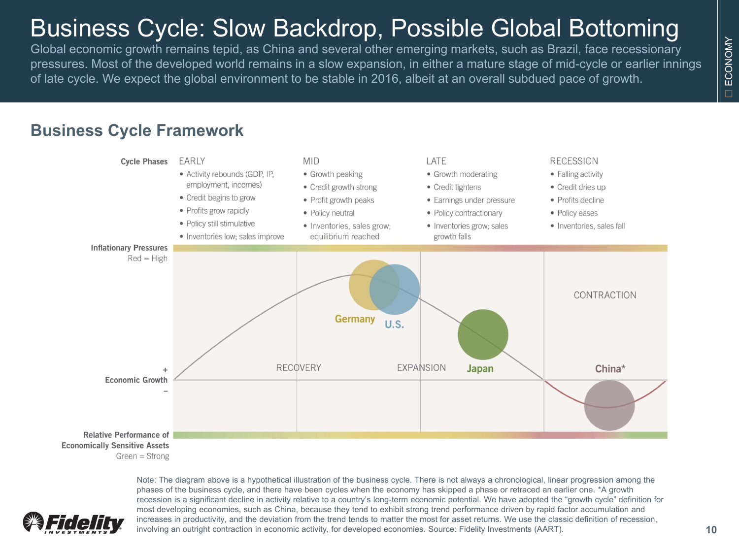# Business Cycle: Slow Backdrop, Possible Global Bottoming

Global economic growth remains tepid, as China and several other emerging markets, such as Brazil, face recessionary pressures. Most of the developed world remains in a slow expansion, in either a mature stage of mid-cycle or earlier innings of late cycle. We expect the global environment to be stable in 2016, albeit at an overall subdued pace of growth.

## Business Cycle Framework

| Cycle Phases | EARLY | MID | LATE | RECESSION |
|---|---|---|---|---|
| | • Activity rebounds (GDP, IP, employment, incomes)<br>• Credit begins to grow<br>• Profits grow rapidly<br>• Policy still stimulative<br>• Inventories low; sales improve | • Growth peaking<br>• Credit growth strong<br>• Profit growth peaks<br>• Policy neutral<br>• Inventories, sales grow; equilibrium reached | • Growth moderating<br>• Credit tightens<br>• Earnings under pressure<br>• Policy contractionary<br>• Inventories grow; sales growth falls | • Falling activity<br>• Credit dries up<br>• Profits decline<br>• Policy eases<br>• Inventories, sales fall |

Inflationary Pressures
Red = High

Germany U.S. Japan China*

RECOVERY EXPANSION CONTRACTION

\+
Economic Growth
–

Relative Performance of Economically Sensitive Assets
Green = Strong

Note: The diagram above is a hypothetical illustration of the business cycle. There is not always a chronological, linear progression among the phases of the business cycle, and there have been cycles when the economy has skipped a phase or retraced an earlier one. *A growth recession is a significant decline in activity relative to a country's long-term economic potential. We have adopted the "growth cycle" definition for most developing economies, such as China, because they tend to exhibit strong trend performance driven by rapid factor accumulation and increases in productivity, and the deviation from the trend tends to matter the most for asset returns. We use the classic definition of recession, involving an outright contraction in economic activity, for developed economies. Source: Fidelity Investments (AART).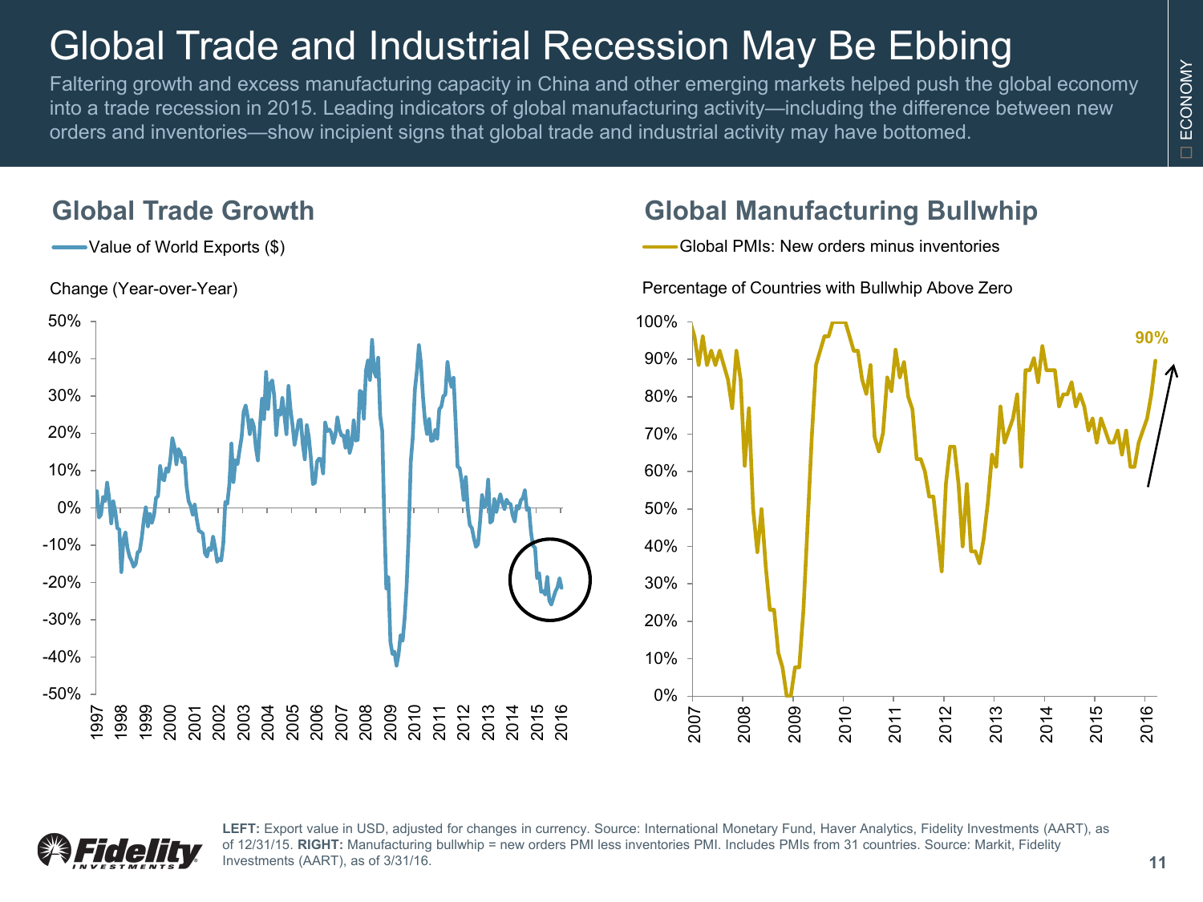# Global Trade and Industrial Recession May Be Ebbing

Faltering growth and excess manufacturing capacity in China and other emerging markets helped push the global economy into a trade recession in 2015. Leading indicators of global manufacturing activity—including the difference between new orders and inventories—show incipient signs that global trade and industrial activity may have bottomed.

## Global Trade Growth

Value of World Exports ($)

Change (Year-over-Year)

## Global Manufacturing Bullwhip

Global PMIs: New orders minus inventories

Percentage of Countries with Bullwhip Above Zero

90%

**LEFT:** Export value in USD, adjusted for changes in currency. Source: International Monetary Fund, Haver Analytics, Fidelity Investments (AART), as of 12/31/15. **RIGHT:** Manufacturing bullwhip = new orders PMI less inventories PMI. Includes PMIs from 31 countries. Source: Markit, Fidelity Investments (AART), as of 3/31/16.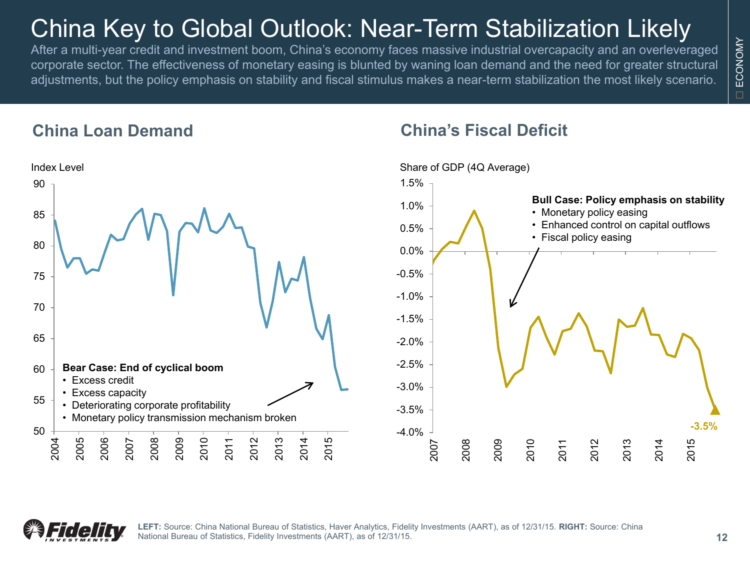# China Key to Global Outlook: Near-Term Stabilization Likely

After a multi-year credit and investment boom, China's economy faces massive industrial overcapacity and an overleveraged corporate sector. The effectiveness of monetary easing is blunted by waning loan demand and the need for greater structural adjustments, but the policy emphasis on stability and fiscal stimulus makes a near-term stabilization the most likely scenario.

## China Loan Demand

Index Level

**Bear Case: End of cyclical boom**

- Excess credit
- Excess capacity
- Deteriorating corporate profitability
- Monetary policy transmission mechanism broken

## China's Fiscal Deficit

Share of GDP (4Q Average)

**Bull Case: Policy emphasis on stability**

- Monetary policy easing
- Enhanced control on capital outflows
- Fiscal policy easing

-3.5%

**LEFT:** Source: China National Bureau of Statistics, Haver Analytics, Fidelity Investments (AART), as of 12/31/15. **RIGHT:** Source: China National Bureau of Statistics, Fidelity Investments (AART), as of 12/31/15.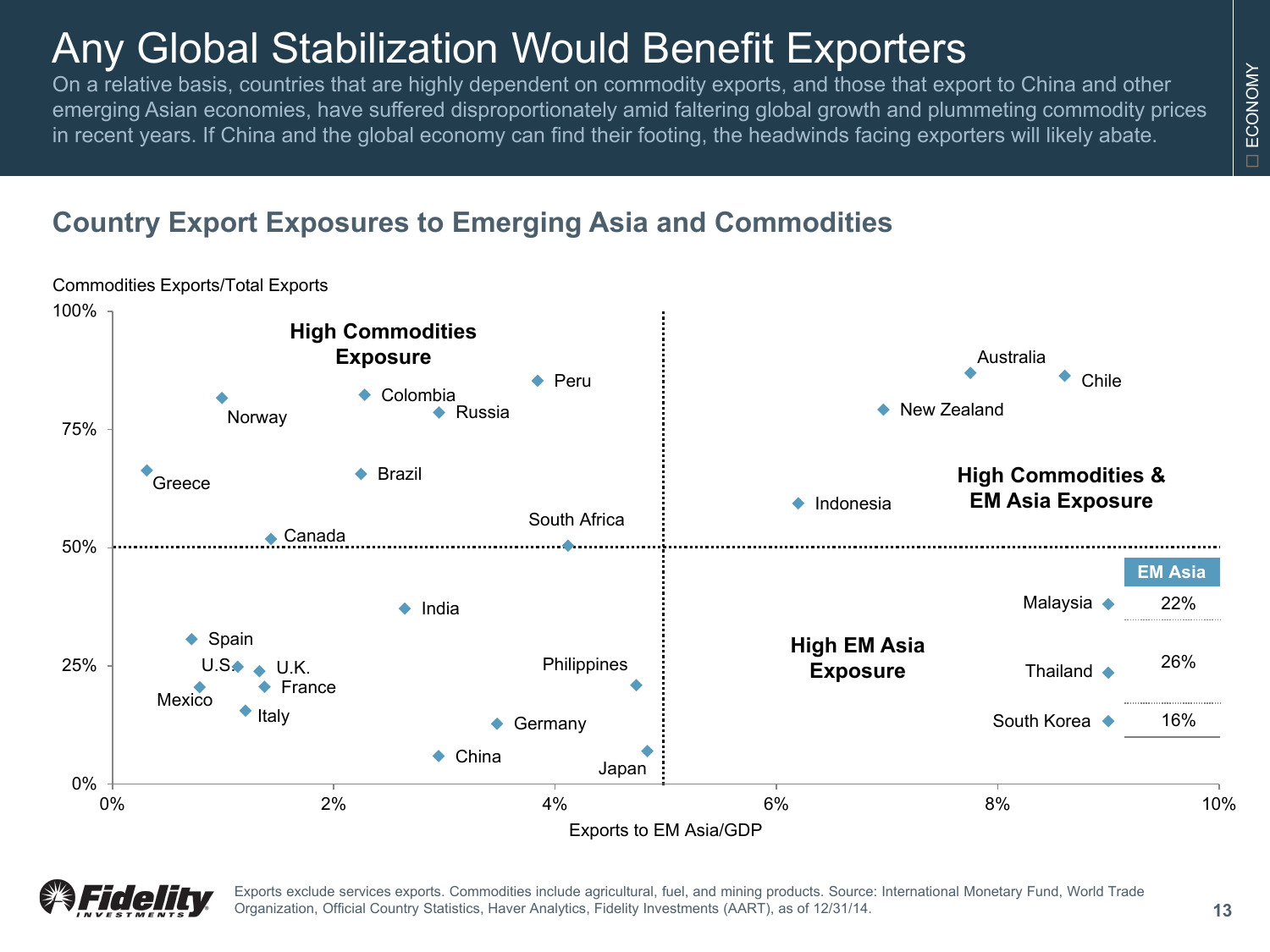# Any Global Stabilization Would Benefit Exporters

On a relative basis, countries that are highly dependent on commodity exports, and those that export to China and other emerging Asian economies, have suffered disproportionately amid faltering global growth and plummeting commodity prices in recent years. If China and the global economy can find their footing, the headwinds facing exporters will likely abate.

## Country Export Exposures to Emerging Asia and Commodities

Commodities Exports/Total Exports

**High Commodities Exposure**

**High Commodities & EM Asia Exposure**

**High EM Asia Exposure**

Exports to EM Asia/GDP

| Country | EM Asia |
|---|---|
| Malaysia | 22% |
| Thailand | 26% |
| South Korea | 16% |

Exports exclude services exports. Commodities include agricultural, fuel, and mining products. Source: International Monetary Fund, World Trade Organization, Official Country Statistics, Haver Analytics, Fidelity Investments (AART), as of 12/31/14.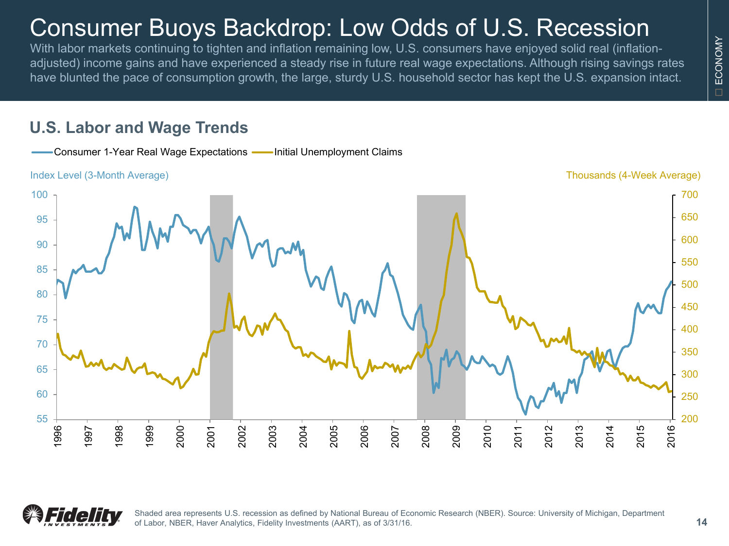# Consumer Buoys Backdrop: Low Odds of U.S. Recession

With labor markets continuing to tighten and inflation remaining low, U.S. consumers have enjoyed solid real (inflation-adjusted) income gains and have experienced a steady rise in future real wage expectations. Although rising savings rates have blunted the pace of consumption growth, the large, sturdy U.S. household sector has kept the U.S. expansion intact.

## U.S. Labor and Wage Trends

Consumer 1-Year Real Wage Expectations — Initial Unemployment Claims

Index Level (3-Month Average) | Thousands (4-Week Average)

Shaded area represents U.S. recession as defined by National Bureau of Economic Research (NBER). Source: University of Michigan, Department of Labor, NBER, Haver Analytics, Fidelity Investments (AART), as of 3/31/16.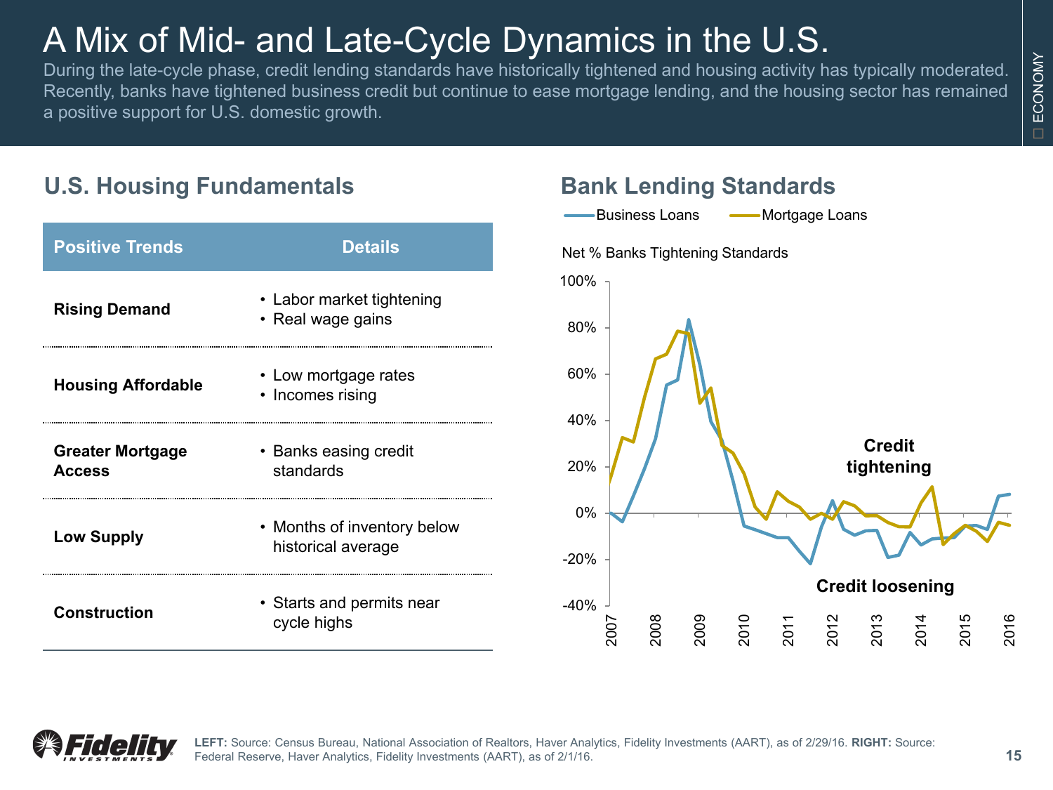# A Mix of Mid- and Late-Cycle Dynamics in the U.S.

During the late-cycle phase, credit lending standards have historically tightened and housing activity has typically moderated. Recently, banks have tightened business credit but continue to ease mortgage lending, and the housing sector has remained a positive support for U.S. domestic growth.

## U.S. Housing Fundamentals

| Positive Trends | Details |
| --- | --- |
| **Rising Demand** | • Labor market tightening<br>• Real wage gains |
| **Housing Affordable** | • Low mortgage rates<br>• Incomes rising |
| **Greater Mortgage Access** | • Banks easing credit standards |
| **Low Supply** | • Months of inventory below historical average |
| **Construction** | • Starts and permits near cycle highs |

## Bank Lending Standards

Business Loans — Mortgage Loans

Net % Banks Tightening Standards

Credit tightening

Credit loosening

**LEFT:** Source: Census Bureau, National Association of Realtors, Haver Analytics, Fidelity Investments (AART), as of 2/29/16. **RIGHT:** Source: Federal Reserve, Haver Analytics, Fidelity Investments (AART), as of 2/1/16.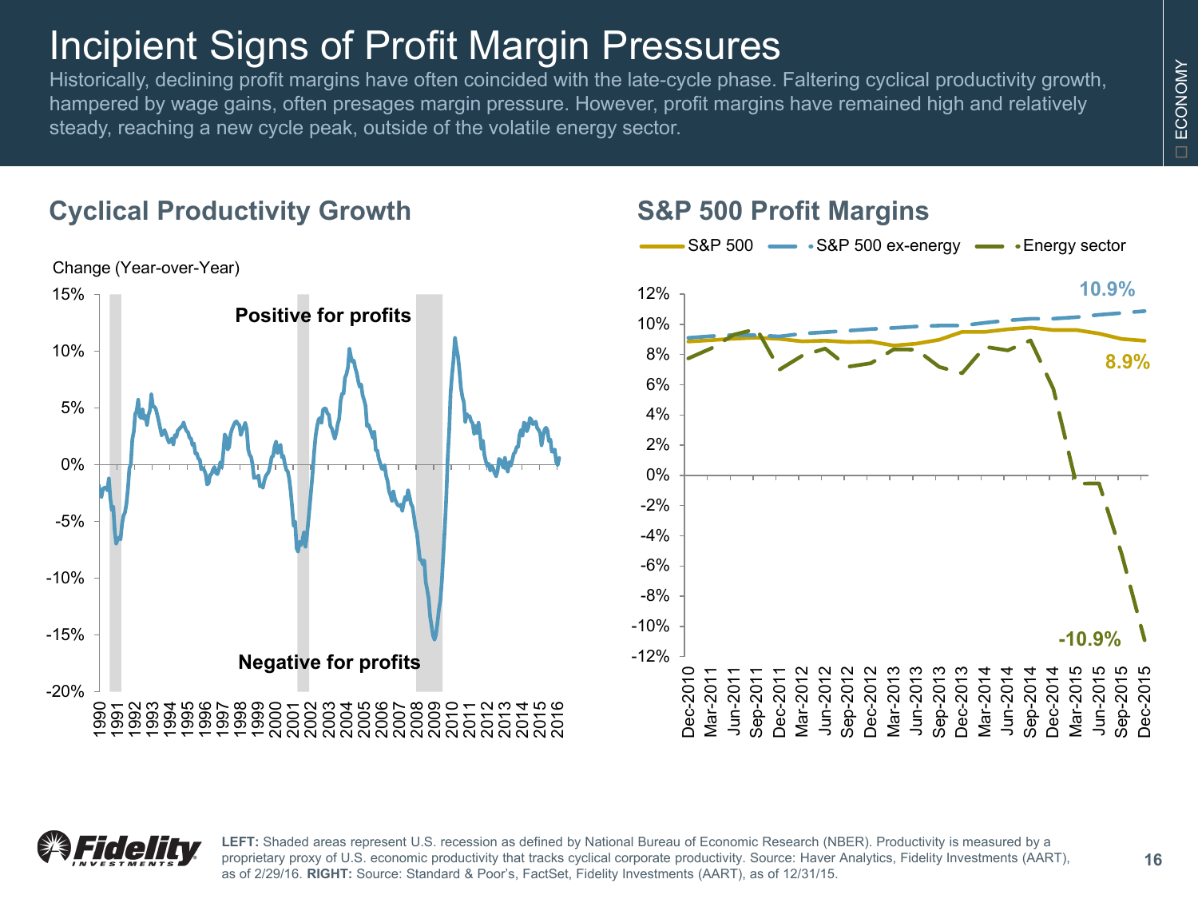# Incipient Signs of Profit Margin Pressures

Historically, declining profit margins have often coincided with the late-cycle phase. Faltering cyclical productivity growth, hampered by wage gains, often presages margin pressure. However, profit margins have remained high and relatively steady, reaching a new cycle peak, outside of the volatile energy sector.

## Cyclical Productivity Growth

Change (Year-over-Year)

Positive for profits

Negative for profits

## S&P 500 Profit Margins

S&P 500 — S&P 500 ex-energy — Energy sector

10.9%

8.9%

-10.9%

**LEFT:** Shaded areas represent U.S. recession as defined by National Bureau of Economic Research (NBER). Productivity is measured by a proprietary proxy of U.S. economic productivity that tracks cyclical corporate productivity. Source: Haver Analytics, Fidelity Investments (AART), as of 2/29/16. **RIGHT:** Source: Standard & Poor's, FactSet, Fidelity Investments (AART), as of 12/31/15.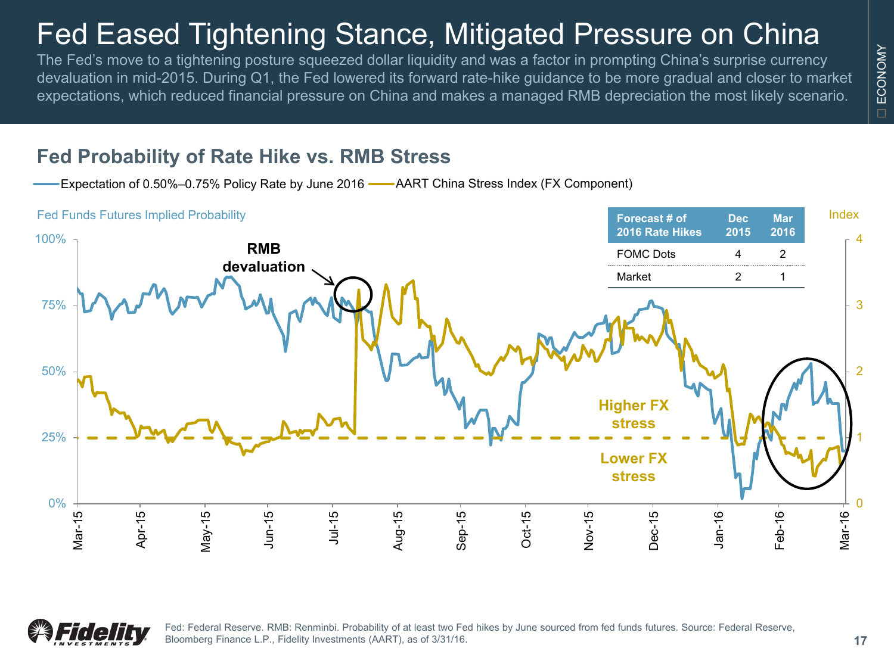# Fed Eased Tightening Stance, Mitigated Pressure on China

The Fed's move to a tightening posture squeezed dollar liquidity and was a factor in prompting China's surprise currency devaluation in mid-2015. During Q1, the Fed lowered its forward rate-hike guidance to be more gradual and closer to market expectations, which reduced financial pressure on China and makes a managed RMB depreciation the most likely scenario.

## Fed Probability of Rate Hike vs. RMB Stress

| Forecast # of 2016 Rate Hikes | Dec 2015 | Mar 2016 |
| --- | --- | --- |
| FOMC Dots | 4 | 2 |
| Market | 2 | 1 |

Fed: Federal Reserve. RMB: Renminbi. Probability of at least two Fed hikes by June sourced from fed funds futures. Source: Federal Reserve, Bloomberg Finance L.P., Fidelity Investments (AART), as of 3/31/16.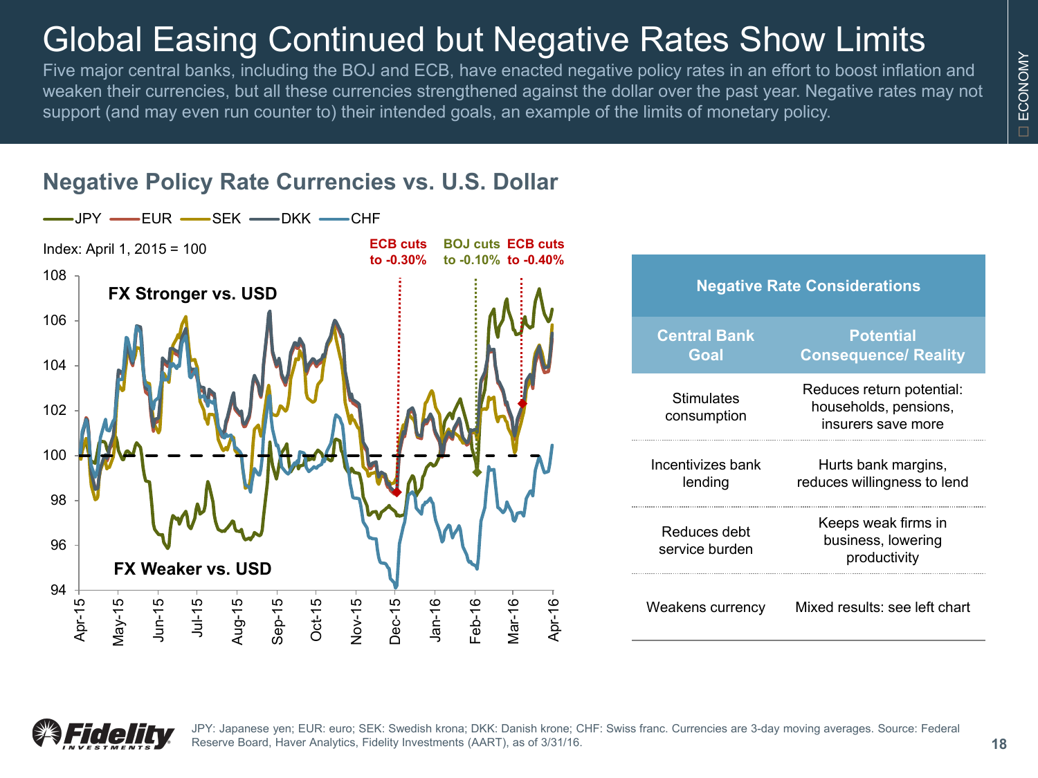# Global Easing Continued but Negative Rates Show Limits

Five major central banks, including the BOJ and ECB, have enacted negative policy rates in an effort to boost inflation and weaken their currencies, but all these currencies strengthened against the dollar over the past year. Negative rates may not support (and may even run counter to) their intended goals, an example of the limits of monetary policy.

## Negative Policy Rate Currencies vs. U.S. Dollar

JPY — EUR — SEK — DKK — CHF

Index: April 1, 2015 = 100

ECB cuts to -0.30% | BOJ cuts to -0.10% | ECB cuts to -0.40%

FX Stronger vs. USD

FX Weaker vs. USD

| Negative Rate Considerations | |
|---|---|
| **Central Bank Goal** | **Potential Consequence/ Reality** |
| Stimulates consumption | Reduces return potential: households, pensions, insurers save more |
| Incentivizes bank lending | Hurts bank margins, reduces willingness to lend |
| Reduces debt service burden | Keeps weak firms in business, lowering productivity |
| Weakens currency | Mixed results: see left chart |

JPY: Japanese yen; EUR: euro; SEK: Swedish krona; DKK: Danish krone; CHF: Swiss franc. Currencies are 3-day moving averages. Source: Federal Reserve Board, Haver Analytics, Fidelity Investments (AART), as of 3/31/16.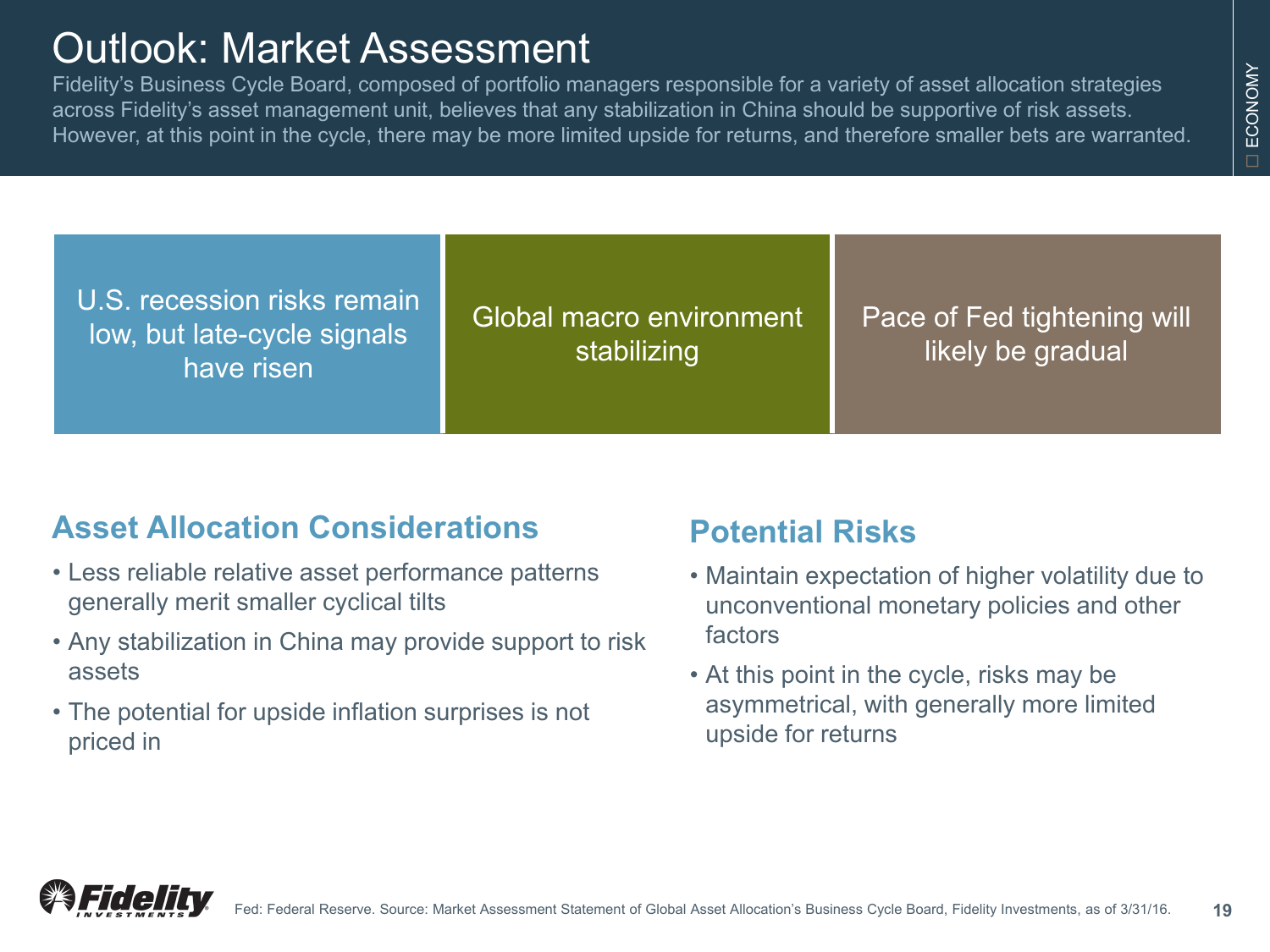# Outlook: Market Assessment

Fidelity's Business Cycle Board, composed of portfolio managers responsible for a variety of asset allocation strategies across Fidelity's asset management unit, believes that any stabilization in China should be supportive of risk assets. However, at this point in the cycle, there may be more limited upside for returns, and therefore smaller bets are warranted.

- U.S. recession risks remain low, but late-cycle signals have risen
- Global macro environment stabilizing
- Pace of Fed tightening will likely be gradual

## Asset Allocation Considerations

- Less reliable relative asset performance patterns generally merit smaller cyclical tilts
- Any stabilization in China may provide support to risk assets
- The potential for upside inflation surprises is not priced in

## Potential Risks

- Maintain expectation of higher volatility due to unconventional monetary policies and other factors
- At this point in the cycle, risks may be asymmetrical, with generally more limited upside for returns

Fed: Federal Reserve. Source: Market Assessment Statement of Global Asset Allocation's Business Cycle Board, Fidelity Investments, as of 3/31/16.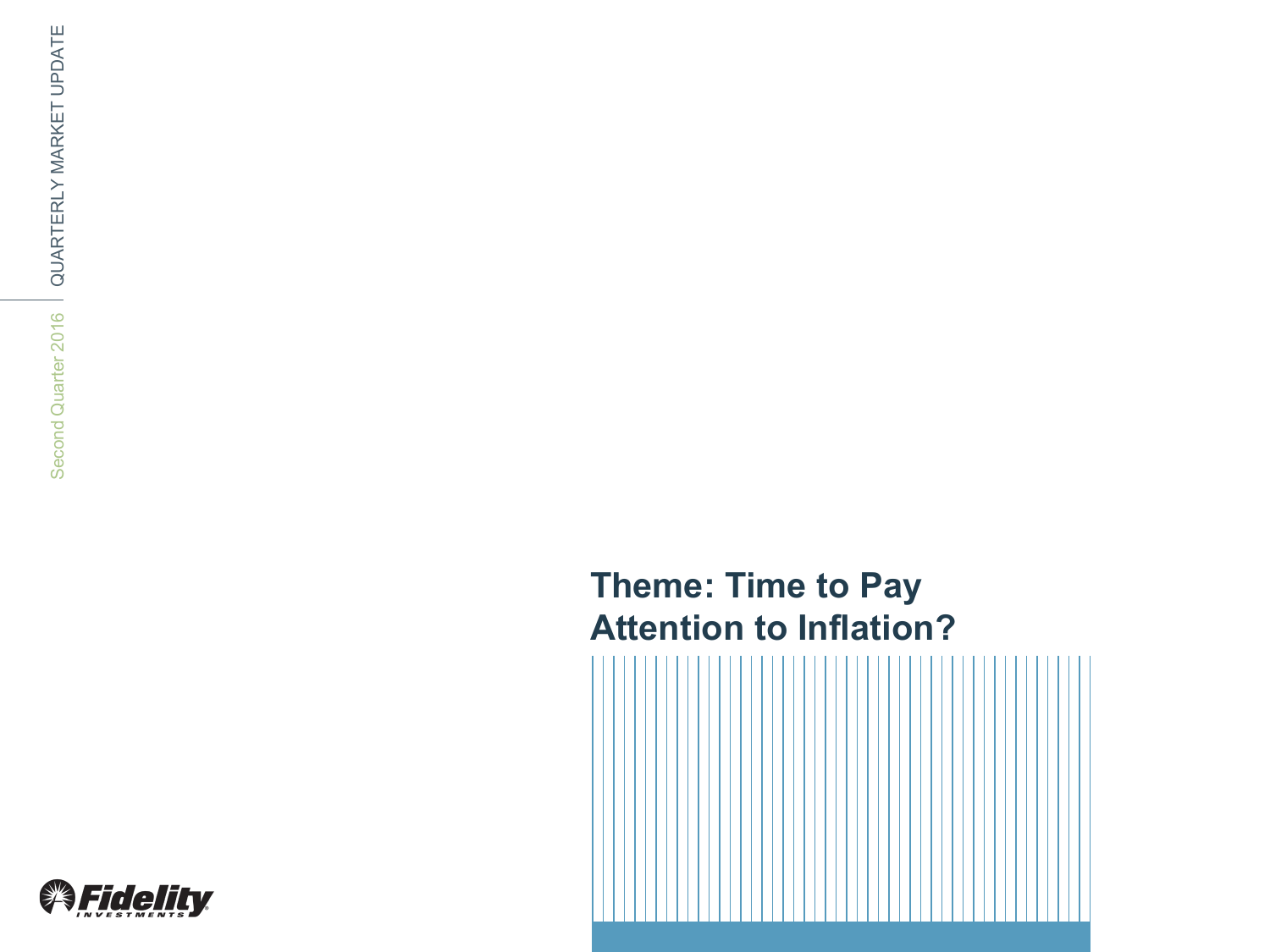# Theme: Time to Pay Attention to Inflation?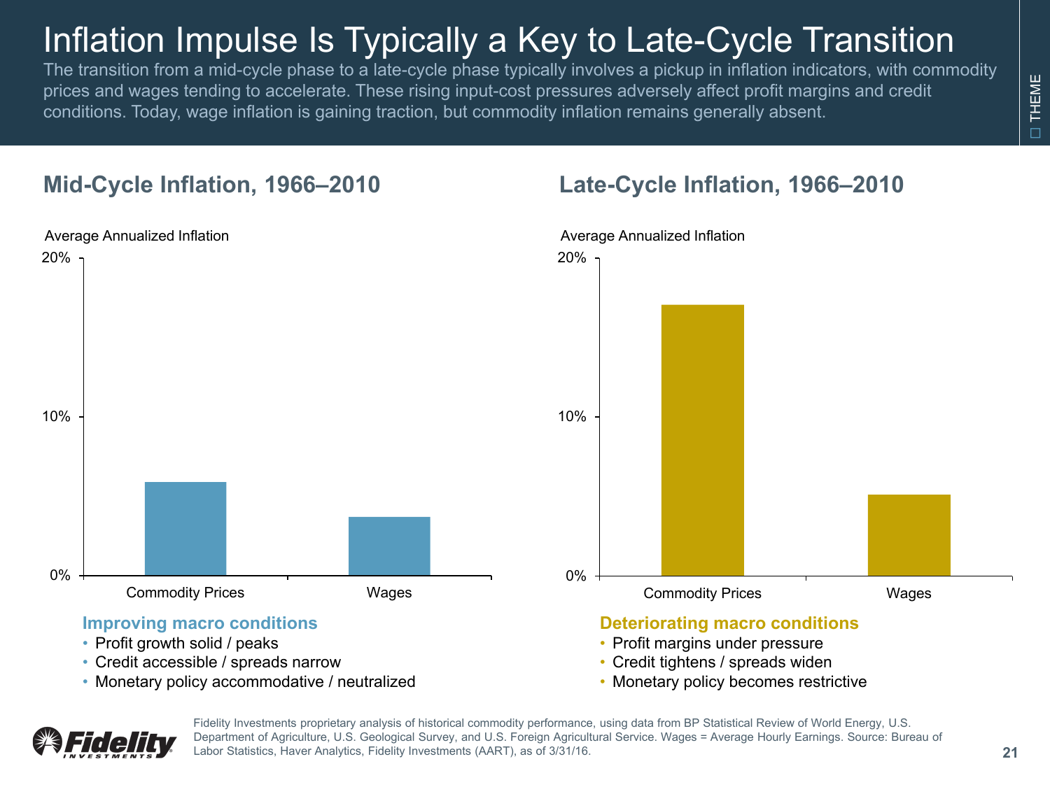# Inflation Impulse Is Typically a Key to Late-Cycle Transition

The transition from a mid-cycle phase to a late-cycle phase typically involves a pickup in inflation indicators, with commodity prices and wages tending to accelerate. These rising input-cost pressures adversely affect profit margins and credit conditions. Today, wage inflation is gaining traction, but commodity inflation remains generally absent.

## Mid-Cycle Inflation, 1966–2010

Average Annualized Inflation

20%

10%

0%

Commodity Prices

Wages

**Improving macro conditions**

- Profit growth solid / peaks
- Credit accessible / spreads narrow
- Monetary policy accommodative / neutralized

## Late-Cycle Inflation, 1966–2010

Average Annualized Inflation

20%

10%

0%

Commodity Prices

Wages

**Deteriorating macro conditions**

- Profit margins under pressure
- Credit tightens / spreads widen
- Monetary policy becomes restrictive

Fidelity Investments proprietary analysis of historical commodity performance, using data from BP Statistical Review of World Energy, U.S. Department of Agriculture, U.S. Geological Survey, and U.S. Foreign Agricultural Service. Wages = Average Hourly Earnings. Source: Bureau of Labor Statistics, Haver Analytics, Fidelity Investments (AART), as of 3/31/16.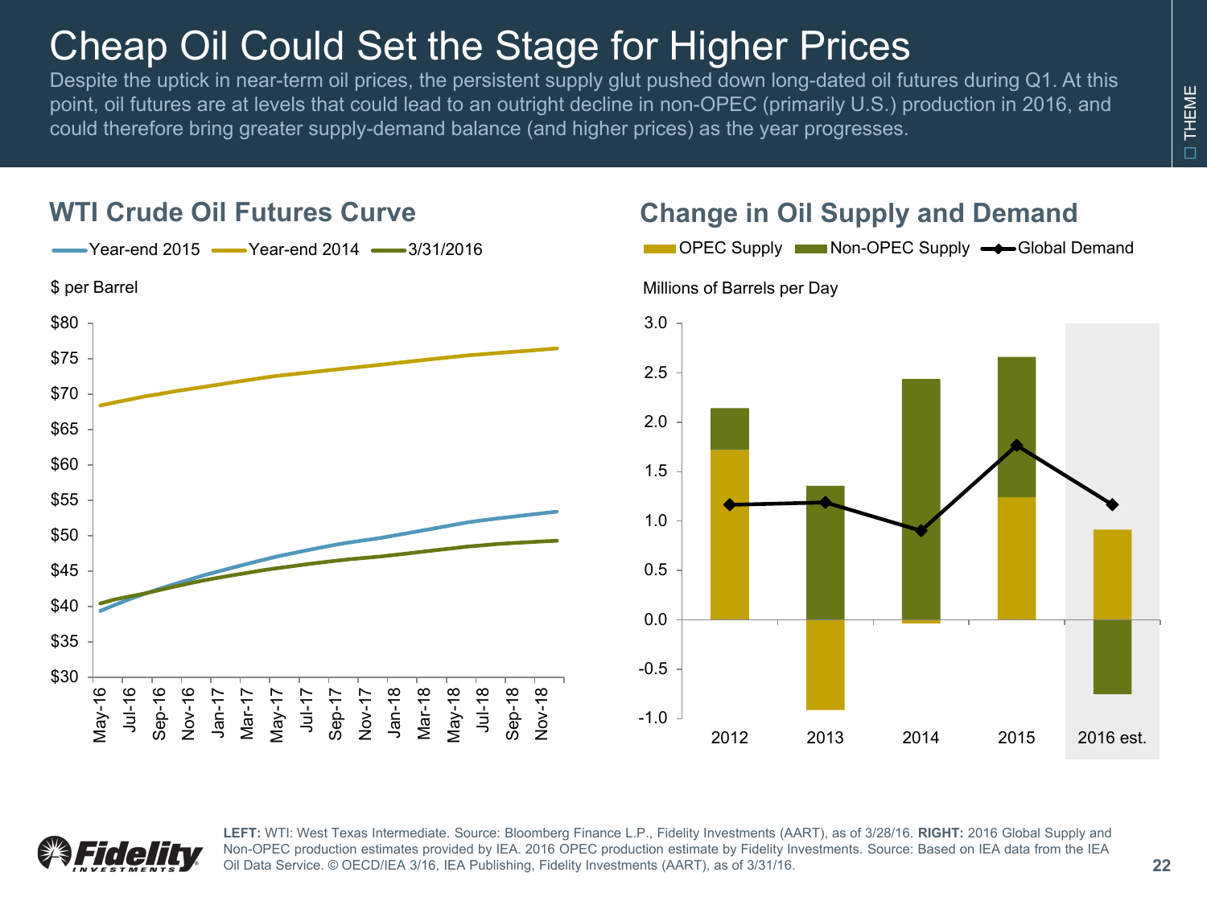# Cheap Oil Could Set the Stage for Higher Prices

Despite the uptick in near-term oil prices, the persistent supply glut pushed down long-dated oil futures during Q1. At this point, oil futures are at levels that could lead to an outright decline in non-OPEC (primarily U.S.) production in 2016, and could therefore bring greater supply-demand balance (and higher prices) as the year progresses.

## WTI Crude Oil Futures Curve

Year-end 2015 | Year-end 2014 | 3/31/2016

$ per Barrel

## Change in Oil Supply and Demand

OPEC Supply | Non-OPEC Supply | Global Demand

Millions of Barrels per Day

**LEFT:** WTI: West Texas Intermediate. Source: Bloomberg Finance L.P., Fidelity Investments (AART), as of 3/28/16. **RIGHT:** 2016 Global Supply and Non-OPEC production estimates provided by IEA. 2016 OPEC production estimate by Fidelity Investments. Source: Based on IEA data from the IEA Oil Data Service. © OECD/IEA 3/16, IEA Publishing, Fidelity Investments (AART), as of 3/31/16.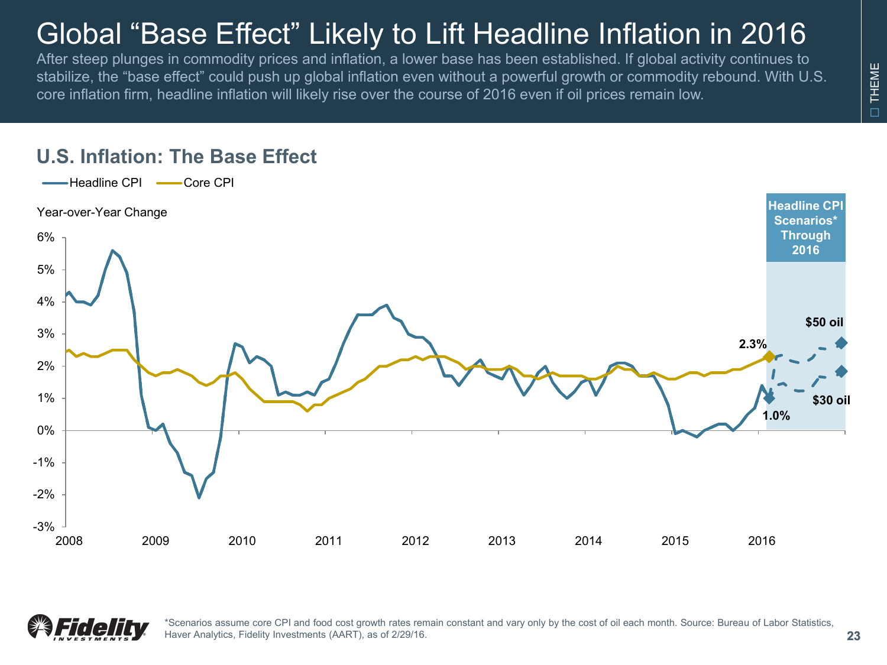# Global "Base Effect" Likely to Lift Headline Inflation in 2016

After steep plunges in commodity prices and inflation, a lower base has been established. If global activity continues to stabilize, the "base effect" could push up global inflation even without a powerful growth or commodity rebound. With U.S. core inflation firm, headline inflation will likely rise over the course of 2016 even if oil prices remain low.

## U.S. Inflation: The Base Effect

Headline CPI — Core CPI

Year-over-Year Change

Headline CPI Scenarios* Through 2016

2.3%

1.0%

$50 oil

$30 oil

*Scenarios assume core CPI and food cost growth rates remain constant and vary only by the cost of oil each month. Source: Bureau of Labor Statistics, Haver Analytics, Fidelity Investments (AART), as of 2/29/16.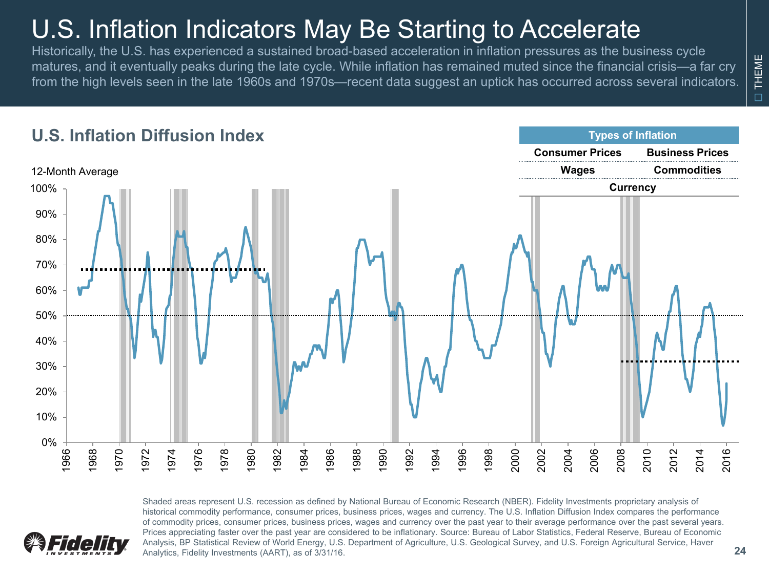# U.S. Inflation Indicators May Be Starting to Accelerate

Historically, the U.S. has experienced a sustained broad-based acceleration in inflation pressures as the business cycle matures, and it eventually peaks during the late cycle. While inflation has remained muted since the financial crisis—a far cry from the high levels seen in the late 1960s and 1970s—recent data suggest an uptick has occurred across several indicators.

THEME

## U.S. Inflation Diffusion Index

12-Month Average

| Types of Inflation | |
|---|---|
| Consumer Prices | Business Prices |
| Wages | Commodities |
| Currency | |

Shaded areas represent U.S. recession as defined by National Bureau of Economic Research (NBER). Fidelity Investments proprietary analysis of historical commodity performance, consumer prices, business prices, wages and currency. The U.S. Inflation Diffusion Index compares the performance of commodity prices, consumer prices, business prices, wages and currency over the past year to their average performance over the past several years. Prices appreciating faster over the past year are considered to be inflationary. Source: Bureau of Labor Statistics, Federal Reserve, Bureau of Economic Analysis, BP Statistical Review of World Energy, U.S. Department of Agriculture, U.S. Geological Survey, and U.S. Foreign Agricultural Service, Haver Analytics, Fidelity Investments (AART), as of 3/31/16.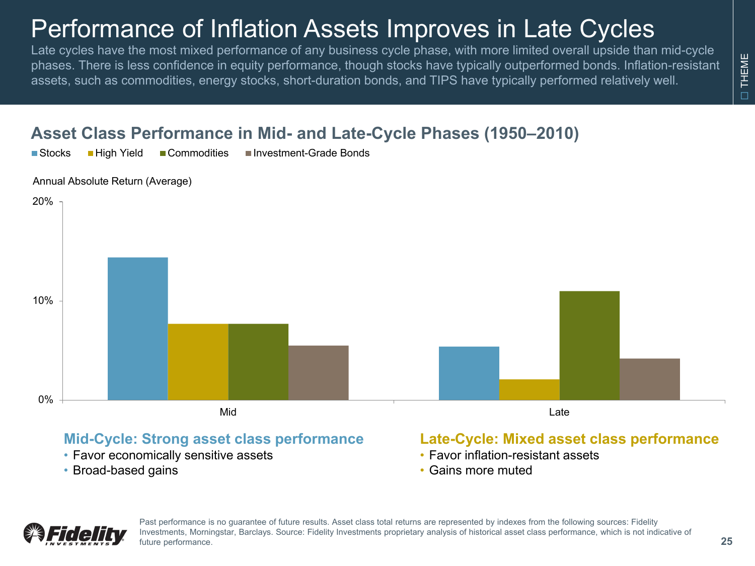# Performance of Inflation Assets Improves in Late Cycles

Late cycles have the most mixed performance of any business cycle phase, with more limited overall upside than mid-cycle phases. There is less confidence in equity performance, though stocks have typically outperformed bonds. Inflation-resistant assets, such as commodities, energy stocks, short-duration bonds, and TIPS have typically performed relatively well.

THEME

## Asset Class Performance in Mid- and Late-Cycle Phases (1950–2010)

Stocks | High Yield | Commodities | Investment-Grade Bonds

Annual Absolute Return (Average)

20%

10%

0%

Mid

Late

**Mid-Cycle: Strong asset class performance**

- Favor economically sensitive assets
- Broad-based gains

**Late-Cycle: Mixed asset class performance**

- Favor inflation-resistant assets
- Gains more muted

Past performance is no guarantee of future results. Asset class total returns are represented by indexes from the following sources: Fidelity Investments, Morningstar, Barclays. Source: Fidelity Investments proprietary analysis of historical asset class performance, which is not indicative of future performance.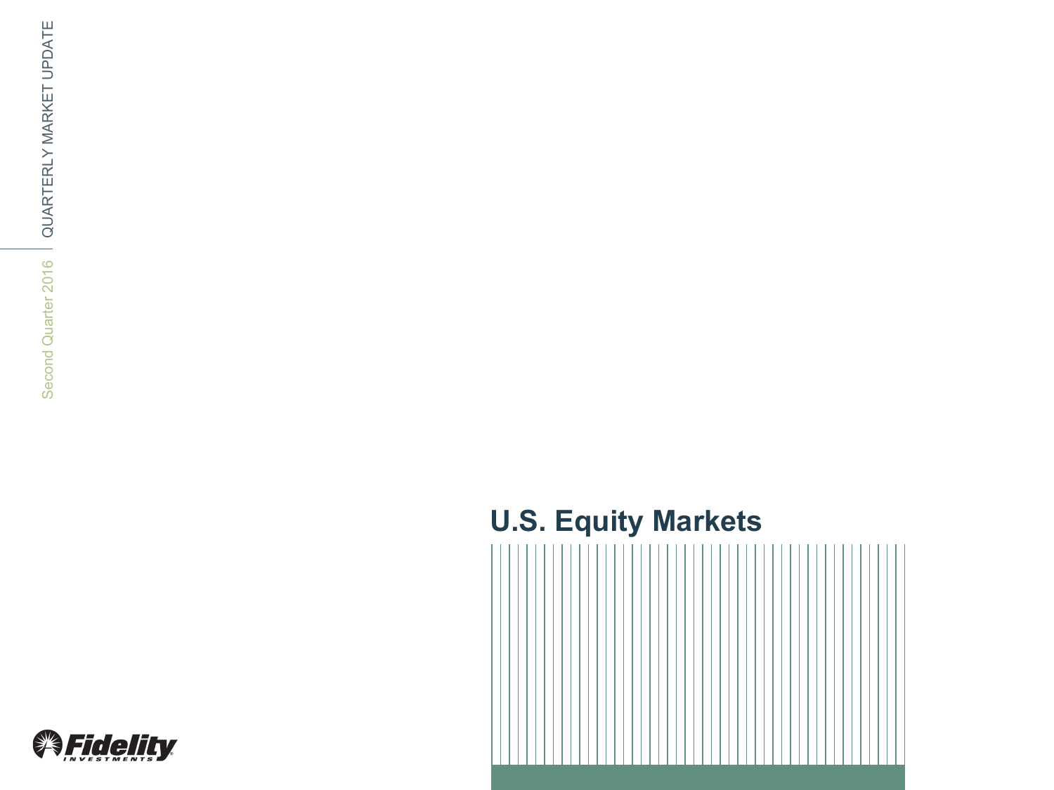# U.S. Equity Markets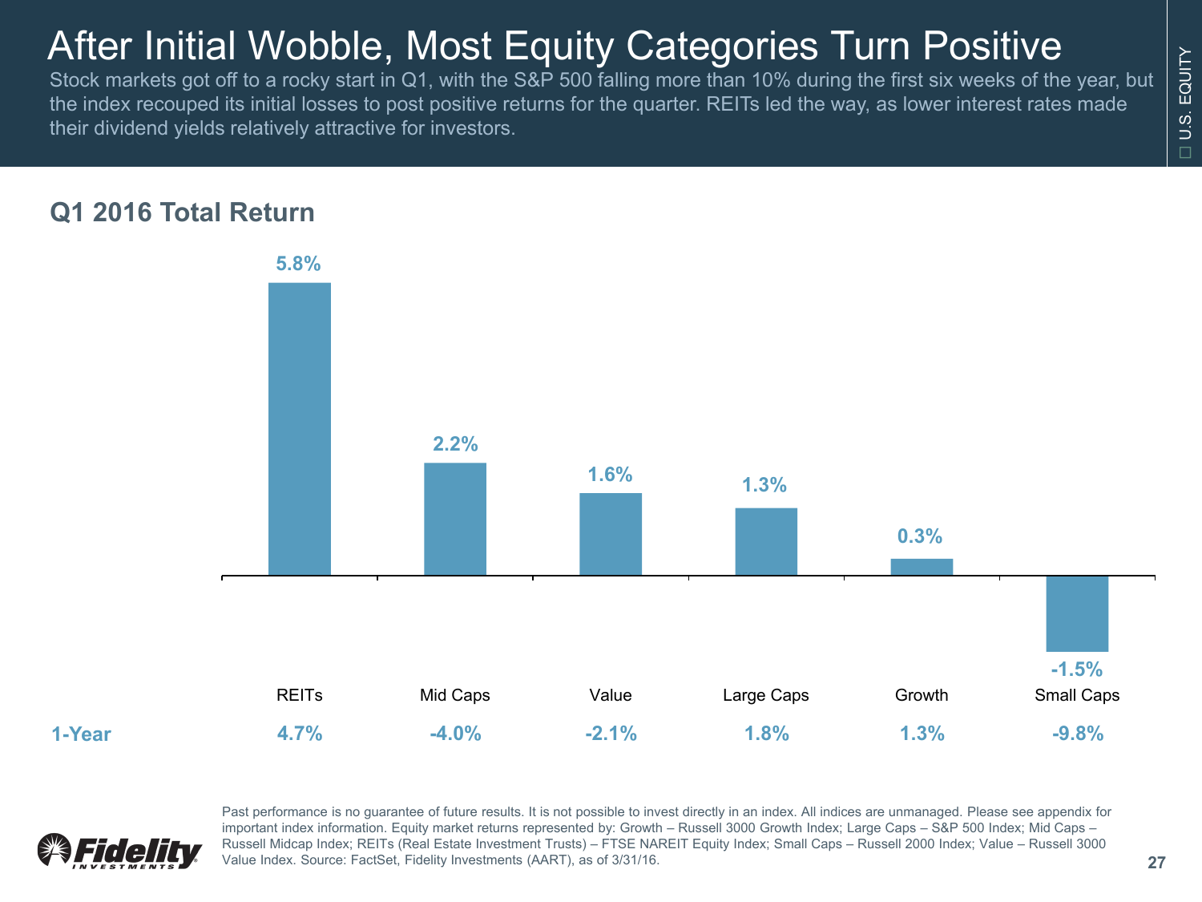# After Initial Wobble, Most Equity Categories Turn Positive

Stock markets got off to a rocky start in Q1, with the S&P 500 falling more than 10% during the first six weeks of the year, but the index recouped its initial losses to post positive returns for the quarter. REITs led the way, as lower interest rates made their dividend yields relatively attractive for investors.

U.S. EQUITY

## Q1 2016 Total Return

| | REITs | Mid Caps | Value | Large Caps | Growth | Small Caps |
|---|---|---|---|---|---|---|
| Q1 2016 | 5.8% | 2.2% | 1.6% | 1.3% | 0.3% | -1.5% |
| 1-Year | 4.7% | -4.0% | -2.1% | 1.8% | 1.3% | -9.8% |

Past performance is no guarantee of future results. It is not possible to invest directly in an index. All indices are unmanaged. Please see appendix for important index information. Equity market returns represented by: Growth – Russell 3000 Growth Index; Large Caps – S&P 500 Index; Mid Caps – Russell Midcap Index; REITs (Real Estate Investment Trusts) – FTSE NAREIT Equity Index; Small Caps – Russell 2000 Index; Value – Russell 3000 Value Index. Source: FactSet, Fidelity Investments (AART), as of 3/31/16.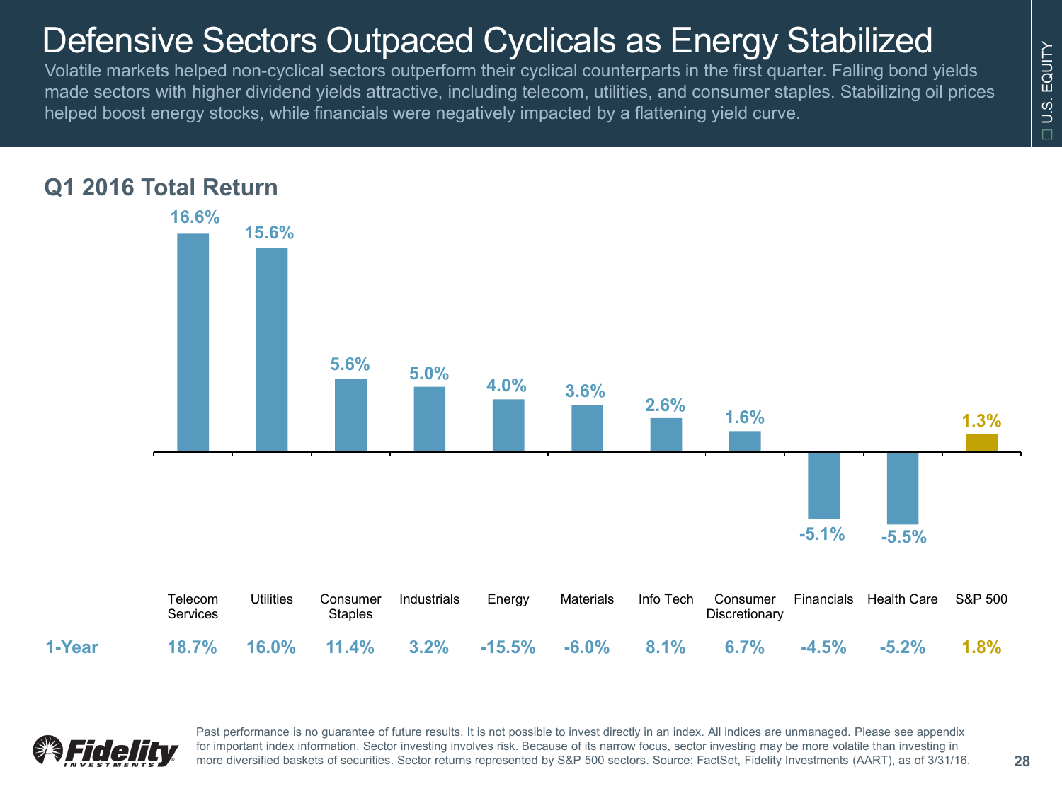# Defensive Sectors Outpaced Cyclicals as Energy Stabilized

Volatile markets helped non-cyclical sectors outperform their cyclical counterparts in the first quarter. Falling bond yields made sectors with higher dividend yields attractive, including telecom, utilities, and consumer staples. Stabilizing oil prices helped boost energy stocks, while financials were negatively impacted by a flattening yield curve.

U.S. EQUITY

## Q1 2016 Total Return

| | Telecom Services | Utilities | Consumer Staples | Industrials | Energy | Materials | Info Tech | Consumer Discretionary | Financials | Health Care | S&P 500 |
|---|---|---|---|---|---|---|---|---|---|---|---|
| Q1 2016 | 16.6% | 15.6% | 5.6% | 5.0% | 4.0% | 3.6% | 2.6% | 1.6% | -5.1% | -5.5% | 1.3% |
| 1-Year | 18.7% | 16.0% | 11.4% | 3.2% | -15.5% | -6.0% | 8.1% | 6.7% | -4.5% | -5.2% | 1.8% |

Past performance is no guarantee of future results. It is not possible to invest directly in an index. All indices are unmanaged. Please see appendix for important index information. Sector investing involves risk. Because of its narrow focus, sector investing may be more volatile than investing in more diversified baskets of securities. Sector returns represented by S&P 500 sectors. Source: FactSet, Fidelity Investments (AART), as of 3/31/16.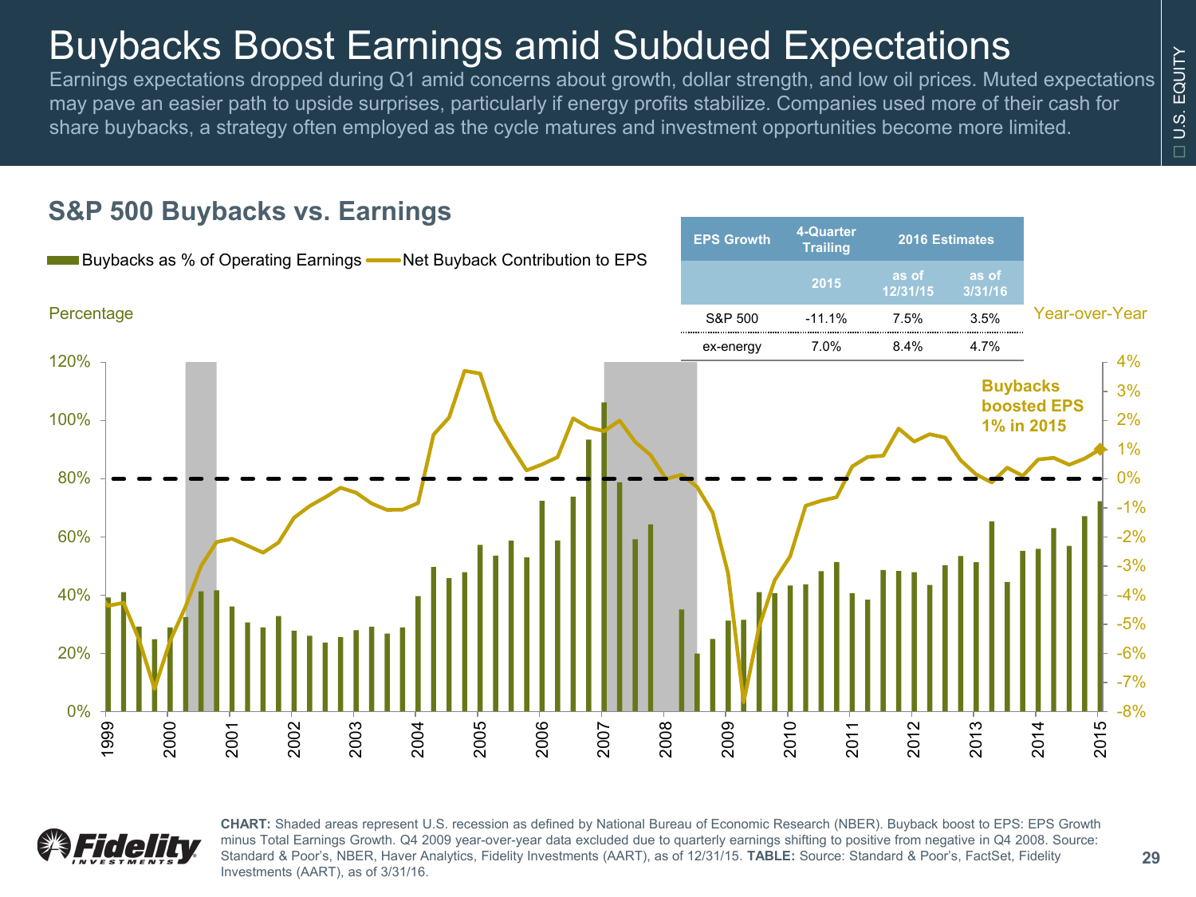# Buybacks Boost Earnings amid Subdued Expectations

Earnings expectations dropped during Q1 amid concerns about growth, dollar strength, and low oil prices. Muted expectations may pave an easier path to upside surprises, particularly if energy profits stabilize. Companies used more of their cash for share buybacks, a strategy often employed as the cycle matures and investment opportunities become more limited.

## S&P 500 Buybacks vs. Earnings

Buybacks as % of Operating Earnings — Net Buyback Contribution to EPS

Percentage | Year-over-Year

Buybacks boosted EPS 1% in 2015

| EPS Growth | 4-Quarter Trailing | 2016 Estimates | |
|---|---|---|---|
| | 2015 | as of 12/31/15 | as of 3/31/16 |
| S&P 500 | -11.1% | 7.5% | 3.5% |
| ex-energy | 7.0% | 8.4% | 4.7% |

**CHART:** Shaded areas represent U.S. recession as defined by National Bureau of Economic Research (NBER). Buyback boost to EPS: EPS Growth minus Total Earnings Growth. Q4 2009 year-over-year data excluded due to quarterly earnings shifting to positive from negative in Q4 2008. Source: Standard & Poor's, NBER, Haver Analytics, Fidelity Investments (AART), as of 12/31/15. **TABLE:** Source: Standard & Poor's, FactSet, Fidelity Investments (AART), as of 3/31/16.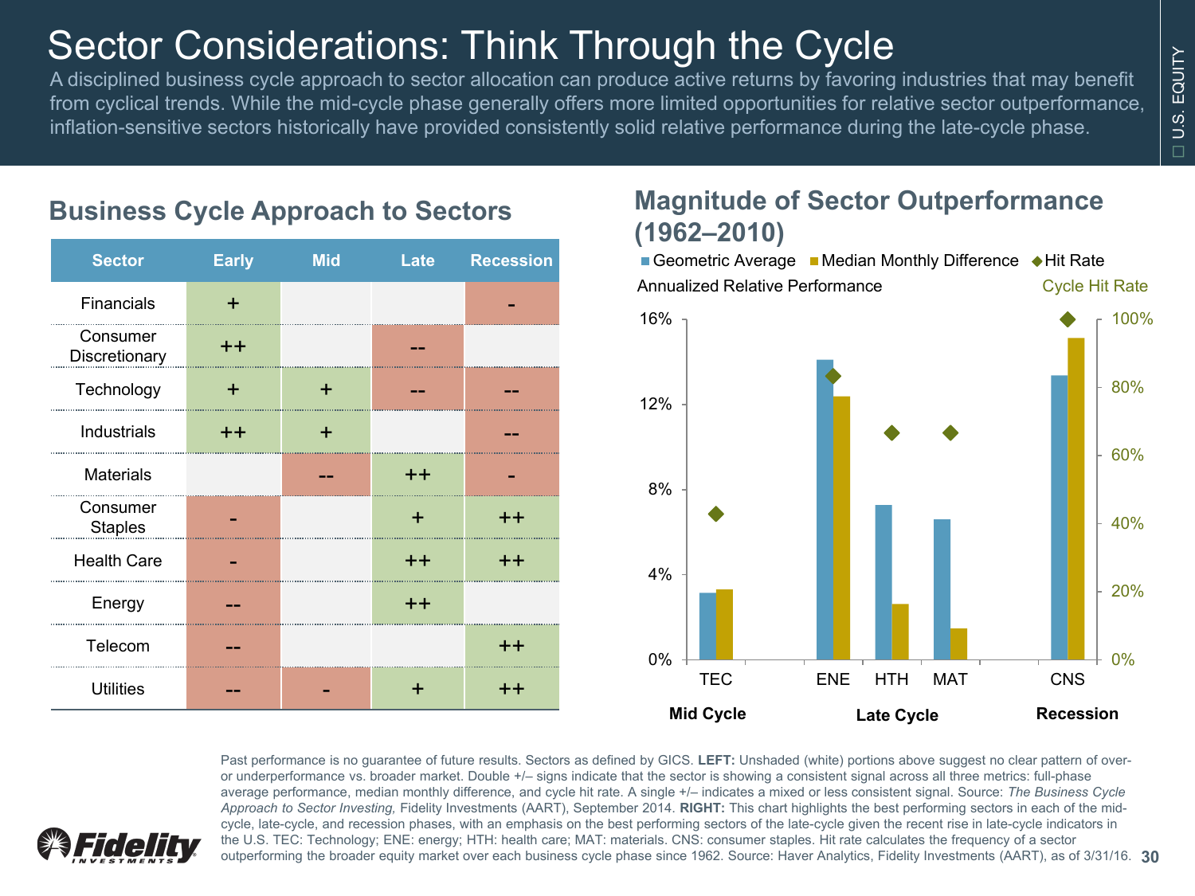# Sector Considerations: Think Through the Cycle

A disciplined business cycle approach to sector allocation can produce active returns by favoring industries that may benefit from cyclical trends. While the mid-cycle phase generally offers more limited opportunities for relative sector outperformance, inflation-sensitive sectors historically have provided consistently solid relative performance during the late-cycle phase.

## Business Cycle Approach to Sectors

| Sector | Early | Mid | Late | Recession |
|---|---|---|---|---|
| Financials | + | | | - |
| Consumer Discretionary | ++ | | -- | |
| Technology | + | + | -- | -- |
| Industrials | ++ | + | | -- |
| Materials | | -- | ++ | - |
| Consumer Staples | - | | + | ++ |
| Health Care | - | | ++ | ++ |
| Energy | -- | | ++ | |
| Telecom | -- | | | ++ |
| Utilities | -- | - | + | ++ |

## Magnitude of Sector Outperformance (1962–2010)

Geometric Average | Median Monthly Difference | Hit Rate

Annualized Relative Performance | Cycle Hit Rate

| Phase | Sector | Geometric Average | Median Monthly Difference | Hit Rate |
|---|---|---|---|---|
| Mid Cycle | TEC | ~3.1% | ~3.3% | ~43% |
| Late Cycle | ENE | ~14.1% | ~12.4% | ~83% |
| Late Cycle | HTH | ~7.3% | ~2.6% | ~67% |
| Late Cycle | MAT | ~6.6% | ~1.5% | ~67% |
| Recession | CNS | ~13.4% | ~15.1% | 100% |

Past performance is no guarantee of future results. Sectors as defined by GICS. **LEFT:** Unshaded (white) portions above suggest no clear pattern of over- or underperformance vs. broader market. Double +/– signs indicate that the sector is showing a consistent signal across all three metrics: full-phase average performance, median monthly difference, and cycle hit rate. A single +/– indicates a mixed or less consistent signal. Source: *The Business Cycle Approach to Sector Investing,* Fidelity Investments (AART), September 2014. **RIGHT:** This chart highlights the best performing sectors in each of the mid-cycle, late-cycle, and recession phases, with an emphasis on the best performing sectors of the late-cycle given the recent rise in late-cycle indicators in the U.S. TEC: Technology; ENE: energy; HTH: health care; MAT: materials. CNS: consumer staples. Hit rate calculates the frequency of a sector outperforming the broader equity market over each business cycle phase since 1962. Source: Haver Analytics, Fidelity Investments (AART), as of 3/31/16.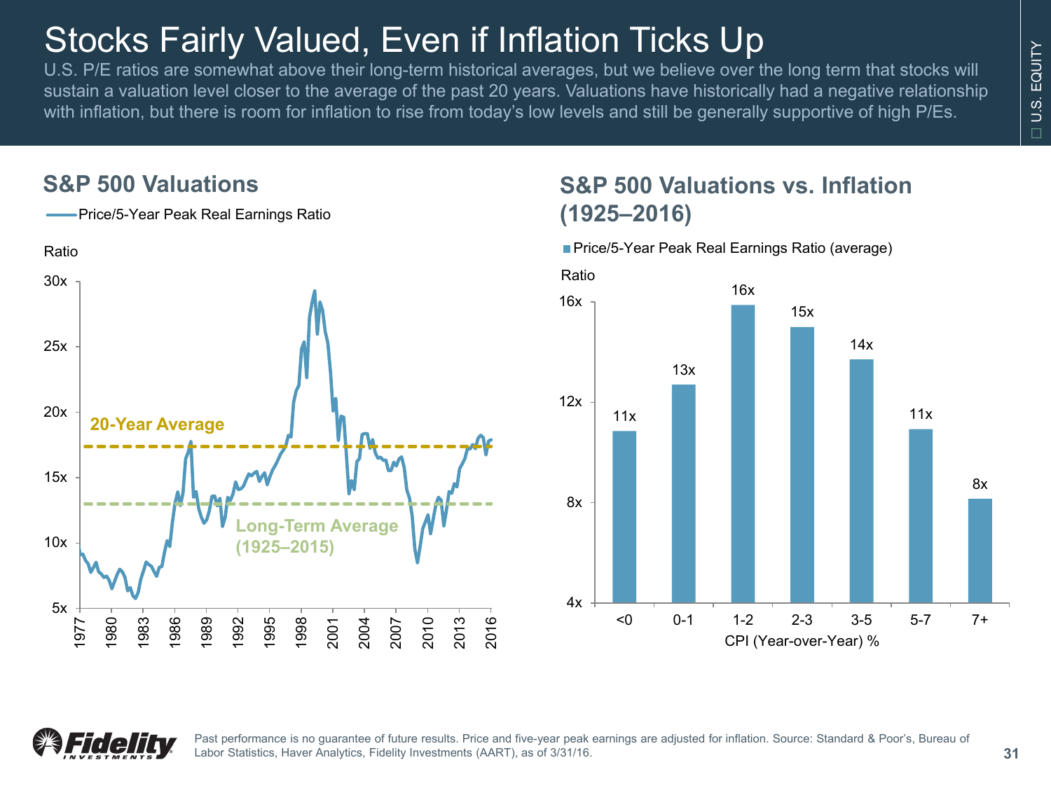# Stocks Fairly Valued, Even if Inflation Ticks Up

U.S. P/E ratios are somewhat above their long-term historical averages, but we believe over the long term that stocks will sustain a valuation level closer to the average of the past 20 years. Valuations have historically had a negative relationship with inflation, but there is room for inflation to rise from today's low levels and still be generally supportive of high P/Es.

## S&P 500 Valuations

Price/5-Year Peak Real Earnings Ratio

Ratio

20-Year Average

Long-Term Average (1925–2015)

## S&P 500 Valuations vs. Inflation (1925–2016)

Price/5-Year Peak Real Earnings Ratio (average)

| CPI (Year-over-Year) % | Ratio |
| --- | --- |
| <0 | 11x |
| 0-1 | 13x |
| 1-2 | 16x |
| 2-3 | 15x |
| 3-5 | 14x |
| 5-7 | 11x |
| 7+ | 8x |

Past performance is no guarantee of future results. Price and five-year peak earnings are adjusted for inflation. Source: Standard & Poor's, Bureau of Labor Statistics, Haver Analytics, Fidelity Investments (AART), as of 3/31/16.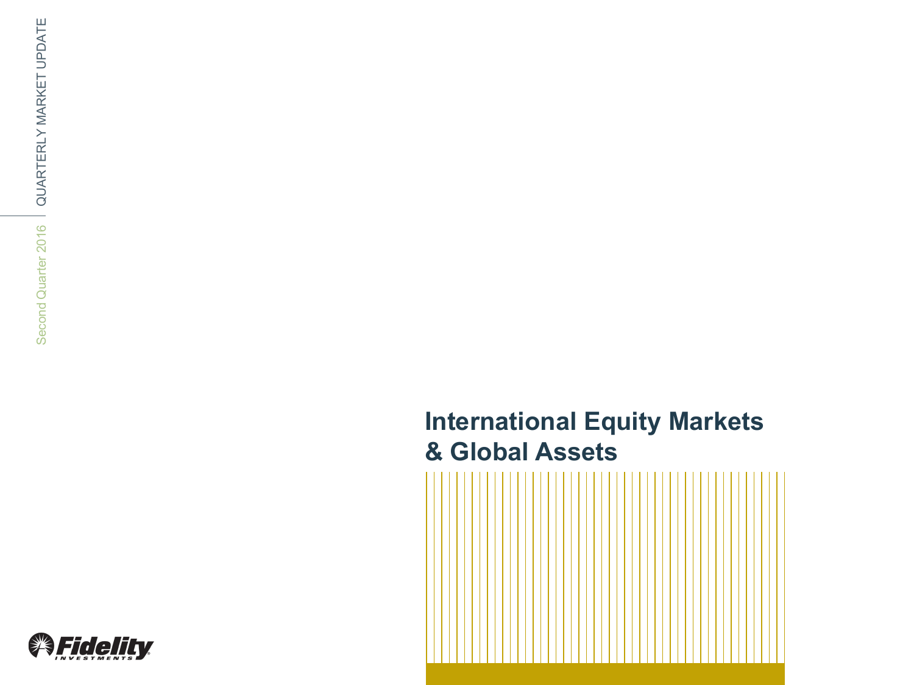QUARTERLY MARKET UPDATE

Second Quarter 2016

# International Equity Markets & Global Assets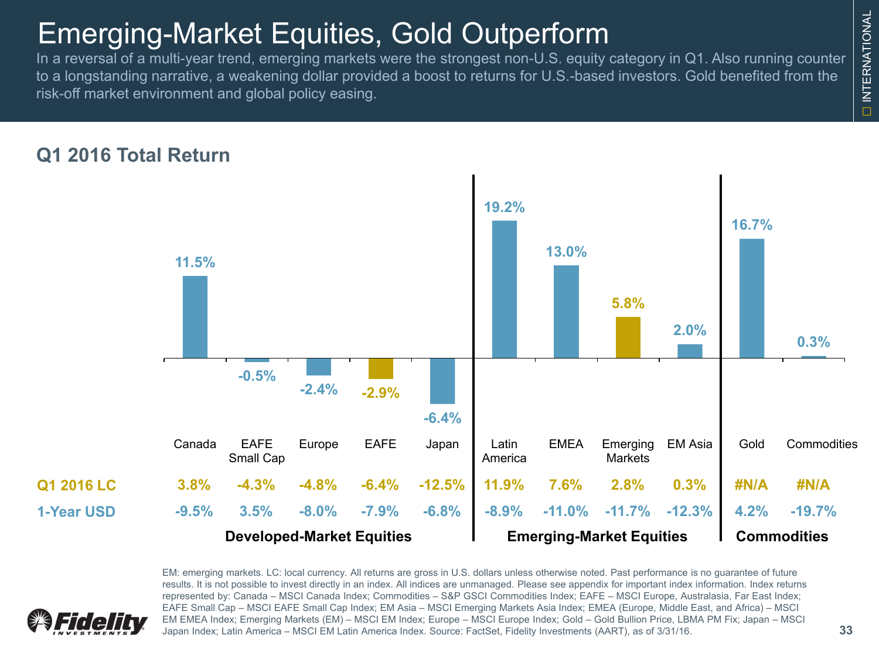# Emerging-Market Equities, Gold Outperform

In a reversal of a multi-year trend, emerging markets were the strongest non-U.S. equity category in Q1. Also running counter to a longstanding narrative, a weakening dollar provided a boost to returns for U.S.-based investors. Gold benefited from the risk-off market environment and global policy easing.

## Q1 2016 Total Return

| | Developed-Market Equities | | | | | Emerging-Market Equities | | | | Commodities | |
|---|---|---|---|---|---|---|---|---|---|---|---|
| | Canada | EAFE Small Cap | Europe | EAFE | Japan | Latin America | EMEA | Emerging Markets | EM Asia | Gold | Commodities |
| Q1 2016 Total Return | 11.5% | -0.5% | -2.4% | -2.9% | -6.4% | 19.2% | 13.0% | 5.8% | 2.0% | 16.7% | 0.3% |
| Q1 2016 LC | 3.8% | -4.3% | -4.8% | -6.4% | -12.5% | 11.9% | 7.6% | 2.8% | 0.3% | #N/A | #N/A |
| 1-Year USD | -9.5% | 3.5% | -8.0% | -7.9% | -6.8% | -8.9% | -11.0% | -11.7% | -12.3% | 4.2% | -19.7% |

EM: emerging markets. LC: local currency. All returns are gross in U.S. dollars unless otherwise noted. Past performance is no guarantee of future results. It is not possible to invest directly in an index. All indices are unmanaged. Please see appendix for important index information. Index returns represented by: Canada – MSCI Canada Index; Commodities – S&P GSCI Commodities Index; EAFE – MSCI Europe, Australasia, Far East Index; EAFE Small Cap – MSCI EAFE Small Cap Index; EM Asia – MSCI Emerging Markets Asia Index; EMEA (Europe, Middle East, and Africa) – MSCI EM EMEA Index; Emerging Markets (EM) – MSCI EM Index; Europe – MSCI Europe Index; Gold – Gold Bullion Price, LBMA PM Fix; Japan – MSCI Japan Index; Latin America – MSCI EM Latin America Index. Source: FactSet, Fidelity Investments (AART), as of 3/31/16.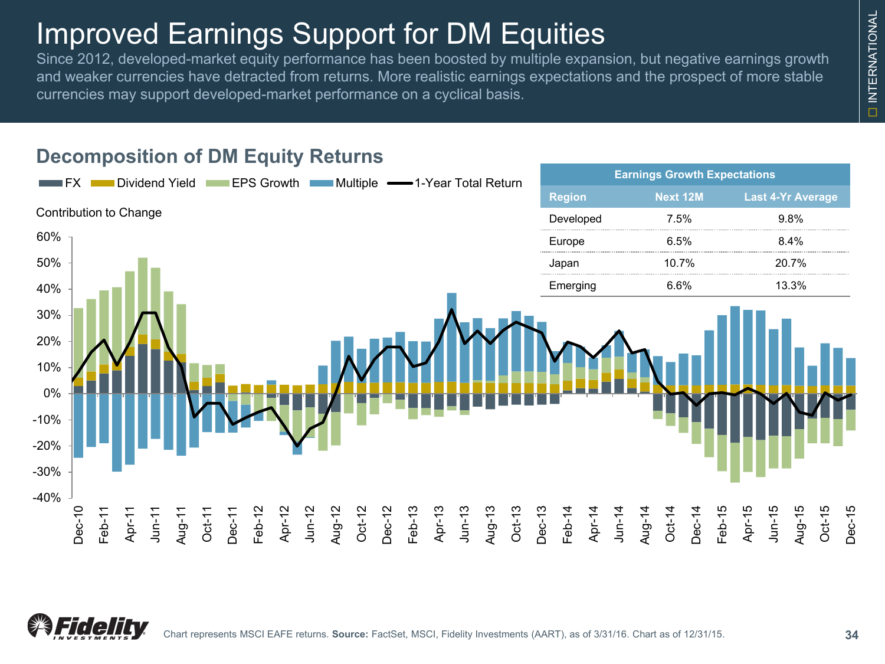# Improved Earnings Support for DM Equities

Since 2012, developed-market equity performance has been boosted by multiple expansion, but negative earnings growth and weaker currencies have detracted from returns. More realistic earnings expectations and the prospect of more stable currencies may support developed-market performance on a cyclical basis.

## Decomposition of DM Equity Returns

FX | Dividend Yield | EPS Growth | Multiple | 1-Year Total Return

Contribution to Change

| Earnings Growth Expectations | | |
|---|---|---|
| **Region** | **Next 12M** | **Last 4-Yr Average** |
| Developed | 7.5% | 9.8% |
| Europe | 6.5% | 8.4% |
| Japan | 10.7% | 20.7% |
| Emerging | 6.6% | 13.3% |

Chart represents MSCI EAFE returns. **Source:** FactSet, MSCI, Fidelity Investments (AART), as of 3/31/16. Chart as of 12/31/15.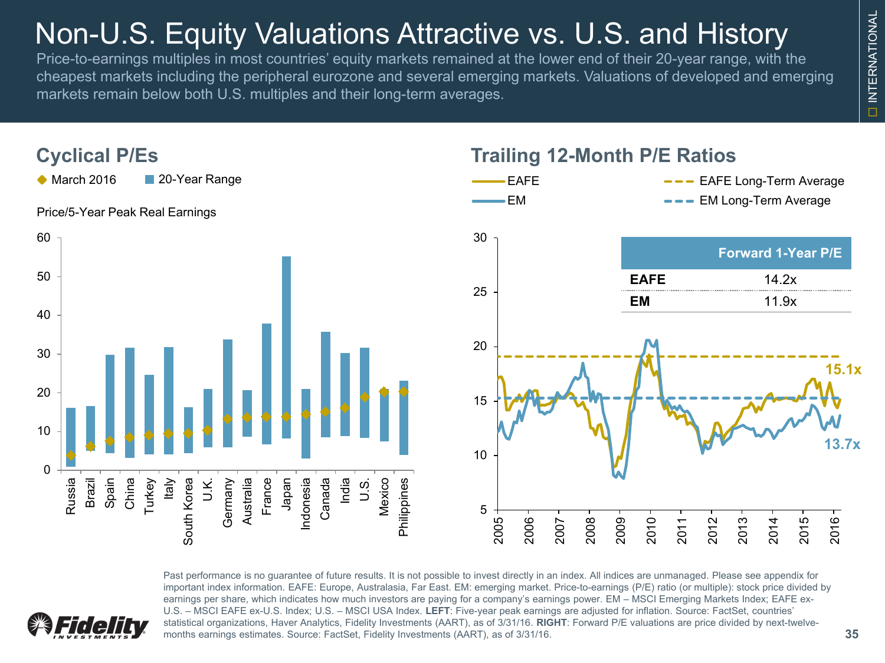# Non-U.S. Equity Valuations Attractive vs. U.S. and History

Price-to-earnings multiples in most countries' equity markets remained at the lower end of their 20-year range, with the cheapest markets including the peripheral eurozone and several emerging markets. Valuations of developed and emerging markets remain below both U.S. multiples and their long-term averages.

## Cyclical P/Es

◆ March 2016 ■ 20-Year Range

Price/5-Year Peak Real Earnings

Russia, Brazil, Spain, China, Turkey, Italy, South Korea, U.K., Germany, Australia, France, Japan, Indonesia, Canada, India, U.S., Mexico, Philippines

## Trailing 12-Month P/E Ratios

EAFE — EM — EAFE Long-Term Average — EM Long-Term Average

| | Forward 1-Year P/E |
|---|---|
| **EAFE** | 14.2x |
| **EM** | 11.9x |

15.1x

13.7x

Past performance is no guarantee of future results. It is not possible to invest directly in an index. All indices are unmanaged. Please see appendix for important index information. EAFE: Europe, Australasia, Far East. EM: emerging market. Price-to-earnings (P/E) ratio (or multiple): stock price divided by earnings per share, which indicates how much investors are paying for a company's earnings power. EM – MSCI Emerging Markets Index; EAFE ex-U.S. – MSCI EAFE ex-U.S. Index; U.S. – MSCI USA Index. **LEFT**: Five-year peak earnings are adjusted for inflation. Source: FactSet, countries' statistical organizations, Haver Analytics, Fidelity Investments (AART), as of 3/31/16. **RIGHT**: Forward P/E valuations are price divided by next-twelve-months earnings estimates. Source: FactSet, Fidelity Investments (AART), as of 3/31/16.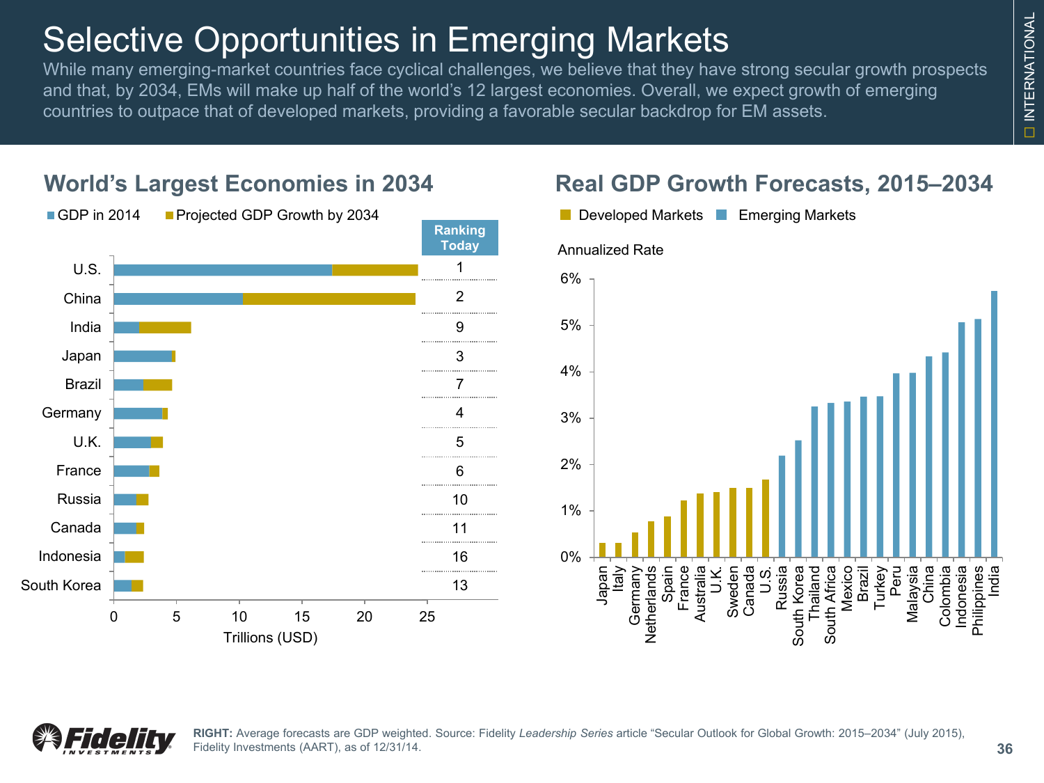# Selective Opportunities in Emerging Markets

While many emerging-market countries face cyclical challenges, we believe that they have strong secular growth prospects and that, by 2034, EMs will make up half of the world's 12 largest economies. Overall, we expect growth of emerging countries to outpace that of developed markets, providing a favorable secular backdrop for EM assets.

## World's Largest Economies in 2034

GDP in 2014 | Projected GDP Growth by 2034

| Country | Ranking Today |
|---|---|
| U.S. | 1 |
| China | 2 |
| India | 9 |
| Japan | 3 |
| Brazil | 7 |
| Germany | 4 |
| U.K. | 5 |
| France | 6 |
| Russia | 10 |
| Canada | 11 |
| Indonesia | 16 |
| South Korea | 13 |

Trillions (USD)

## Real GDP Growth Forecasts, 2015–2034

Developed Markets | Emerging Markets

Annualized Rate

Developed Markets: Japan, Italy, Germany, Netherlands, Spain, France, Australia, U.K., Sweden, Canada, U.S.

Emerging Markets: Russia, South Korea, Thailand, South Africa, Mexico, Brazil, Turkey, Peru, Malaysia, China, Colombia, Indonesia, Philippines, India

**RIGHT:** Average forecasts are GDP weighted. Source: Fidelity *Leadership Series* article "Secular Outlook for Global Growth: 2015–2034" (July 2015), Fidelity Investments (AART), as of 12/31/14.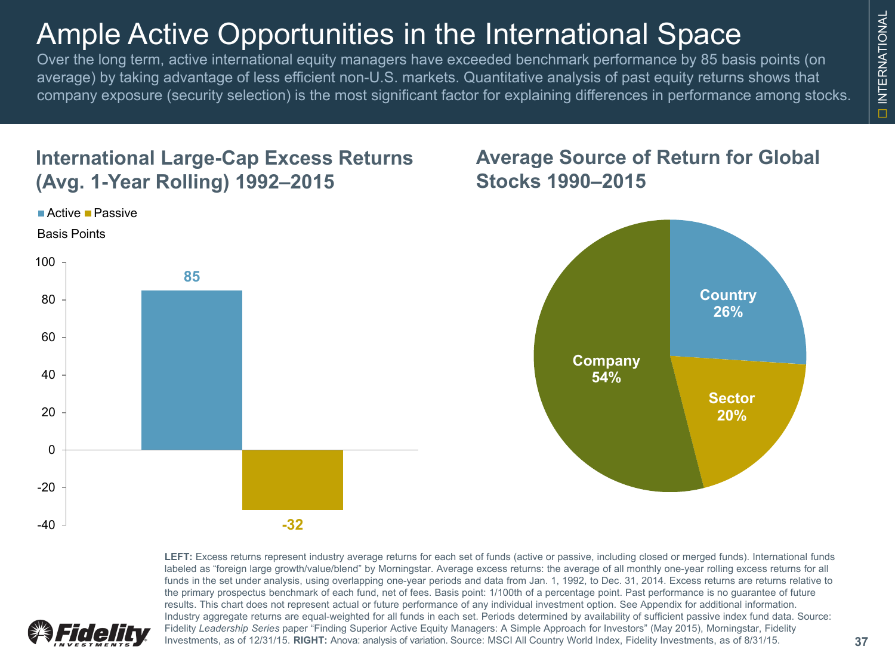# Ample Active Opportunities in the International Space

Over the long term, active international equity managers have exceeded benchmark performance by 85 basis points (on average) by taking advantage of less efficient non-U.S. markets. Quantitative analysis of past equity returns shows that company exposure (security selection) is the most significant factor for explaining differences in performance among stocks.

## International Large-Cap Excess Returns (Avg. 1-Year Rolling) 1992–2015

Basis Points

| | Basis Points |
|---|---|
| Active | 85 |
| Passive | -32 |

## Average Source of Return for Global Stocks 1990–2015

| Source | % |
|---|---|
| Company | 54% |
| Country | 26% |
| Sector | 20% |

**LEFT:** Excess returns represent industry average returns for each set of funds (active or passive, including closed or merged funds). International funds labeled as "foreign large growth/value/blend" by Morningstar. Average excess returns: the average of all monthly one-year rolling excess returns for all funds in the set under analysis, using overlapping one-year periods and data from Jan. 1, 1992, to Dec. 31, 2014. Excess returns are returns relative to the primary prospectus benchmark of each fund, net of fees. Basis point: 1/100th of a percentage point. Past performance is no guarantee of future results. This chart does not represent actual or future performance of any individual investment option. See Appendix for additional information. Industry aggregate returns are equal-weighted for all funds in each set. Periods determined by availability of sufficient passive index fund data. Source: Fidelity *Leadership Series* paper "Finding Superior Active Equity Managers: A Simple Approach for Investors" (May 2015), Morningstar, Fidelity Investments, as of 12/31/15. **RIGHT:** Anova: analysis of variation. Source: MSCI All Country World Index, Fidelity Investments, as of 8/31/15.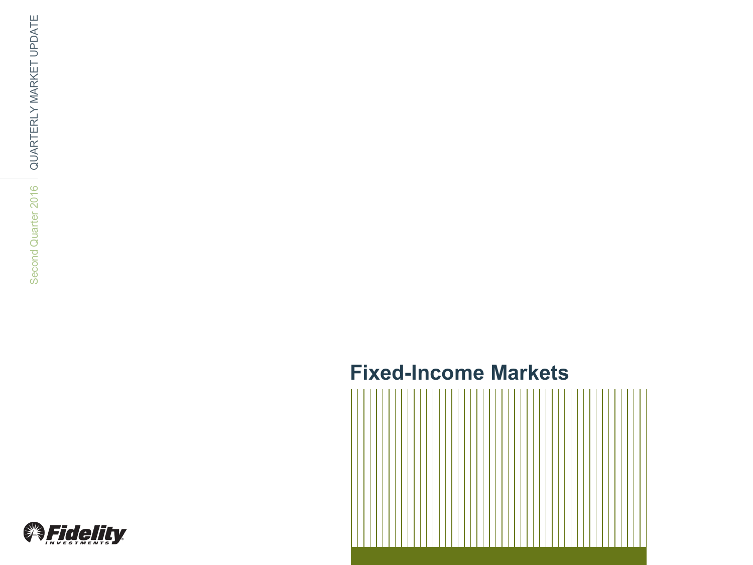QUARTERLY MARKET UPDATE

Second Quarter 2016

# Fixed-Income Markets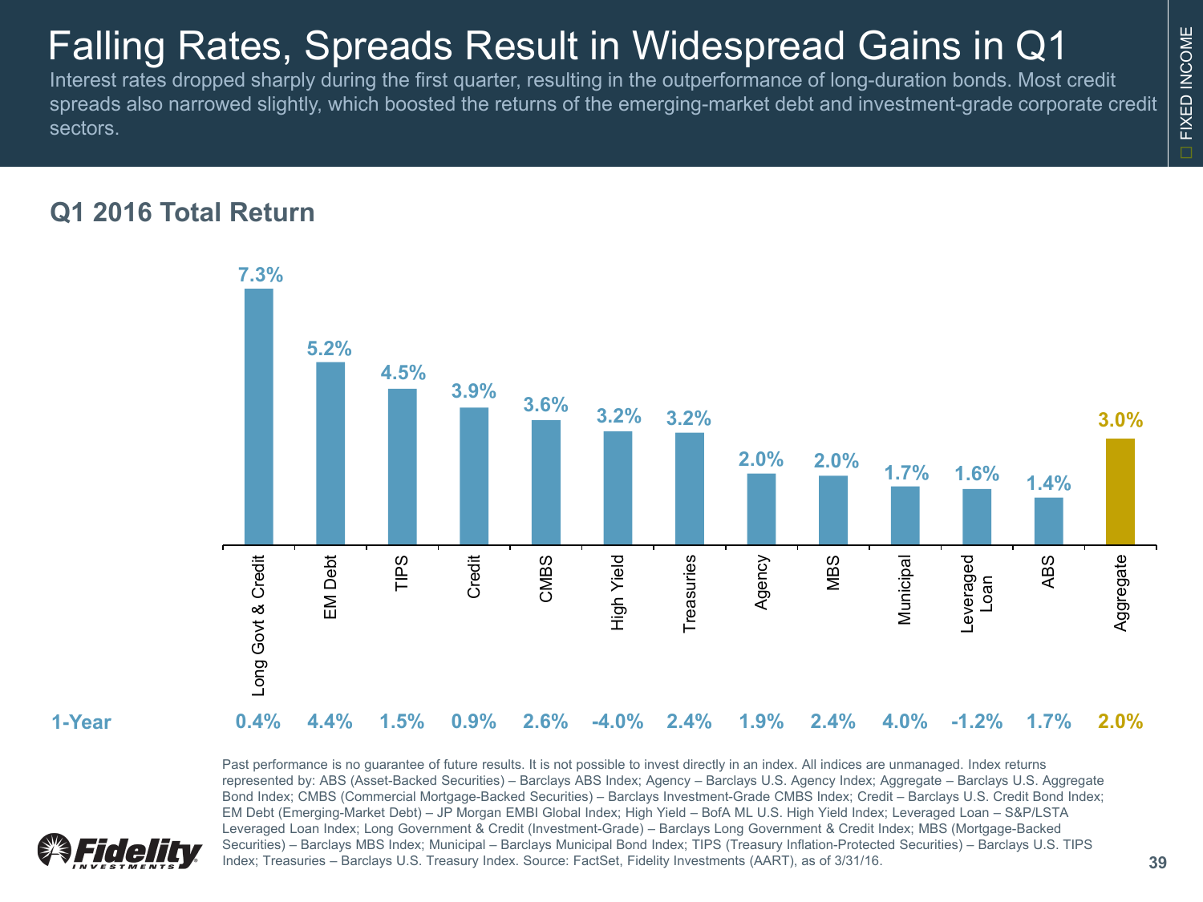# Falling Rates, Spreads Result in Widespread Gains in Q1

Interest rates dropped sharply during the first quarter, resulting in the outperformance of long-duration bonds. Most credit spreads also narrowed slightly, which boosted the returns of the emerging-market debt and investment-grade corporate credit sectors.

FIXED INCOME

## Q1 2016 Total Return

| | Long Govt & Credit | EM Debt | TIPS | Credit | CMBS | High Yield | Treasuries | Agency | MBS | Municipal | Leveraged Loan | ABS | Aggregate |
|---|---|---|---|---|---|---|---|---|---|---|---|---|---|
| Q1 2016 | 7.3% | 5.2% | 4.5% | 3.9% | 3.6% | 3.2% | 3.2% | 2.0% | 2.0% | 1.7% | 1.6% | 1.4% | 3.0% |
| 1-Year | 0.4% | 4.4% | 1.5% | 0.9% | 2.6% | -4.0% | 2.4% | 1.9% | 2.4% | 4.0% | -1.2% | 1.7% | 2.0% |

Past performance is no guarantee of future results. It is not possible to invest directly in an index. All indices are unmanaged. Index returns represented by: ABS (Asset-Backed Securities) – Barclays ABS Index; Agency – Barclays U.S. Agency Index; Aggregate – Barclays U.S. Aggregate Bond Index; CMBS (Commercial Mortgage-Backed Securities) – Barclays Investment-Grade CMBS Index; Credit – Barclays U.S. Credit Bond Index; EM Debt (Emerging-Market Debt) – JP Morgan EMBI Global Index; High Yield – BofA ML U.S. High Yield Index; Leveraged Loan – S&P/LSTA Leveraged Loan Index; Long Government & Credit (Investment-Grade) – Barclays Long Government & Credit Index; MBS (Mortgage-Backed Securities) – Barclays MBS Index; Municipal – Barclays Municipal Bond Index; TIPS (Treasury Inflation-Protected Securities) – Barclays U.S. TIPS Index; Treasuries – Barclays U.S. Treasury Index. Source: FactSet, Fidelity Investments (AART), as of 3/31/16.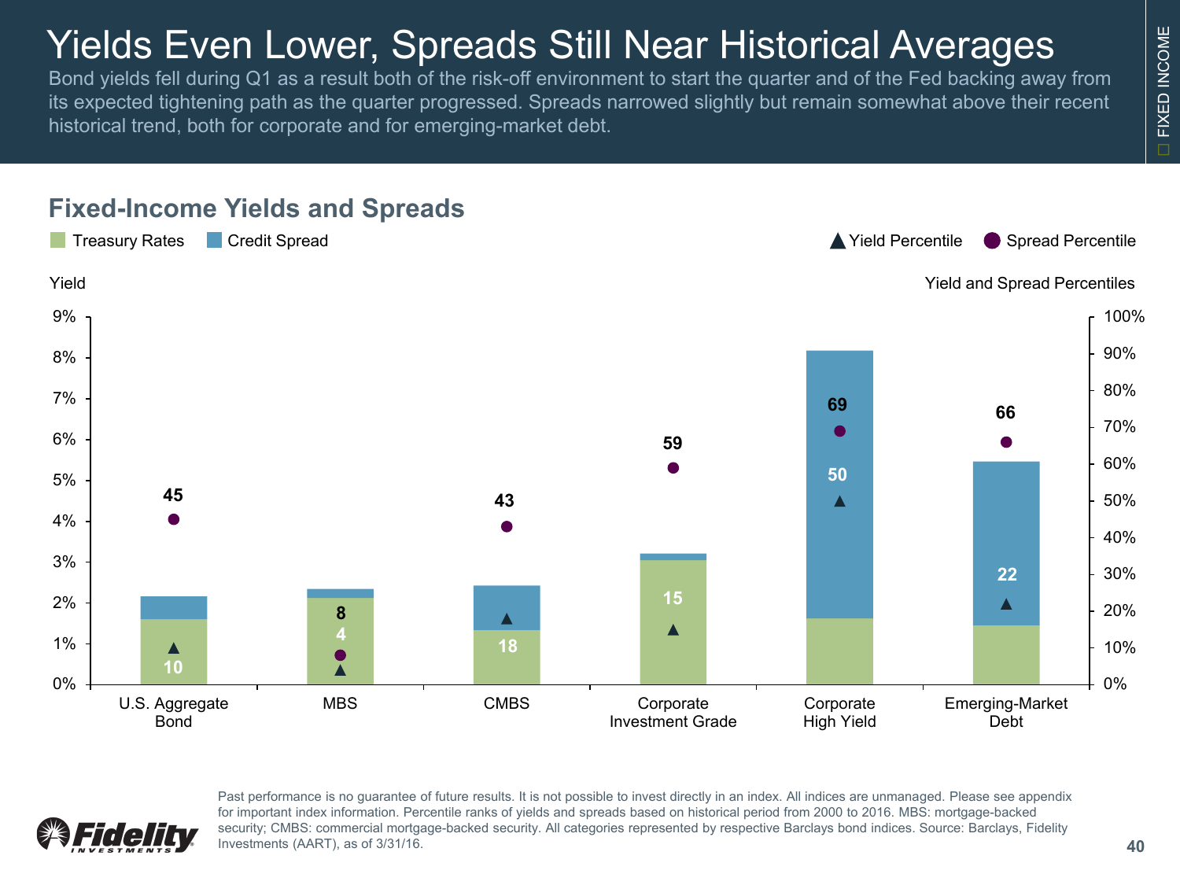# Yields Even Lower, Spreads Still Near Historical Averages

Bond yields fell during Q1 as a result both of the risk-off environment to start the quarter and of the Fed backing away from its expected tightening path as the quarter progressed. Spreads narrowed slightly but remain somewhat above their recent historical trend, both for corporate and for emerging-market debt.

## Fixed-Income Yields and Spreads

| | U.S. Aggregate Bond | MBS | CMBS | Corporate Investment Grade | Corporate High Yield | Emerging-Market Debt |
|---|---|---|---|---|---|---|
| Yield Percentile | 10 | 4 | 18 | 15 | 50 | 22 |
| Spread Percentile | 45 | 8 | 43 | 59 | 69 | 66 |

Past performance is no guarantee of future results. It is not possible to invest directly in an index. All indices are unmanaged. Please see appendix for important index information. Percentile ranks of yields and spreads based on historical period from 2000 to 2016. MBS: mortgage-backed security; CMBS: commercial mortgage-backed security. All categories represented by respective Barclays bond indices. Source: Barclays, Fidelity Investments (AART), as of 3/31/16.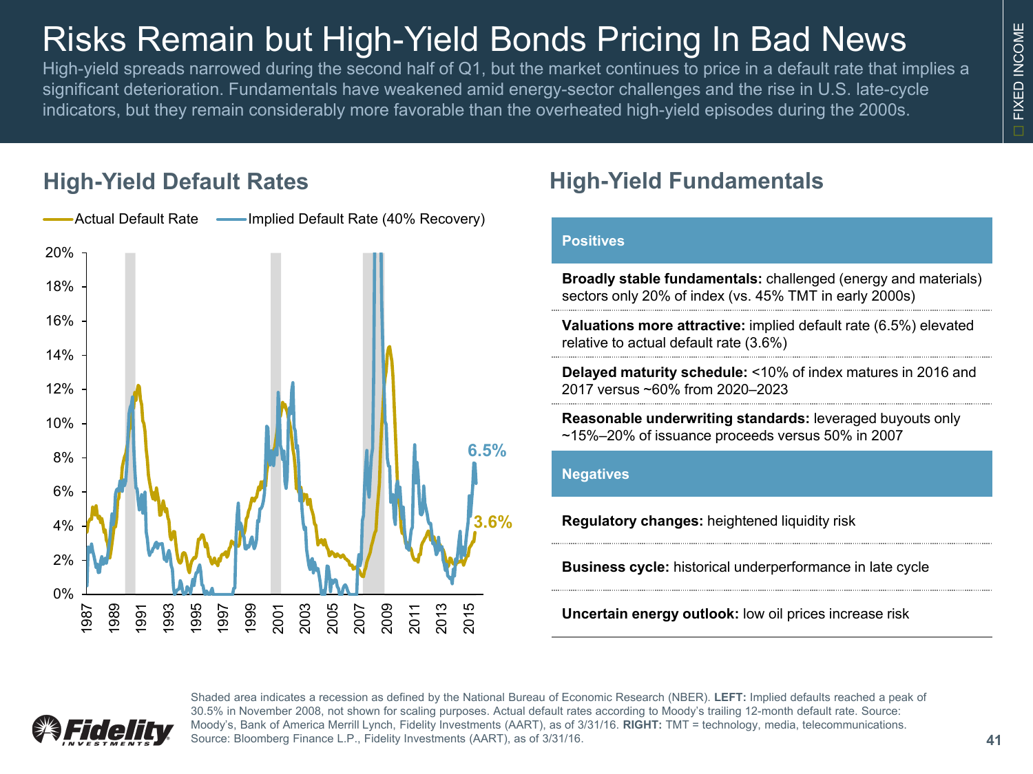# Risks Remain but High-Yield Bonds Pricing In Bad News

High-yield spreads narrowed during the second half of Q1, but the market continues to price in a default rate that implies a significant deterioration. Fundamentals have weakened amid energy-sector challenges and the rise in U.S. late-cycle indicators, but they remain considerably more favorable than the overheated high-yield episodes during the 2000s.

## High-Yield Default Rates

Actual Default Rate — Implied Default Rate (40% Recovery)

6.5%

3.6%

## High-Yield Fundamentals

| Positives |
|---|
| **Broadly stable fundamentals:** challenged (energy and materials) sectors only 20% of index (vs. 45% TMT in early 2000s) |
| **Valuations more attractive:** implied default rate (6.5%) elevated relative to actual default rate (3.6%) |
| **Delayed maturity schedule:** <10% of index matures in 2016 and 2017 versus ~60% from 2020–2023 |
| **Reasonable underwriting standards:** leveraged buyouts only ~15%–20% of issuance proceeds versus 50% in 2007 |

| Negatives |
|---|
| **Regulatory changes:** heightened liquidity risk |
| **Business cycle:** historical underperformance in late cycle |
| **Uncertain energy outlook:** low oil prices increase risk |

Shaded area indicates a recession as defined by the National Bureau of Economic Research (NBER). **LEFT:** Implied defaults reached a peak of 30.5% in November 2008, not shown for scaling purposes. Actual default rates according to Moody's trailing 12-month default rate. Source: Moody's, Bank of America Merrill Lynch, Fidelity Investments (AART), as of 3/31/16. **RIGHT:** TMT = technology, media, telecommunications. Source: Bloomberg Finance L.P., Fidelity Investments (AART), as of 3/31/16.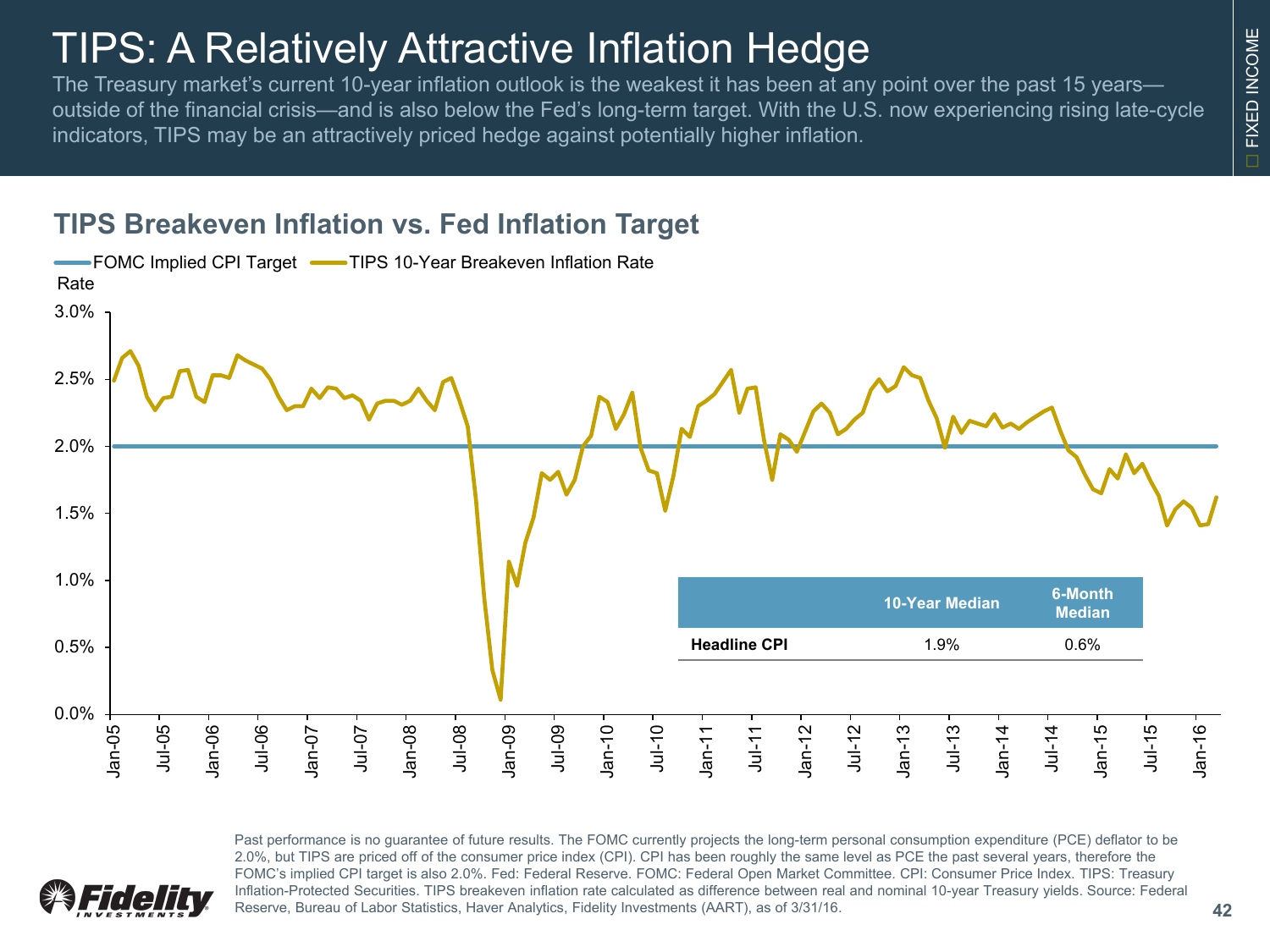# TIPS: A Relatively Attractive Inflation Hedge

The Treasury market's current 10-year inflation outlook is the weakest it has been at any point over the past 15 years—outside of the financial crisis—and is also below the Fed's long-term target. With the U.S. now experiencing rising late-cycle indicators, TIPS may be an attractively priced hedge against potentially higher inflation.

## TIPS Breakeven Inflation vs. Fed Inflation Target

FOMC Implied CPI Target — TIPS 10-Year Breakeven Inflation Rate

| | 10-Year Median | 6-Month Median |
|---|---|---|
| **Headline CPI** | 1.9% | 0.6% |

Past performance is no guarantee of future results. The FOMC currently projects the long-term personal consumption expenditure (PCE) deflator to be 2.0%, but TIPS are priced off of the consumer price index (CPI). CPI has been roughly the same level as PCE the past several years, therefore the FOMC's implied CPI target is also 2.0%. Fed: Federal Reserve. FOMC: Federal Open Market Committee. CPI: Consumer Price Index. TIPS: Treasury Inflation-Protected Securities. TIPS breakeven inflation rate calculated as difference between real and nominal 10-year Treasury yields. Source: Federal Reserve, Bureau of Labor Statistics, Haver Analytics, Fidelity Investments (AART), as of 3/31/16.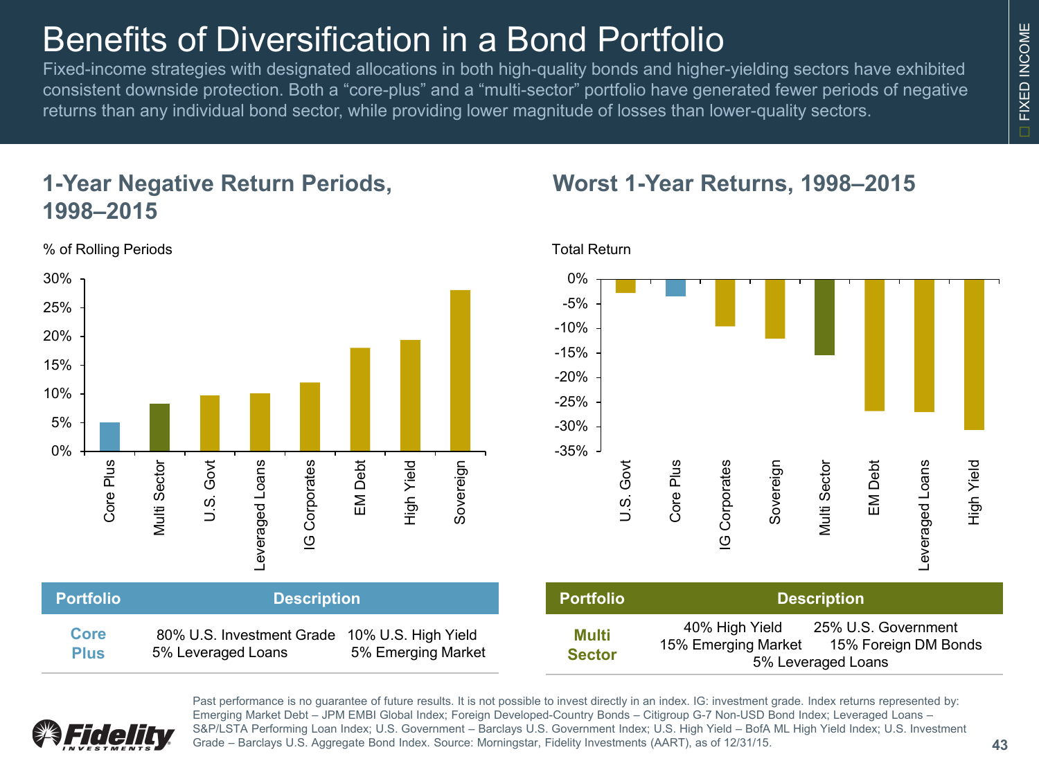# Benefits of Diversification in a Bond Portfolio

Fixed-income strategies with designated allocations in both high-quality bonds and higher-yielding sectors have exhibited consistent downside protection. Both a "core-plus" and a "multi-sector" portfolio have generated fewer periods of negative returns than any individual bond sector, while providing lower magnitude of losses than lower-quality sectors.

## 1-Year Negative Return Periods, 1998–2015

% of Rolling Periods

Core Plus, Multi Sector, U.S. Govt, Leveraged Loans, IG Corporates, EM Debt, High Yield, Sovereign

| Portfolio | Description |
|---|---|
| Core Plus | 80% U.S. Investment Grade, 10% U.S. High Yield, 5% Leveraged Loans, 5% Emerging Market |

## Worst 1-Year Returns, 1998–2015

Total Return

U.S. Govt, Core Plus, IG Corporates, Sovereign, Multi Sector, EM Debt, Leveraged Loans, High Yield

| Portfolio | Description |
|---|---|
| Multi Sector | 40% High Yield, 25% U.S. Government, 15% Emerging Market, 15% Foreign DM Bonds, 5% Leveraged Loans |

Past performance is no guarantee of future results. It is not possible to invest directly in an index. IG: investment grade. Index returns represented by: Emerging Market Debt – JPM EMBI Global Index; Foreign Developed-Country Bonds – Citigroup G-7 Non-USD Bond Index; Leveraged Loans – S&P/LSTA Performing Loan Index; U.S. Government – Barclays U.S. Government Index; U.S. High Yield – BofA ML High Yield Index; U.S. Investment Grade – Barclays U.S. Aggregate Bond Index. Source: Morningstar, Fidelity Investments (AART), as of 12/31/15.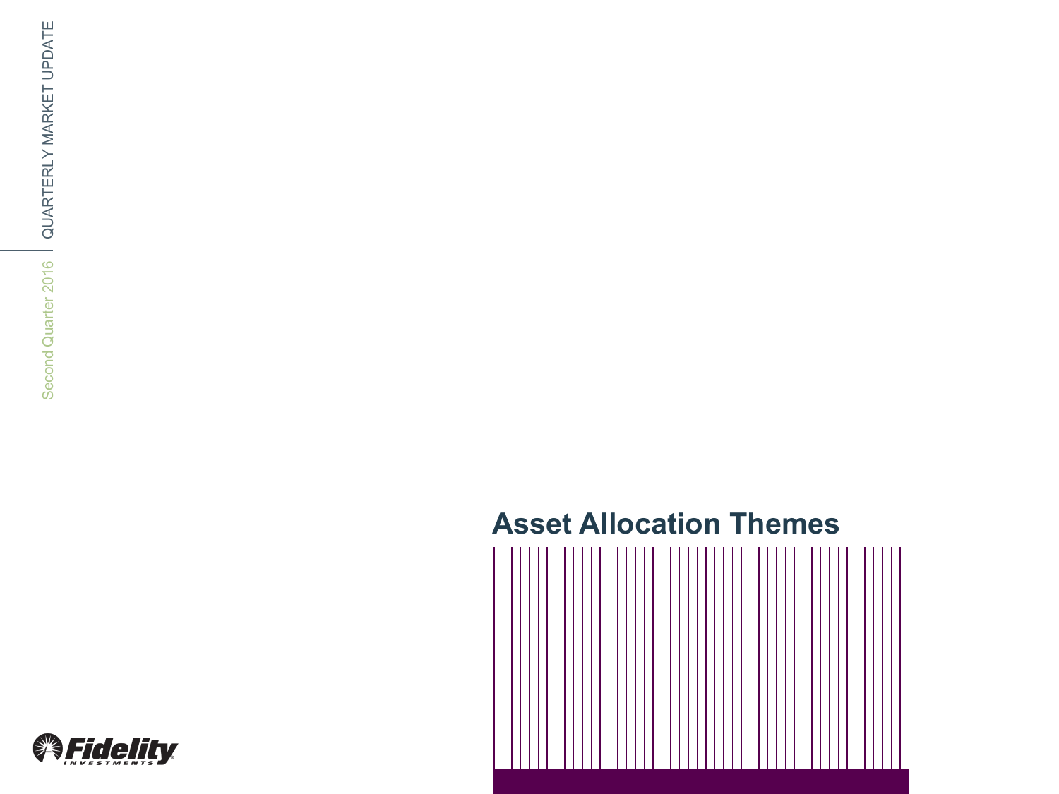# Asset Allocation Themes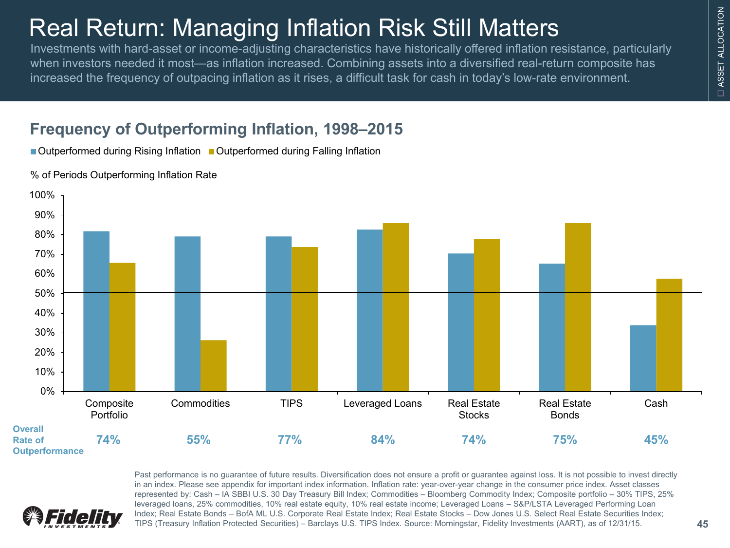# Real Return: Managing Inflation Risk Still Matters

Investments with hard-asset or income-adjusting characteristics have historically offered inflation resistance, particularly when investors needed it most—as inflation increased. Combining assets into a diversified real-return composite has increased the frequency of outpacing inflation as it rises, a difficult task for cash in today's low-rate environment.

## Frequency of Outperforming Inflation, 1998–2015

■ Outperformed during Rising Inflation ■ Outperformed during Falling Inflation

% of Periods Outperforming Inflation Rate

| | Composite Portfolio | Commodities | TIPS | Leveraged Loans | Real Estate Stocks | Real Estate Bonds | Cash |
|---|---|---|---|---|---|---|---|
| **Overall Rate of Outperformance** | **74%** | **55%** | **77%** | **84%** | **74%** | **75%** | **45%** |

Past performance is no guarantee of future results. Diversification does not ensure a profit or guarantee against loss. It is not possible to invest directly in an index. Please see appendix for important index information. Inflation rate: year-over-year change in the consumer price index. Asset classes represented by: Cash – IA SBBI U.S. 30 Day Treasury Bill Index; Commodities – Bloomberg Commodity Index; Composite portfolio – 30% TIPS, 25% leveraged loans, 25% commodities, 10% real estate equity, 10% real estate income; Leveraged Loans – S&P/LSTA Leveraged Performing Loan Index; Real Estate Bonds – BofA ML U.S. Corporate Real Estate Index; Real Estate Stocks – Dow Jones U.S. Select Real Estate Securities Index; TIPS (Treasury Inflation Protected Securities) – Barclays U.S. TIPS Index. Source: Morningstar, Fidelity Investments (AART), as of 12/31/15.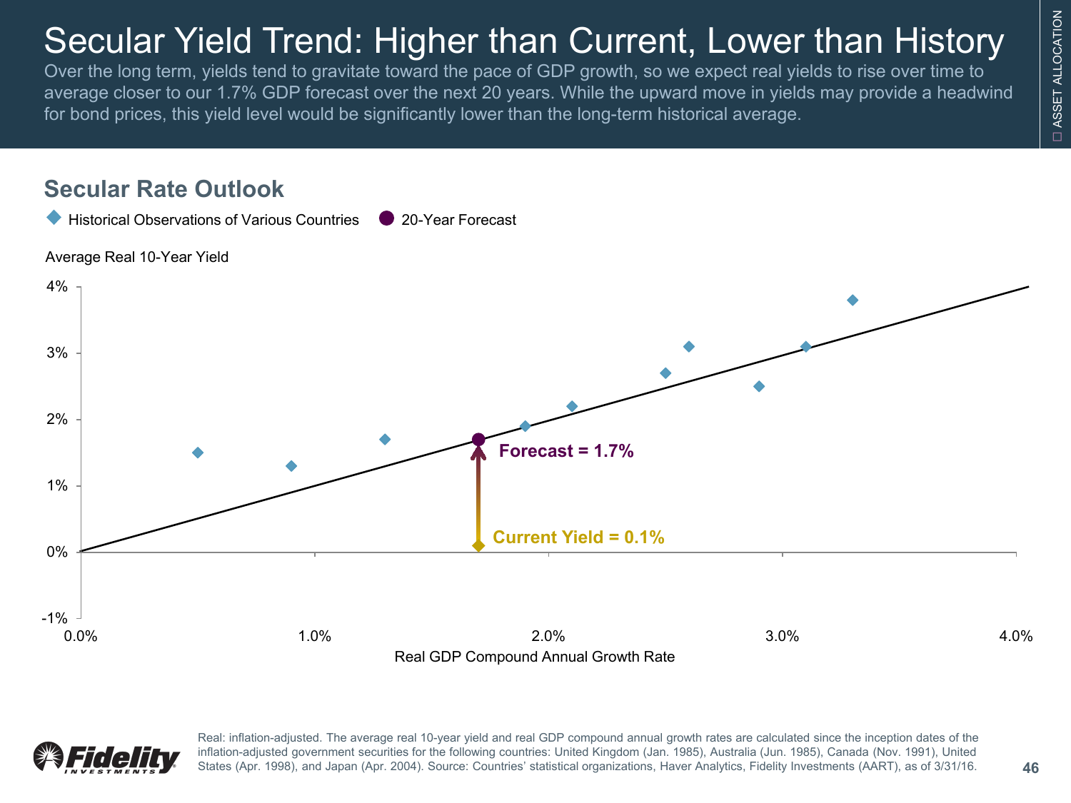# Secular Yield Trend: Higher than Current, Lower than History

Over the long term, yields tend to gravitate toward the pace of GDP growth, so we expect real yields to rise over time to average closer to our 1.7% GDP forecast over the next 20 years. While the upward move in yields may provide a headwind for bond prices, this yield level would be significantly lower than the long-term historical average.

## Secular Rate Outlook

◆ Historical Observations of Various Countries ● 20-Year Forecast

Average Real 10-Year Yield

Forecast = 1.7%

Current Yield = 0.1%

Real GDP Compound Annual Growth Rate

Real: inflation-adjusted. The average real 10-year yield and real GDP compound annual growth rates are calculated since the inception dates of the inflation-adjusted government securities for the following countries: United Kingdom (Jan. 1985), Australia (Jun. 1985), Canada (Nov. 1991), United States (Apr. 1998), and Japan (Apr. 2004). Source: Countries' statistical organizations, Haver Analytics, Fidelity Investments (AART), as of 3/31/16.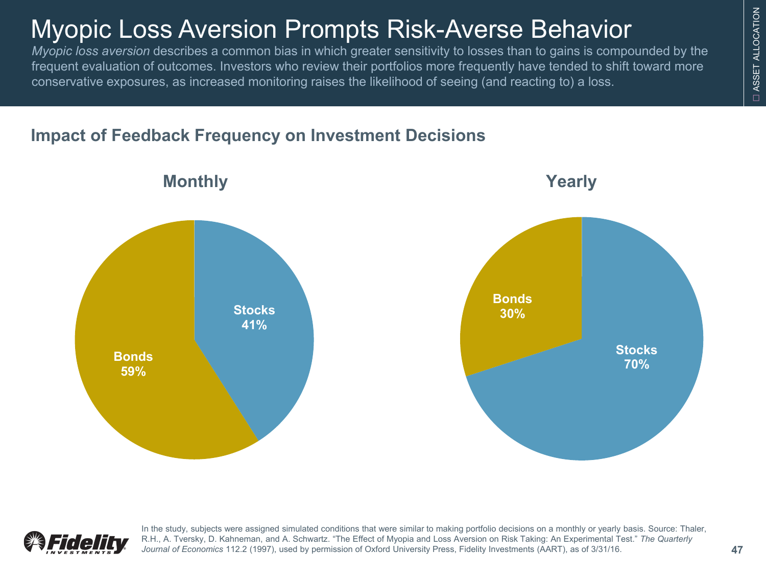# Myopic Loss Aversion Prompts Risk-Averse Behavior

*Myopic loss aversion* describes a common bias in which greater sensitivity to losses than to gains is compounded by the frequent evaluation of outcomes. Investors who review their portfolios more frequently have tended to shift toward more conservative exposures, as increased monitoring raises the likelihood of seeing (and reacting to) a loss.

## Impact of Feedback Frequency on Investment Decisions

### Monthly

- Stocks 41%
- Bonds 59%

### Yearly

- Bonds 30%
- Stocks 70%

In the study, subjects were assigned simulated conditions that were similar to making portfolio decisions on a monthly or yearly basis. Source: Thaler, R.H., A. Tversky, D. Kahneman, and A. Schwartz. "The Effect of Myopia and Loss Aversion on Risk Taking: An Experimental Test." *The Quarterly Journal of Economics* 112.2 (1997), used by permission of Oxford University Press, Fidelity Investments (AART), as of 3/31/16.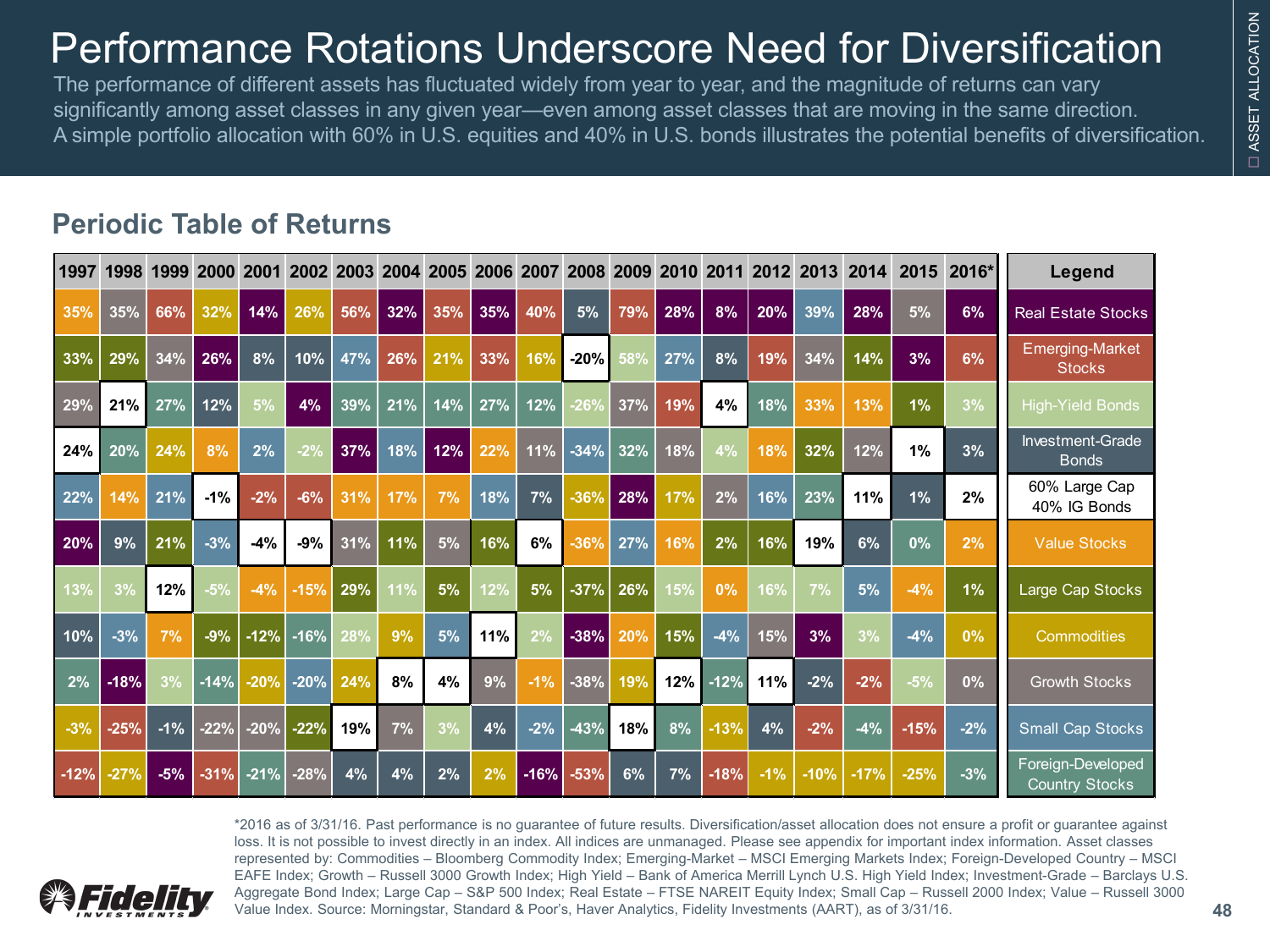# Performance Rotations Underscore Need for Diversification

The performance of different assets has fluctuated widely from year to year, and the magnitude of returns can vary significantly among asset classes in any given year—even among asset classes that are moving in the same direction. A simple portfolio allocation with 60% in U.S. equities and 40% in U.S. bonds illustrates the potential benefits of diversification.

## Periodic Table of Returns

| 1997 | 1998 | 1999 | 2000 | 2001 | 2002 | 2003 | 2004 | 2005 | 2006 | 2007 | 2008 | 2009 | 2010 | 2011 | 2012 | 2013 | 2014 | 2015 | 2016* |
|---|---|---|---|---|---|---|---|---|---|---|---|---|---|---|---|---|---|---|---|
| 35% | 35% | 66% | 32% | 14% | 26% | 56% | 32% | 35% | 35% | 40% | 5% | 79% | 28% | 8% | 20% | 39% | 28% | 5% | 6% |
| 33% | 29% | 34% | 26% | 8% | 10% | 47% | 26% | 21% | 33% | 16% | -20% | 58% | 27% | 8% | 19% | 34% | 14% | 3% | 6% |
| 29% | 21% | 27% | 12% | 5% | 4% | 39% | 21% | 14% | 27% | 12% | -26% | 37% | 19% | 4% | 18% | 33% | 13% | 1% | 3% |
| 24% | 20% | 24% | 8% | 2% | -2% | 37% | 18% | 12% | 22% | 11% | -34% | 32% | 18% | 4% | 18% | 32% | 12% | 1% | 3% |
| 22% | 14% | 21% | -1% | -2% | -6% | 31% | 17% | 7% | 18% | 7% | -36% | 28% | 17% | 2% | 16% | 23% | 11% | 1% | 2% |
| 20% | 9% | 21% | -3% | -4% | -9% | 31% | 11% | 5% | 16% | 6% | -36% | 27% | 16% | 2% | 16% | 19% | 6% | 0% | 2% |
| 13% | 3% | 12% | -5% | -4% | -15% | 29% | 11% | 5% | 12% | 5% | -37% | 26% | 15% | 0% | 16% | 7% | 5% | -4% | 1% |
| 10% | -3% | 7% | -9% | -12% | -16% | 28% | 9% | 5% | 11% | 2% | -38% | 20% | 15% | -4% | 15% | 3% | 3% | -4% | 0% |
| 2% | -18% | 3% | -14% | -20% | -20% | 24% | 8% | 4% | 9% | -1% | -38% | 19% | 12% | -12% | 11% | -2% | -2% | -5% | 0% |
| -3% | -25% | -1% | -22% | -20% | -22% | 19% | 7% | 3% | 4% | -2% | -43% | 18% | 8% | -13% | 4% | -2% | -4% | -15% | -2% |
| -12% | -27% | -5% | -31% | -21% | -28% | 4% | 4% | 2% | 2% | -16% | -53% | 6% | 7% | -18% | -1% | -10% | -17% | -25% | -3% |

**Legend**

- Real Estate Stocks
- Emerging-Market Stocks
- High-Yield Bonds
- Investment-Grade Bonds
- 60% Large Cap 40% IG Bonds
- Value Stocks
- Large Cap Stocks
- Commodities
- Growth Stocks
- Small Cap Stocks
- Foreign-Developed Country Stocks

*2016 as of 3/31/16. Past performance is no guarantee of future results. Diversification/asset allocation does not ensure a profit or guarantee against loss. It is not possible to invest directly in an index. All indices are unmanaged. Please see appendix for important index information. Asset classes represented by: Commodities – Bloomberg Commodity Index; Emerging-Market – MSCI Emerging Markets Index; Foreign-Developed Country – MSCI EAFE Index; Growth – Russell 3000 Growth Index; High Yield – Bank of America Merrill Lynch U.S. High Yield Index; Investment-Grade – Barclays U.S. Aggregate Bond Index; Large Cap – S&P 500 Index; Real Estate – FTSE NAREIT Equity Index; Small Cap – Russell 2000 Index; Value – Russell 3000 Value Index. Source: Morningstar, Standard & Poor's, Haver Analytics, Fidelity Investments (AART), as of 3/31/16.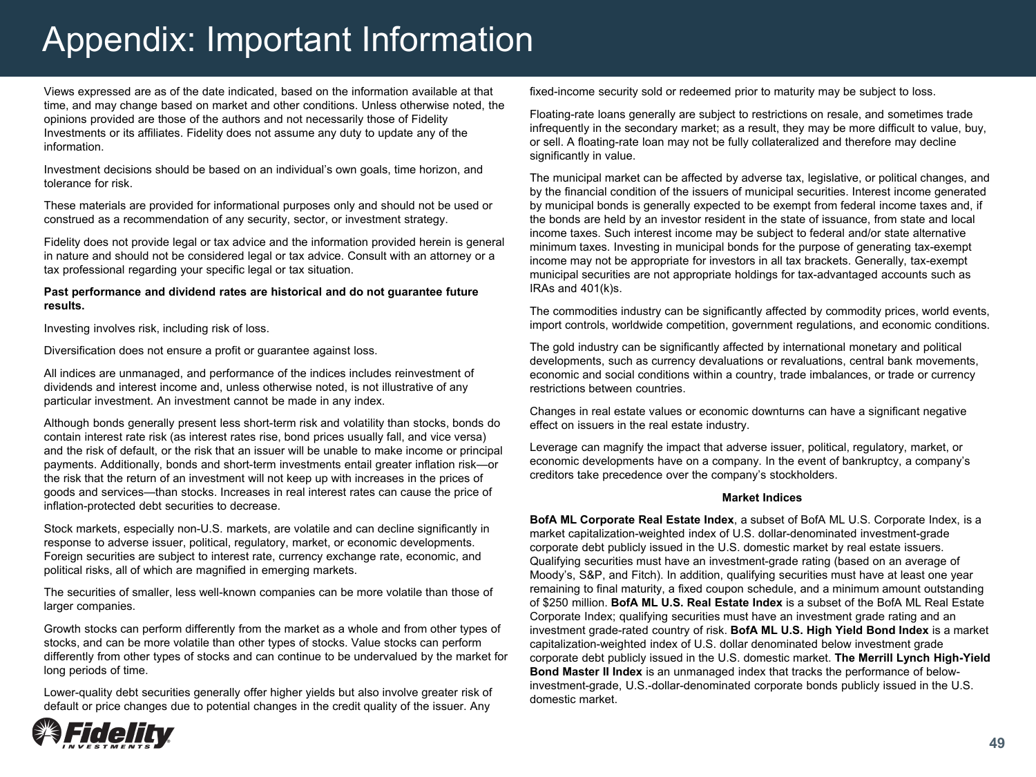# Appendix: Important Information

Views expressed are as of the date indicated, based on the information available at that time, and may change based on market and other conditions. Unless otherwise noted, the opinions provided are those of the authors and not necessarily those of Fidelity Investments or its affiliates. Fidelity does not assume any duty to update any of the information.

Investment decisions should be based on an individual's own goals, time horizon, and tolerance for risk.

These materials are provided for informational purposes only and should not be used or construed as a recommendation of any security, sector, or investment strategy.

Fidelity does not provide legal or tax advice and the information provided herein is general in nature and should not be considered legal or tax advice. Consult with an attorney or a tax professional regarding your specific legal or tax situation.

**Past performance and dividend rates are historical and do not guarantee future results.**

Investing involves risk, including risk of loss.

Diversification does not ensure a profit or guarantee against loss.

All indices are unmanaged, and performance of the indices includes reinvestment of dividends and interest income and, unless otherwise noted, is not illustrative of any particular investment. An investment cannot be made in any index.

Although bonds generally present less short-term risk and volatility than stocks, bonds do contain interest rate risk (as interest rates rise, bond prices usually fall, and vice versa) and the risk of default, or the risk that an issuer will be unable to make income or principal payments. Additionally, bonds and short-term investments entail greater inflation risk—or the risk that the return of an investment will not keep up with increases in the prices of goods and services—than stocks. Increases in real interest rates can cause the price of inflation-protected debt securities to decrease.

Stock markets, especially non-U.S. markets, are volatile and can decline significantly in response to adverse issuer, political, regulatory, market, or economic developments. Foreign securities are subject to interest rate, currency exchange rate, economic, and political risks, all of which are magnified in emerging markets.

The securities of smaller, less well-known companies can be more volatile than those of larger companies.

Growth stocks can perform differently from the market as a whole and from other types of stocks, and can be more volatile than other types of stocks. Value stocks can perform differently from other types of stocks and can continue to be undervalued by the market for long periods of time.

Lower-quality debt securities generally offer higher yields but also involve greater risk of default or price changes due to potential changes in the credit quality of the issuer. Any fixed-income security sold or redeemed prior to maturity may be subject to loss.

Floating-rate loans generally are subject to restrictions on resale, and sometimes trade infrequently in the secondary market; as a result, they may be more difficult to value, buy, or sell. A floating-rate loan may not be fully collateralized and therefore may decline significantly in value.

The municipal market can be affected by adverse tax, legislative, or political changes, and by the financial condition of the issuers of municipal securities. Interest income generated by municipal bonds is generally expected to be exempt from federal income taxes and, if the bonds are held by an investor resident in the state of issuance, from state and local income taxes. Such interest income may be subject to federal and/or state alternative minimum taxes. Investing in municipal bonds for the purpose of generating tax-exempt income may not be appropriate for investors in all tax brackets. Generally, tax-exempt municipal securities are not appropriate holdings for tax-advantaged accounts such as IRAs and 401(k)s.

The commodities industry can be significantly affected by commodity prices, world events, import controls, worldwide competition, government regulations, and economic conditions.

The gold industry can be significantly affected by international monetary and political developments, such as currency devaluations or revaluations, central bank movements, economic and social conditions within a country, trade imbalances, or trade or currency restrictions between countries.

Changes in real estate values or economic downturns can have a significant negative effect on issuers in the real estate industry.

Leverage can magnify the impact that adverse issuer, political, regulatory, market, or economic developments have on a company. In the event of bankruptcy, a company's creditors take precedence over the company's stockholders.

## Market Indices

**BofA ML Corporate Real Estate Index**, a subset of BofA ML U.S. Corporate Index, is a market capitalization-weighted index of U.S. dollar-denominated investment-grade corporate debt publicly issued in the U.S. domestic market by real estate issuers. Qualifying securities must have an investment-grade rating (based on an average of Moody's, S&P, and Fitch). In addition, qualifying securities must have at least one year remaining to final maturity, a fixed coupon schedule, and a minimum amount outstanding of $250 million. **BofA ML U.S. Real Estate Index** is a subset of the BofA ML Real Estate Corporate Index; qualifying securities must have an investment grade rating and an investment grade-rated country of risk. **BofA ML U.S. High Yield Bond Index** is a market capitalization-weighted index of U.S. dollar denominated below investment grade corporate debt publicly issued in the U.S. domestic market. **The Merrill Lynch High-Yield Bond Master II Index** is an unmanaged index that tracks the performance of below-investment-grade, U.S.-dollar-denominated corporate bonds publicly issued in the U.S. domestic market.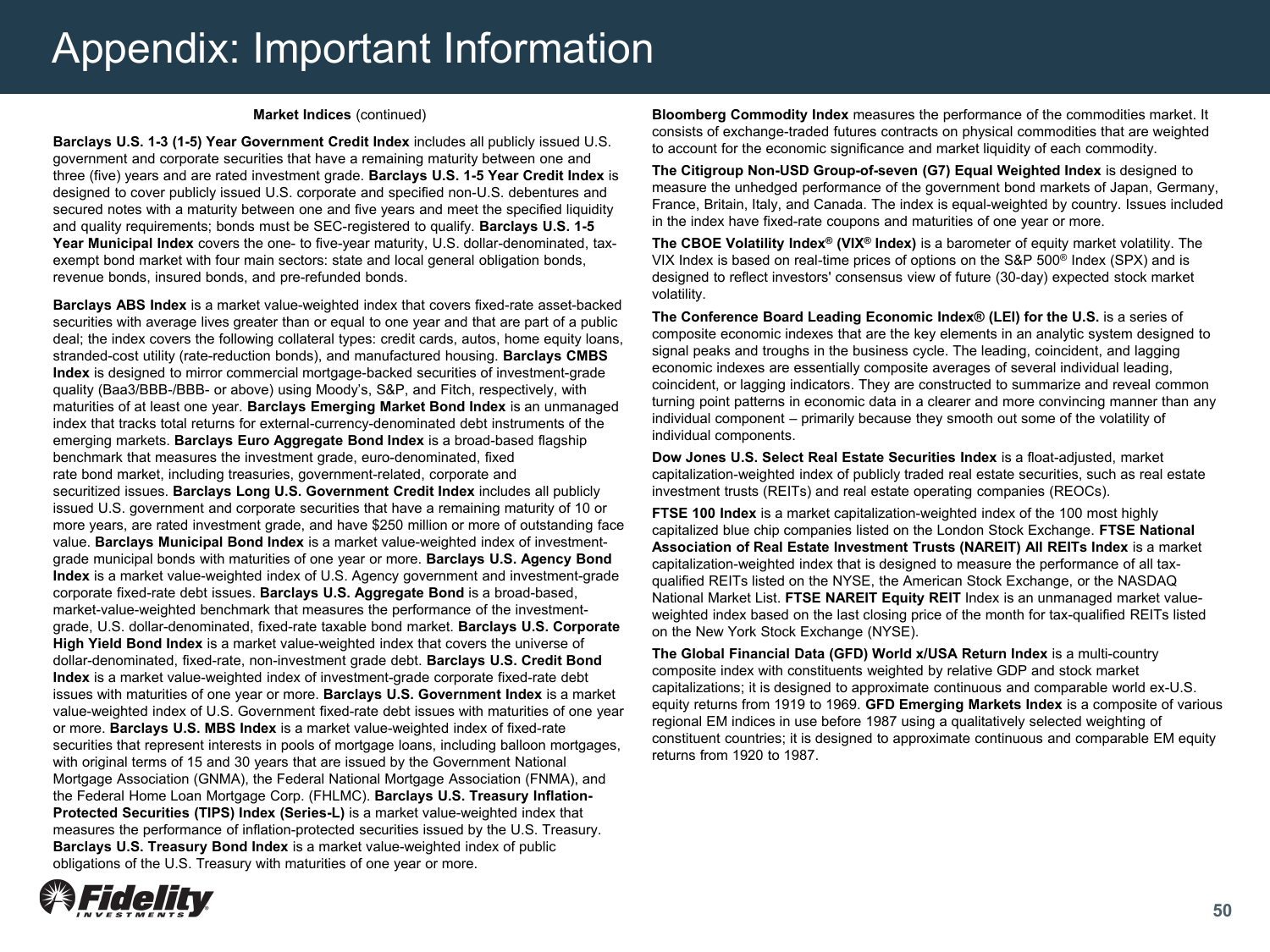# Appendix: Important Information

**Market Indices** (continued)

**Barclays U.S. 1-3 (1-5) Year Government Credit Index** includes all publicly issued U.S. government and corporate securities that have a remaining maturity between one and three (five) years and are rated investment grade. **Barclays U.S. 1-5 Year Credit Index** is designed to cover publicly issued U.S. corporate and specified non-U.S. debentures and secured notes with a maturity between one and five years and meet the specified liquidity and quality requirements; bonds must be SEC-registered to qualify. **Barclays U.S. 1-5 Year Municipal Index** covers the one- to five-year maturity, U.S. dollar-denominated, tax-exempt bond market with four main sectors: state and local general obligation bonds, revenue bonds, insured bonds, and pre-refunded bonds.

**Barclays ABS Index** is a market value-weighted index that covers fixed-rate asset-backed securities with average lives greater than or equal to one year and that are part of a public deal; the index covers the following collateral types: credit cards, autos, home equity loans, stranded-cost utility (rate-reduction bonds), and manufactured housing. **Barclays CMBS Index** is designed to mirror commercial mortgage-backed securities of investment-grade quality (Baa3/BBB-/BBB- or above) using Moody's, S&P, and Fitch, respectively, with maturities of at least one year. **Barclays Emerging Market Bond Index** is an unmanaged index that tracks total returns for external-currency-denominated debt instruments of the emerging markets. **Barclays Euro Aggregate Bond Index** is a broad-based flagship benchmark that measures the investment grade, euro-denominated, fixed rate bond market, including treasuries, government-related, corporate and securitized issues. **Barclays Long U.S. Government Credit Index** includes all publicly issued U.S. government and corporate securities that have a remaining maturity of 10 or more years, are rated investment grade, and have $250 million or more of outstanding face value. **Barclays Municipal Bond Index** is a market value-weighted index of investment-grade municipal bonds with maturities of one year or more. **Barclays U.S. Agency Bond Index** is a market value-weighted index of U.S. Agency government and investment-grade corporate fixed-rate debt issues. **Barclays U.S. Aggregate Bond** is a broad-based, market-value-weighted benchmark that measures the performance of the investment-grade, U.S. dollar-denominated, fixed-rate taxable bond market. **Barclays U.S. Corporate High Yield Bond Index** is a market value-weighted index that covers the universe of dollar-denominated, fixed-rate, non-investment grade debt. **Barclays U.S. Credit Bond Index** is a market value-weighted index of investment-grade corporate fixed-rate debt issues with maturities of one year or more. **Barclays U.S. Government Index** is a market value-weighted index of U.S. Government fixed-rate debt issues with maturities of one year or more. **Barclays U.S. MBS Index** is a market value-weighted index of fixed-rate securities that represent interests in pools of mortgage loans, including balloon mortgages, with original terms of 15 and 30 years that are issued by the Government National Mortgage Association (GNMA), the Federal National Mortgage Association (FNMA), and the Federal Home Loan Mortgage Corp. (FHLMC). **Barclays U.S. Treasury Inflation-Protected Securities (TIPS) Index (Series-L)** is a market value-weighted index that measures the performance of inflation-protected securities issued by the U.S. Treasury. **Barclays U.S. Treasury Bond Index** is a market value-weighted index of public obligations of the U.S. Treasury with maturities of one year or more.

**Bloomberg Commodity Index** measures the performance of the commodities market. It consists of exchange-traded futures contracts on physical commodities that are weighted to account for the economic significance and market liquidity of each commodity.

**The Citigroup Non-USD Group-of-seven (G7) Equal Weighted Index** is designed to measure the unhedged performance of the government bond markets of Japan, Germany, France, Britain, Italy, and Canada. The index is equal-weighted by country. Issues included in the index have fixed-rate coupons and maturities of one year or more.

**The CBOE Volatility Index® (VIX® Index)** is a barometer of equity market volatility. The VIX Index is based on real-time prices of options on the S&P 500® Index (SPX) and is designed to reflect investors' consensus view of future (30-day) expected stock market volatility.

**The Conference Board Leading Economic Index® (LEI) for the U.S.** is a series of composite economic indexes that are the key elements in an analytic system designed to signal peaks and troughs in the business cycle. The leading, coincident, and lagging economic indexes are essentially composite averages of several individual leading, coincident, or lagging indicators. They are constructed to summarize and reveal common turning point patterns in economic data in a clearer and more convincing manner than any individual component – primarily because they smooth out some of the volatility of individual components.

**Dow Jones U.S. Select Real Estate Securities Index** is a float-adjusted, market capitalization-weighted index of publicly traded real estate securities, such as real estate investment trusts (REITs) and real estate operating companies (REOCs).

**FTSE 100 Index** is a market capitalization-weighted index of the 100 most highly capitalized blue chip companies listed on the London Stock Exchange. **FTSE National Association of Real Estate Investment Trusts (NAREIT) All REITs Index** is a market capitalization-weighted index that is designed to measure the performance of all tax-qualified REITs listed on the NYSE, the American Stock Exchange, or the NASDAQ National Market List. **FTSE NAREIT Equity REIT** Index is an unmanaged market value-weighted index based on the last closing price of the month for tax-qualified REITs listed on the New York Stock Exchange (NYSE).

**The Global Financial Data (GFD) World x/USA Return Index** is a multi-country composite index with constituents weighted by relative GDP and stock market capitalizations; it is designed to approximate continuous and comparable world ex-U.S. equity returns from 1919 to 1969. **GFD Emerging Markets Index** is a composite of various regional EM indices in use before 1987 using a qualitatively selected weighting of constituent countries; it is designed to approximate continuous and comparable EM equity returns from 1920 to 1987.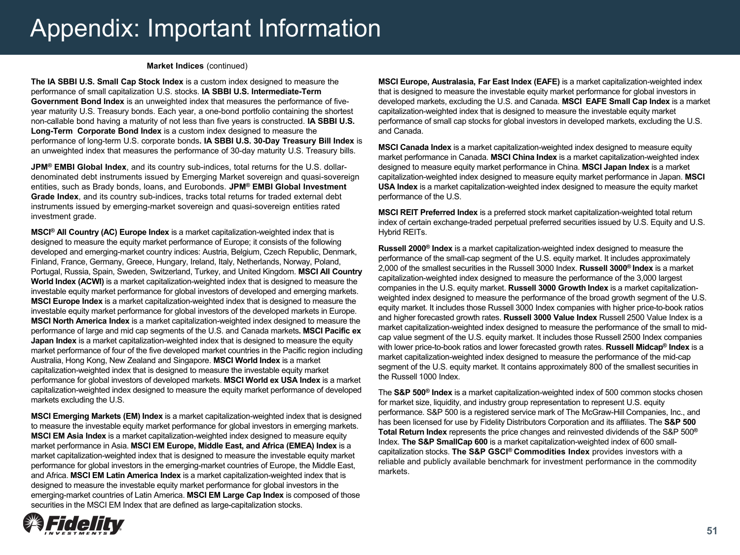# Appendix: Important Information

**Market Indices** (continued)

**The IA SBBI U.S. Small Cap Stock Index** is a custom index designed to measure the performance of small capitalization U.S. stocks. **IA SBBI U.S. Intermediate-Term Government Bond Index** is an unweighted index that measures the performance of five-year maturity U.S. Treasury bonds. Each year, a one-bond portfolio containing the shortest non-callable bond having a maturity of not less than five years is constructed. **IA SBBI U.S. Long-Term Corporate Bond Index** is a custom index designed to measure the performance of long-term U.S. corporate bonds. **IA SBBI U.S. 30-Day Treasury Bill Index** is an unweighted index that measures the performance of 30-day maturity U.S. Treasury bills.

**JPM® EMBI Global Index**, and its country sub-indices, total returns for the U.S. dollar-denominated debt instruments issued by Emerging Market sovereign and quasi-sovereign entities, such as Brady bonds, loans, and Eurobonds. **JPM® EMBI Global Investment Grade Index**, and its country sub-indices, tracks total returns for traded external debt instruments issued by emerging-market sovereign and quasi-sovereign entities rated investment grade.

**MSCI® All Country (AC) Europe Index** is a market capitalization-weighted index that is designed to measure the equity market performance of Europe; it consists of the following developed and emerging-market country indices: Austria, Belgium, Czech Republic, Denmark, Finland, France, Germany, Greece, Hungary, Ireland, Italy, Netherlands, Norway, Poland, Portugal, Russia, Spain, Sweden, Switzerland, Turkey, and United Kingdom. **MSCI All Country World Index (ACWI)** is a market capitalization-weighted index that is designed to measure the investable equity market performance for global investors of developed and emerging markets. **MSCI Europe Index** is a market capitalization-weighted index that is designed to measure the investable equity market performance for global investors of the developed markets in Europe. **MSCI North America Index** is a market capitalization-weighted index designed to measure the performance of large and mid cap segments of the U.S. and Canada markets. **MSCI Pacific ex Japan Index** is a market capitalization-weighted index that is designed to measure the equity market performance of four of the five developed market countries in the Pacific region including Australia, Hong Kong, New Zealand and Singapore. **MSCI World Index** is a market capitalization-weighted index that is designed to measure the investable equity market performance for global investors of developed markets. **MSCI World ex USA Index** is a market capitalization-weighted index designed to measure the equity market performance of developed markets excluding the U.S.

**MSCI Emerging Markets (EM) Index** is a market capitalization-weighted index that is designed to measure the investable equity market performance for global investors in emerging markets. **MSCI EM Asia Index** is a market capitalization-weighted index designed to measure equity market performance in Asia. **MSCI EM Europe, Middle East, and Africa (EMEA) Index** is a market capitalization-weighted index that is designed to measure the investable equity market performance for global investors in the emerging-market countries of Europe, the Middle East, and Africa. **MSCI EM Latin America Index** is a market capitalization-weighted index that is designed to measure the investable equity market performance for global investors in the emerging-market countries of Latin America. **MSCI EM Large Cap Index** is composed of those securities in the MSCI EM Index that are defined as large-capitalization stocks.

**MSCI Europe, Australasia, Far East Index (EAFE)** is a market capitalization-weighted index that is designed to measure the investable equity market performance for global investors in developed markets, excluding the U.S. and Canada. **MSCI EAFE Small Cap Index** is a market capitalization-weighted index that is designed to measure the investable equity market performance of small cap stocks for global investors in developed markets, excluding the U.S. and Canada.

**MSCI Canada Index** is a market capitalization-weighted index designed to measure equity market performance in Canada. **MSCI China Index** is a market capitalization-weighted index designed to measure equity market performance in China. **MSCI Japan Index** is a market capitalization-weighted index designed to measure equity market performance in Japan. **MSCI USA Index** is a market capitalization-weighted index designed to measure the equity market performance of the U.S.

**MSCI REIT Preferred Index** is a preferred stock market capitalization-weighted total return index of certain exchange-traded perpetual preferred securities issued by U.S. Equity and U.S. Hybrid REITs.

**Russell 2000® Index** is a market capitalization-weighted index designed to measure the performance of the small-cap segment of the U.S. equity market. It includes approximately 2,000 of the smallest securities in the Russell 3000 Index. **Russell 3000® Index** is a market capitalization-weighted index designed to measure the performance of the 3,000 largest companies in the U.S. equity market. **Russell 3000 Growth Index** is a market capitalization-weighted index designed to measure the performance of the broad growth segment of the U.S. equity market. It includes those Russell 3000 Index companies with higher price-to-book ratios and higher forecasted growth rates. **Russell 3000 Value Index** Russell 2500 Value Index is a market capitalization-weighted index designed to measure the performance of the small to mid-cap value segment of the U.S. equity market. It includes those Russell 2500 Index companies with lower price-to-book ratios and lower forecasted growth rates. **Russell Midcap® Index** is a market capitalization-weighted index designed to measure the performance of the mid-cap segment of the U.S. equity market. It contains approximately 800 of the smallest securities in the Russell 1000 Index.

The **S&P 500® Index** is a market capitalization-weighted index of 500 common stocks chosen for market size, liquidity, and industry group representation to represent U.S. equity performance. S&P 500 is a registered service mark of The McGraw-Hill Companies, Inc., and has been licensed for use by Fidelity Distributors Corporation and its affiliates. The **S&P 500 Total Return Index** represents the price changes and reinvested dividends of the S&P 500® Index. **The S&P SmallCap 600** is a market capitalization-weighted index of 600 small-capitalization stocks. **The S&P GSCI® Commodities Index** provides investors with a reliable and publicly available benchmark for investment performance in the commodity markets.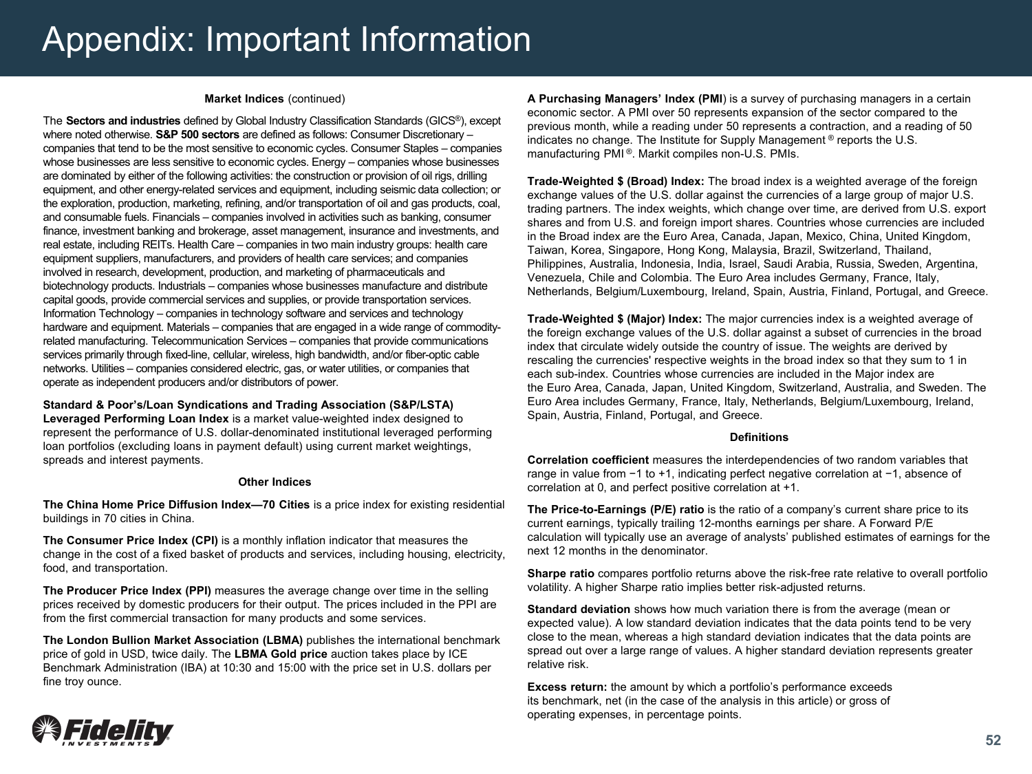# Appendix: Important Information

### Market Indices (continued)

The **Sectors and industries** defined by Global Industry Classification Standards (GICS®), except where noted otherwise. **S&P 500 sectors** are defined as follows: Consumer Discretionary – companies that tend to be the most sensitive to economic cycles. Consumer Staples – companies whose businesses are less sensitive to economic cycles. Energy – companies whose businesses are dominated by either of the following activities: the construction or provision of oil rigs, drilling equipment, and other energy-related services and equipment, including seismic data collection; or the exploration, production, marketing, refining, and/or transportation of oil and gas products, coal, and consumable fuels. Financials – companies involved in activities such as banking, consumer finance, investment banking and brokerage, asset management, insurance and investments, and real estate, including REITs. Health Care – companies in two main industry groups: health care equipment suppliers, manufacturers, and providers of health care services; and companies involved in research, development, production, and marketing of pharmaceuticals and biotechnology products. Industrials – companies whose businesses manufacture and distribute capital goods, provide commercial services and supplies, or provide transportation services. Information Technology – companies in technology software and services and technology hardware and equipment. Materials – companies that are engaged in a wide range of commodity-related manufacturing. Telecommunication Services – companies that provide communications services primarily through fixed-line, cellular, wireless, high bandwidth, and/or fiber-optic cable networks. Utilities – companies considered electric, gas, or water utilities, or companies that operate as independent producers and/or distributors of power.

**Standard & Poor's/Loan Syndications and Trading Association (S&P/LSTA) Leveraged Performing Loan Index** is a market value-weighted index designed to represent the performance of U.S. dollar-denominated institutional leveraged performing loan portfolios (excluding loans in payment default) using current market weightings, spreads and interest payments.

### Other Indices

**The China Home Price Diffusion Index—70 Cities** is a price index for existing residential buildings in 70 cities in China.

**The Consumer Price Index (CPI)** is a monthly inflation indicator that measures the change in the cost of a fixed basket of products and services, including housing, electricity, food, and transportation.

**The Producer Price Index (PPI)** measures the average change over time in the selling prices received by domestic producers for their output. The prices included in the PPI are from the first commercial transaction for many products and some services.

**The London Bullion Market Association (LBMA)** publishes the international benchmark price of gold in USD, twice daily. The **LBMA Gold price** auction takes place by ICE Benchmark Administration (IBA) at 10:30 and 15:00 with the price set in U.S. dollars per fine troy ounce.

**A Purchasing Managers' Index (PMI**) is a survey of purchasing managers in a certain economic sector. A PMI over 50 represents expansion of the sector compared to the previous month, while a reading under 50 represents a contraction, and a reading of 50 indicates no change. The Institute for Supply Management ® reports the U.S. manufacturing PMI ®. Markit compiles non-U.S. PMIs.

**Trade-Weighted $ (Broad) Index:** The broad index is a weighted average of the foreign exchange values of the U.S. dollar against the currencies of a large group of major U.S. trading partners. The index weights, which change over time, are derived from U.S. export shares and from U.S. and foreign import shares. Countries whose currencies are included in the Broad index are the Euro Area, Canada, Japan, Mexico, China, United Kingdom, Taiwan, Korea, Singapore, Hong Kong, Malaysia, Brazil, Switzerland, Thailand, Philippines, Australia, Indonesia, India, Israel, Saudi Arabia, Russia, Sweden, Argentina, Venezuela, Chile and Colombia. The Euro Area includes Germany, France, Italy, Netherlands, Belgium/Luxembourg, Ireland, Spain, Austria, Finland, Portugal, and Greece.

**Trade-Weighted $ (Major) Index:** The major currencies index is a weighted average of the foreign exchange values of the U.S. dollar against a subset of currencies in the broad index that circulate widely outside the country of issue. The weights are derived by rescaling the currencies' respective weights in the broad index so that they sum to 1 in each sub-index. Countries whose currencies are included in the Major index are the Euro Area, Canada, Japan, United Kingdom, Switzerland, Australia, and Sweden. The Euro Area includes Germany, France, Italy, Netherlands, Belgium/Luxembourg, Ireland, Spain, Austria, Finland, Portugal, and Greece.

### Definitions

**Correlation coefficient** measures the interdependencies of two random variables that range in value from −1 to +1, indicating perfect negative correlation at −1, absence of correlation at 0, and perfect positive correlation at +1.

**The Price-to-Earnings (P/E) ratio** is the ratio of a company's current share price to its current earnings, typically trailing 12-months earnings per share. A Forward P/E calculation will typically use an average of analysts' published estimates of earnings for the next 12 months in the denominator.

**Sharpe ratio** compares portfolio returns above the risk-free rate relative to overall portfolio volatility. A higher Sharpe ratio implies better risk-adjusted returns.

**Standard deviation** shows how much variation there is from the average (mean or expected value). A low standard deviation indicates that the data points tend to be very close to the mean, whereas a high standard deviation indicates that the data points are spread out over a large range of values. A higher standard deviation represents greater relative risk.

**Excess return:** the amount by which a portfolio's performance exceeds its benchmark, net (in the case of the analysis in this article) or gross of operating expenses, in percentage points.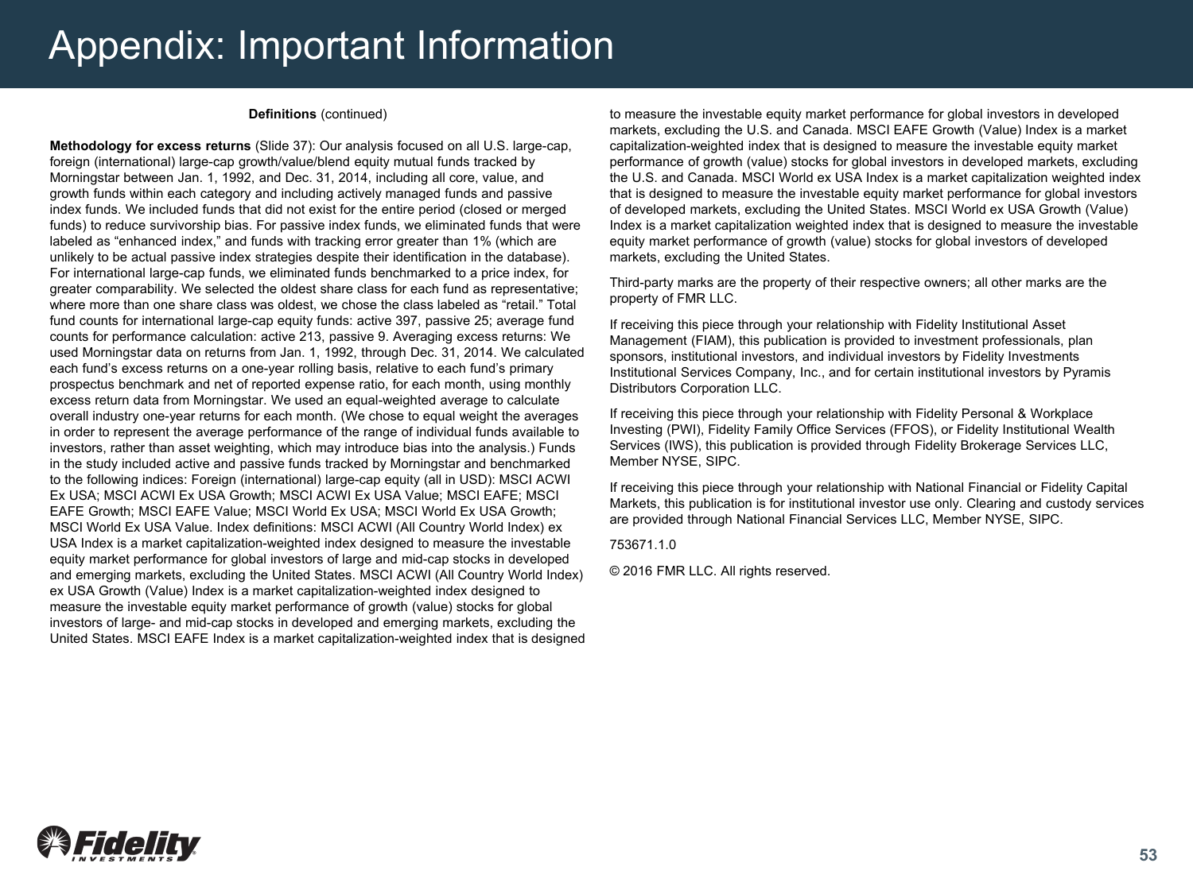# Appendix: Important Information

**Definitions** (continued)

**Methodology for excess returns** (Slide 37): Our analysis focused on all U.S. large-cap, foreign (international) large-cap growth/value/blend equity mutual funds tracked by Morningstar between Jan. 1, 1992, and Dec. 31, 2014, including all core, value, and growth funds within each category and including actively managed funds and passive index funds. We included funds that did not exist for the entire period (closed or merged funds) to reduce survivorship bias. For passive index funds, we eliminated funds that were labeled as "enhanced index," and funds with tracking error greater than 1% (which are unlikely to be actual passive index strategies despite their identification in the database). For international large-cap funds, we eliminated funds benchmarked to a price index, for greater comparability. We selected the oldest share class for each fund as representative; where more than one share class was oldest, we chose the class labeled as "retail." Total fund counts for international large-cap equity funds: active 397, passive 25; average fund counts for performance calculation: active 213, passive 9. Averaging excess returns: We used Morningstar data on returns from Jan. 1, 1992, through Dec. 31, 2014. We calculated each fund's excess returns on a one-year rolling basis, relative to each fund's primary prospectus benchmark and net of reported expense ratio, for each month, using monthly excess return data from Morningstar. We used an equal-weighted average to calculate overall industry one-year returns for each month. (We chose to equal weight the averages in order to represent the average performance of the range of individual funds available to investors, rather than asset weighting, which may introduce bias into the analysis.) Funds in the study included active and passive funds tracked by Morningstar and benchmarked to the following indices: Foreign (international) large-cap equity (all in USD): MSCI ACWI Ex USA; MSCI ACWI Ex USA Growth; MSCI ACWI Ex USA Value; MSCI EAFE; MSCI EAFE Growth; MSCI EAFE Value; MSCI World Ex USA; MSCI World Ex USA Growth; MSCI World Ex USA Value. Index definitions: MSCI ACWI (All Country World Index) ex USA Index is a market capitalization-weighted index designed to measure the investable equity market performance for global investors of large and mid-cap stocks in developed and emerging markets, excluding the United States. MSCI ACWI (All Country World Index) ex USA Growth (Value) Index is a market capitalization-weighted index designed to measure the investable equity market performance of growth (value) stocks for global investors of large- and mid-cap stocks in developed and emerging markets, excluding the United States. MSCI EAFE Index is a market capitalization-weighted index that is designed to measure the investable equity market performance for global investors in developed markets, excluding the U.S. and Canada. MSCI EAFE Growth (Value) Index is a market capitalization-weighted index that is designed to measure the investable equity market performance of growth (value) stocks for global investors in developed markets, excluding the U.S. and Canada. MSCI World ex USA Index is a market capitalization weighted index that is designed to measure the investable equity market performance for global investors of developed markets, excluding the United States. MSCI World ex USA Growth (Value) Index is a market capitalization weighted index that is designed to measure the investable equity market performance of growth (value) stocks for global investors of developed markets, excluding the United States.

Third-party marks are the property of their respective owners; all other marks are the property of FMR LLC.

If receiving this piece through your relationship with Fidelity Institutional Asset Management (FIAM), this publication is provided to investment professionals, plan sponsors, institutional investors, and individual investors by Fidelity Investments Institutional Services Company, Inc., and for certain institutional investors by Pyramis Distributors Corporation LLC.

If receiving this piece through your relationship with Fidelity Personal & Workplace Investing (PWI), Fidelity Family Office Services (FFOS), or Fidelity Institutional Wealth Services (IWS), this publication is provided through Fidelity Brokerage Services LLC, Member NYSE, SIPC.

If receiving this piece through your relationship with National Financial or Fidelity Capital Markets, this publication is for institutional investor use only. Clearing and custody services are provided through National Financial Services LLC, Member NYSE, SIPC.

753671.1.0

© 2016 FMR LLC. All rights reserved.